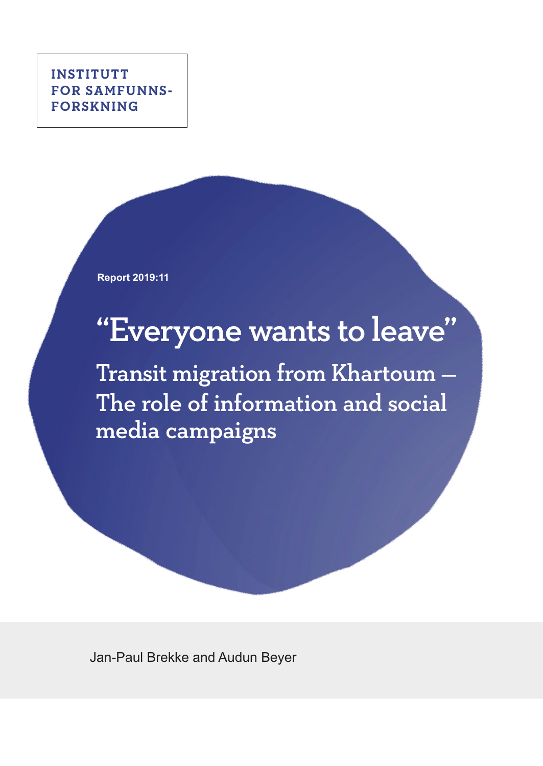INSTITUTT
FOR SAMFUNNS-
FORSKNING

Report 2019:11

# "Everyone wants to leave"

## Transit migration from Khartoum – The role of information and social media campaigns

Jan-Paul Brekke and Audun Beyer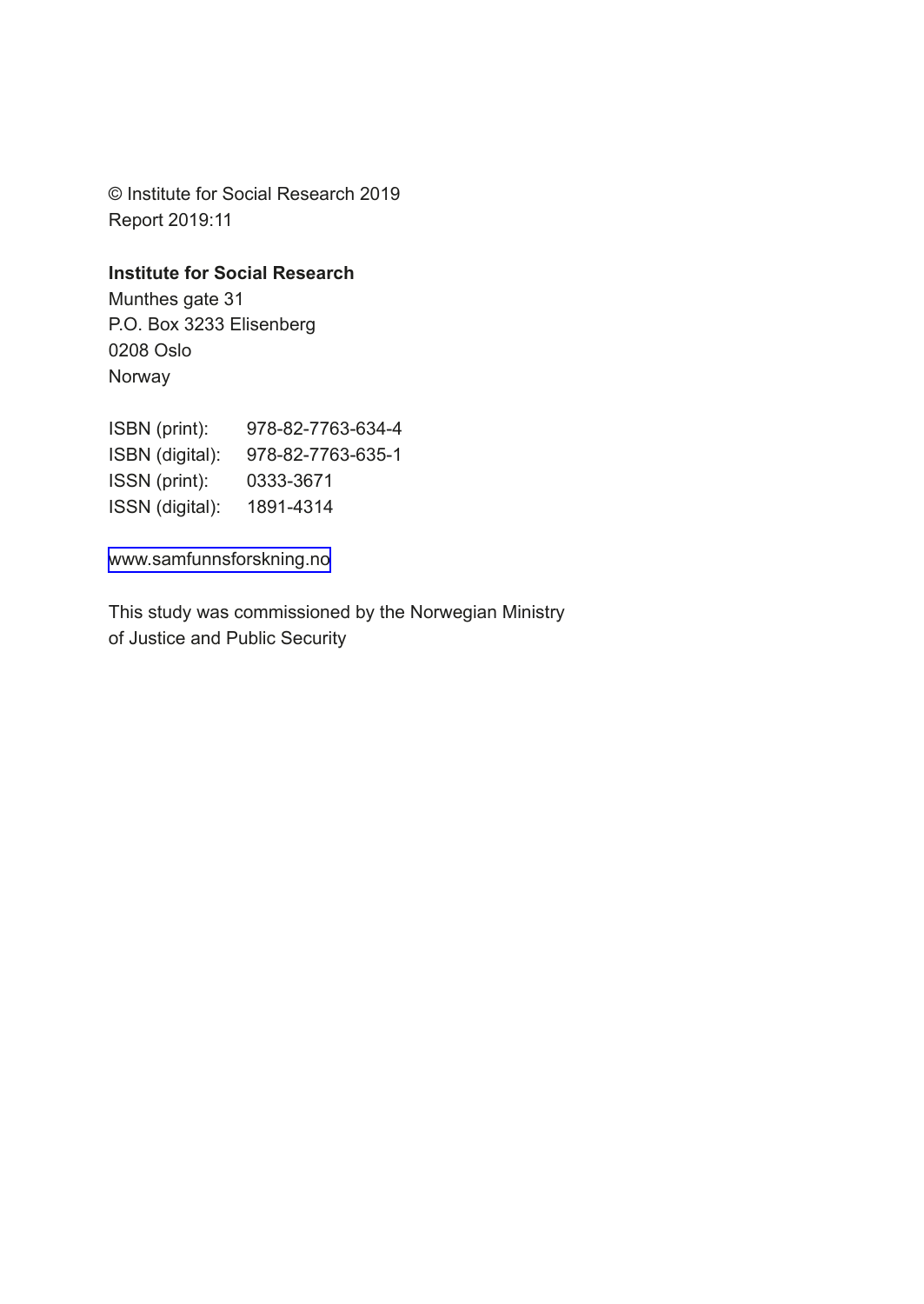© Institute for Social Research 2019
Report 2019:11

**Institute for Social Research**
Munthes gate 31
P.O. Box 3233 Elisenberg
0208 Oslo
Norway

ISBN (print): 978-82-7763-634-4
ISBN (digital): 978-82-7763-635-1
ISSN (print): 0333-3671
ISSN (digital): 1891-4314

www.samfunnsforskning.no

This study was commissioned by the Norwegian Ministry of Justice and Public Security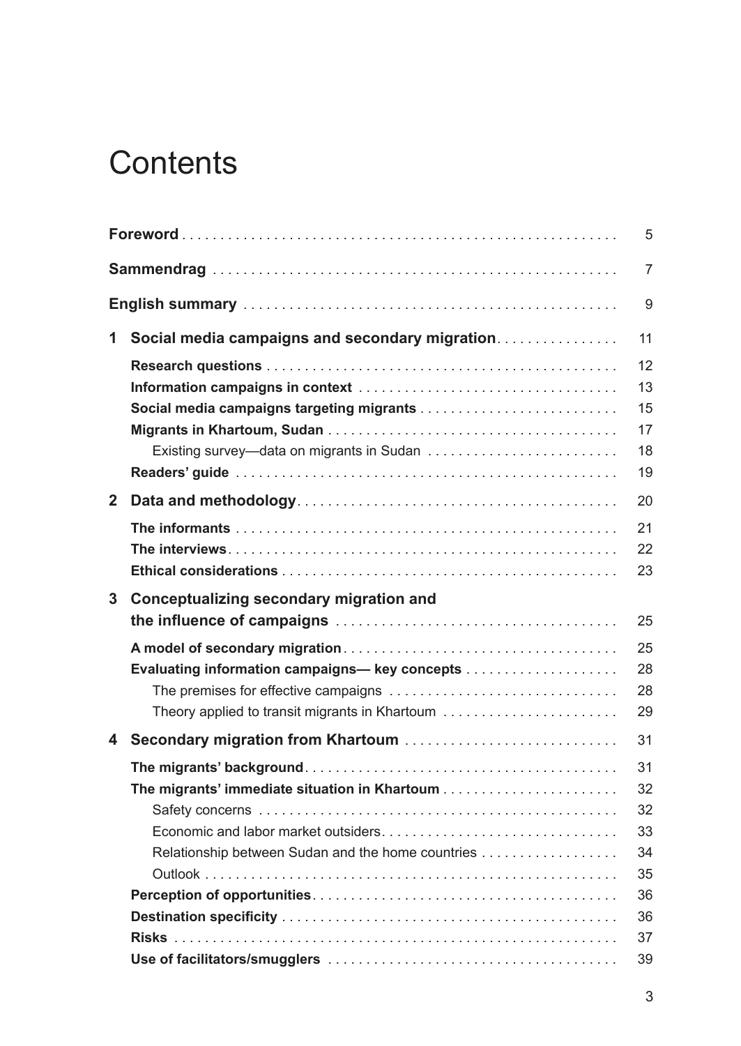# Contents

| | | |
|---|---|---|
| **Foreword** | | 5 |
| **Sammendrag** | | 7 |
| **English summary** | | 9 |
| **1** | **Social media campaigns and secondary migration** | 11 |
| | **Research questions** | 12 |
| | **Information campaigns in context** | 13 |
| | **Social media campaigns targeting migrants** | 15 |
| | **Migrants in Khartoum, Sudan** | 17 |
| | Existing survey—data on migrants in Sudan | 18 |
| | **Readers' guide** | 19 |
| **2** | **Data and methodology** | 20 |
| | **The informants** | 21 |
| | **The interviews** | 22 |
| | **Ethical considerations** | 23 |
| **3** | **Conceptualizing secondary migration and the influence of campaigns** | 25 |
| | **A model of secondary migration** | 25 |
| | **Evaluating information campaigns— key concepts** | 28 |
| | The premises for effective campaigns | 28 |
| | Theory applied to transit migrants in Khartoum | 29 |
| **4** | **Secondary migration from Khartoum** | 31 |
| | **The migrants' background** | 31 |
| | **The migrants' immediate situation in Khartoum** | 32 |
| | Safety concerns | 32 |
| | Economic and labor market outsiders | 33 |
| | Relationship between Sudan and the home countries | 34 |
| | Outlook | 35 |
| | **Perception of opportunities** | 36 |
| | **Destination specificity** | 36 |
| | **Risks** | 37 |
| | **Use of facilitators/smugglers** | 39 |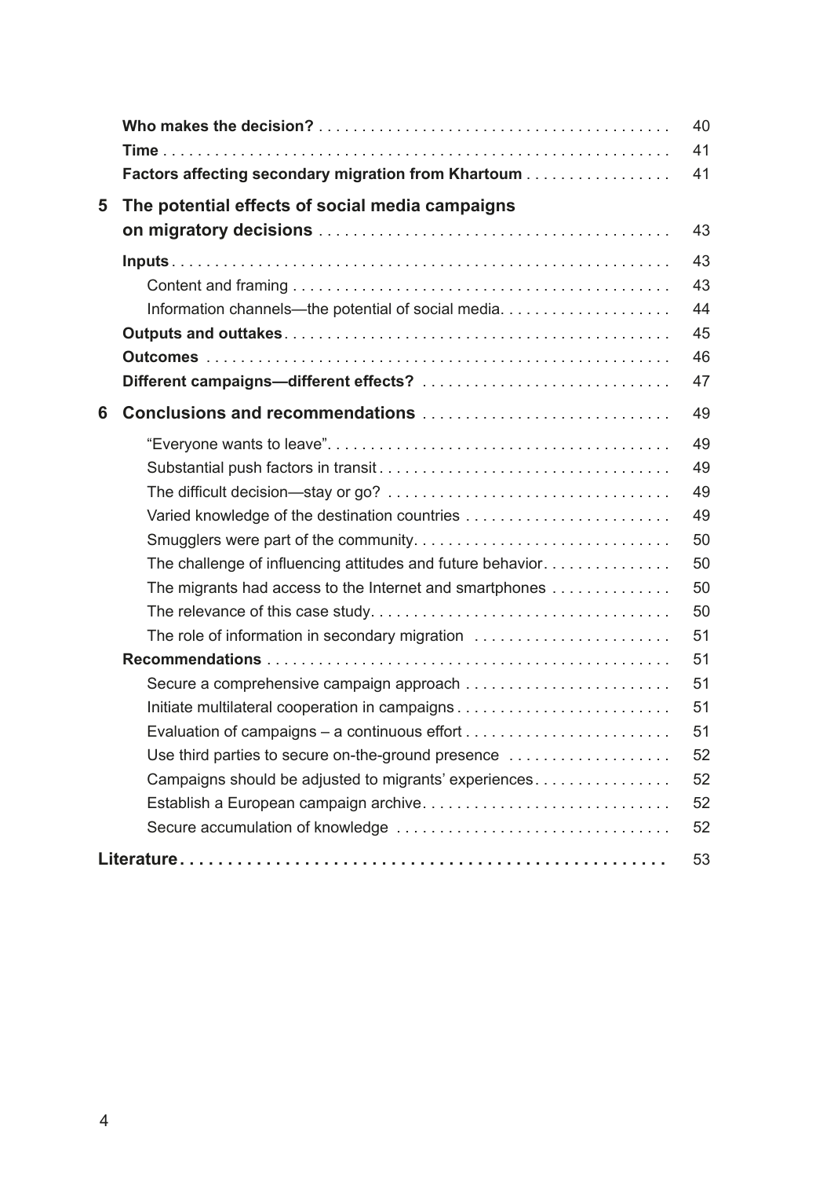| | | |
|---|---|---|
| | **Who makes the decision?** | 40 |
| | **Time** | 41 |
| | **Factors affecting secondary migration from Khartoum** | 41 |
| **5** | **The potential effects of social media campaigns on migratory decisions** | 43 |
| | **Inputs** | 43 |
| | Content and framing | 43 |
| | Information channels—the potential of social media | 44 |
| | **Outputs and outtakes** | 45 |
| | **Outcomes** | 46 |
| | **Different campaigns—different effects?** | 47 |
| **6** | **Conclusions and recommendations** | 49 |
| | "Everyone wants to leave" | 49 |
| | Substantial push factors in transit | 49 |
| | The difficult decision—stay or go? | 49 |
| | Varied knowledge of the destination countries | 49 |
| | Smugglers were part of the community | 50 |
| | The challenge of influencing attitudes and future behavior | 50 |
| | The migrants had access to the Internet and smartphones | 50 |
| | The relevance of this case study | 50 |
| | The role of information in secondary migration | 51 |
| | **Recommendations** | 51 |
| | Secure a comprehensive campaign approach | 51 |
| | Initiate multilateral cooperation in campaigns | 51 |
| | Evaluation of campaigns – a continuous effort | 51 |
| | Use third parties to secure on-the-ground presence | 52 |
| | Campaigns should be adjusted to migrants' experiences | 52 |
| | Establish a European campaign archive | 52 |
| | Secure accumulation of knowledge | 52 |
| **Literature** | | 53 |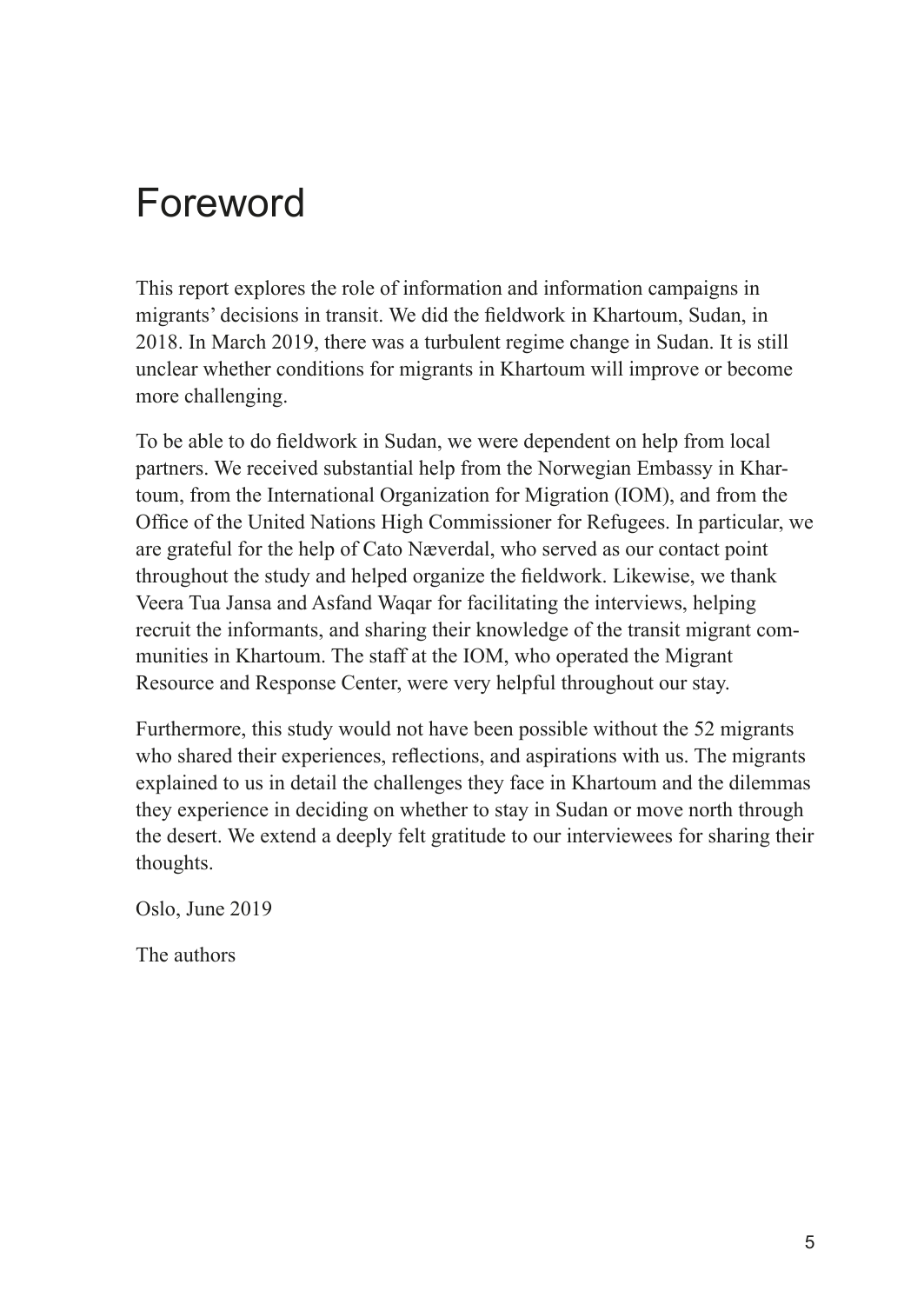# Foreword

This report explores the role of information and information campaigns in migrants' decisions in transit. We did the fieldwork in Khartoum, Sudan, in 2018. In March 2019, there was a turbulent regime change in Sudan. It is still unclear whether conditions for migrants in Khartoum will improve or become more challenging.

To be able to do fieldwork in Sudan, we were dependent on help from local partners. We received substantial help from the Norwegian Embassy in Khartoum, from the International Organization for Migration (IOM), and from the Office of the United Nations High Commissioner for Refugees. In particular, we are grateful for the help of Cato Næverdal, who served as our contact point throughout the study and helped organize the fieldwork. Likewise, we thank Veera Tua Jansa and Asfand Waqar for facilitating the interviews, helping recruit the informants, and sharing their knowledge of the transit migrant communities in Khartoum. The staff at the IOM, who operated the Migrant Resource and Response Center, were very helpful throughout our stay.

Furthermore, this study would not have been possible without the 52 migrants who shared their experiences, reflections, and aspirations with us. The migrants explained to us in detail the challenges they face in Khartoum and the dilemmas they experience in deciding on whether to stay in Sudan or move north through the desert. We extend a deeply felt gratitude to our interviewees for sharing their thoughts.

Oslo, June 2019

The authors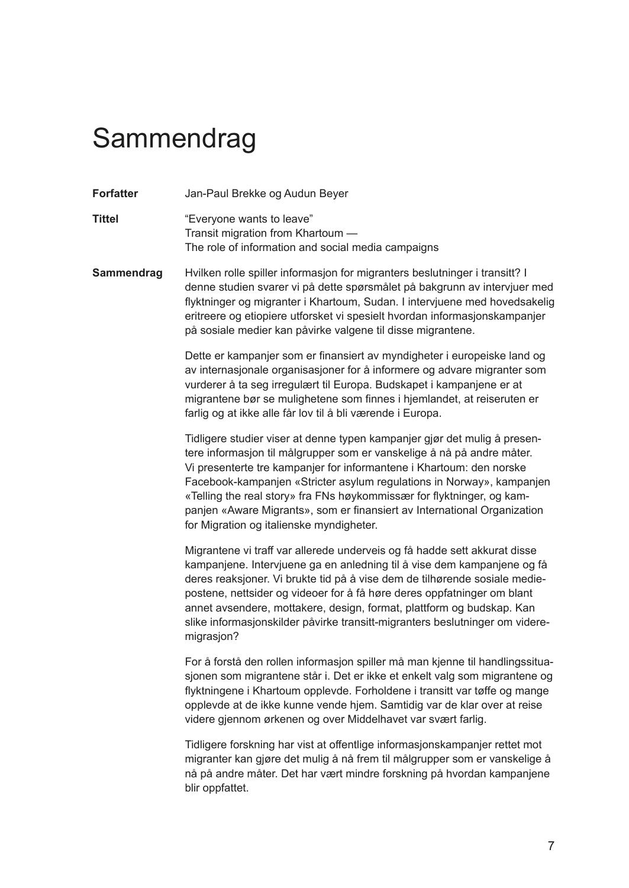# Sammendrag

**Forfatter** Jan-Paul Brekke og Audun Beyer

**Tittel** "Everyone wants to leave"
Transit migration from Khartoum —
The role of information and social media campaigns

**Sammendrag** Hvilken rolle spiller informasjon for migranters beslutninger i transitt? I denne studien svarer vi på dette spørsmålet på bakgrunn av intervjuer med flyktninger og migranter i Khartoum, Sudan. I intervjuene med hovedsakelig eritreere og etiopiere utforsket vi spesielt hvordan informasjonskampanjer på sosiale medier kan påvirke valgene til disse migrantene.

Dette er kampanjer som er finansiert av myndigheter i europeiske land og av internasjonale organisasjoner for å informere og advare migranter som vurderer å ta seg irregulært til Europa. Budskapet i kampanjene er at migrantene bør se mulighetene som finnes i hjemlandet, at reiseruten er farlig og at ikke alle får lov til å bli værende i Europa.

Tidligere studier viser at denne typen kampanjer gjør det mulig å presentere informasjon til målgrupper som er vanskelige å nå på andre måter. Vi presenterte tre kampanjer for informantene i Khartoum: den norske Facebook-kampanjen «Stricter asylum regulations in Norway», kampanjen «Telling the real story» fra FNs høykommissær for flyktninger, og kampanjen «Aware Migrants», som er finansiert av International Organization for Migration og italienske myndigheter.

Migrantene vi traff var allerede underveis og få hadde sett akkurat disse kampanjene. Intervjuene ga en anledning til å vise dem kampanjene og få deres reaksjoner. Vi brukte tid på å vise dem de tilhørende sosiale mediepostene, nettsider og videoer for å få høre deres oppfatninger om blant annet avsendere, mottakere, design, format, plattform og budskap. Kan slike informasjonskilder påvirke transitt-migranters beslutninger om videremigrasjon?

For å forstå den rollen informasjon spiller må man kjenne til handlingssituasjonen som migrantene står i. Det er ikke et enkelt valg som migrantene og flyktningene i Khartoum opplevde. Forholdene i transitt var tøffe og mange opplevde at de ikke kunne vende hjem. Samtidig var de klar over at reise videre gjennom ørkenen og over Middelhavet var svært farlig.

Tidligere forskning har vist at offentlige informasjonskampanjer rettet mot migranter kan gjøre det mulig å nå frem til målgrupper som er vanskelige å nå på andre måter. Det har vært mindre forskning på hvordan kampanjene blir oppfattet.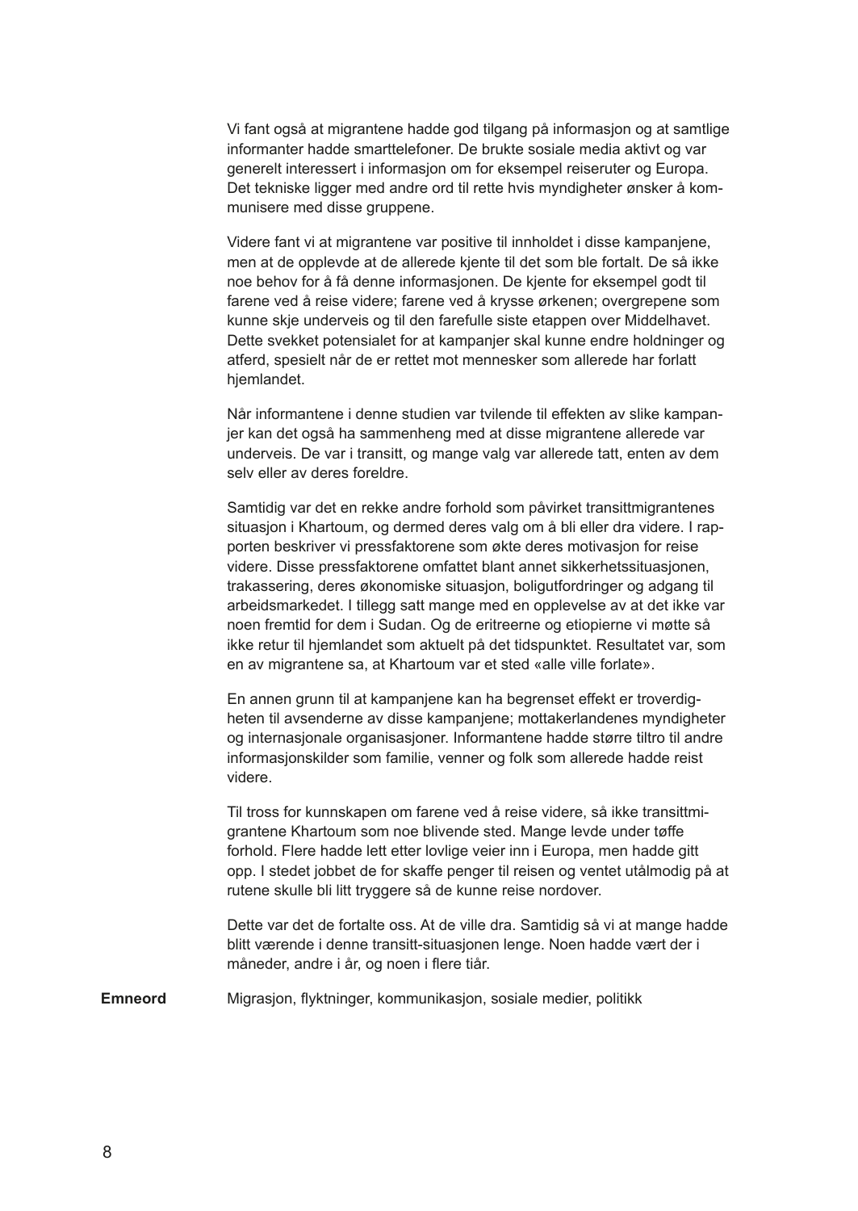Vi fant også at migrantene hadde god tilgang på informasjon og at samtlige informanter hadde smarttelefoner. De brukte sosiale media aktivt og var generelt interessert i informasjon om for eksempel reiseruter og Europa. Det tekniske ligger med andre ord til rette hvis myndigheter ønsker å kommunisere med disse gruppene.

Videre fant vi at migrantene var positive til innholdet i disse kampanjene, men at de opplevde at de allerede kjente til det som ble fortalt. De så ikke noe behov for å få denne informasjonen. De kjente for eksempel godt til farene ved å reise videre; farene ved å krysse ørkenen; overgrepene som kunne skje underveis og til den farefulle siste etappen over Middelhavet. Dette svekket potensialet for at kampanjer skal kunne endre holdninger og atferd, spesielt når de er rettet mot mennesker som allerede har forlatt hjemlandet.

Når informantene i denne studien var tvilende til effekten av slike kampanjer kan det også ha sammenheng med at disse migrantene allerede var underveis. De var i transitt, og mange valg var allerede tatt, enten av dem selv eller av deres foreldre.

Samtidig var det en rekke andre forhold som påvirket transittmigrantenes situasjon i Khartoum, og dermed deres valg om å bli eller dra videre. I rapporten beskriver vi pressfaktorene som økte deres motivasjon for reise videre. Disse pressfaktorene omfattet blant annet sikkerhetssituasjonen, trakassering, deres økonomiske situasjon, boligutfordringer og adgang til arbeidsmarkedet. I tillegg satt mange med en opplevelse av at det ikke var noen fremtid for dem i Sudan. Og de eritreerne og etiopierne vi møtte så ikke retur til hjemlandet som aktuelt på det tidspunktet. Resultatet var, som en av migrantene sa, at Khartoum var et sted «alle ville forlate».

En annen grunn til at kampanjene kan ha begrenset effekt er troverdigheten til avsenderne av disse kampanjene; mottakerlandenes myndigheter og internasjonale organisasjoner. Informantene hadde større tiltro til andre informasjonskilder som familie, venner og folk som allerede hadde reist videre.

Til tross for kunnskapen om farene ved å reise videre, så ikke transittmigrantene Khartoum som noe blivende sted. Mange levde under tøffe forhold. Flere hadde lett etter lovlige veier inn i Europa, men hadde gitt opp. I stedet jobbet de for skaffe penger til reisen og ventet utålmodig på at rutene skulle bli litt tryggere så de kunne reise nordover.

Dette var det de fortalte oss. At de ville dra. Samtidig så vi at mange hadde blitt værende i denne transitt-situasjonen lenge. Noen hadde vært der i måneder, andre i år, og noen i flere tiår.

**Emneord** Migrasjon, flyktninger, kommunikasjon, sosiale medier, politikk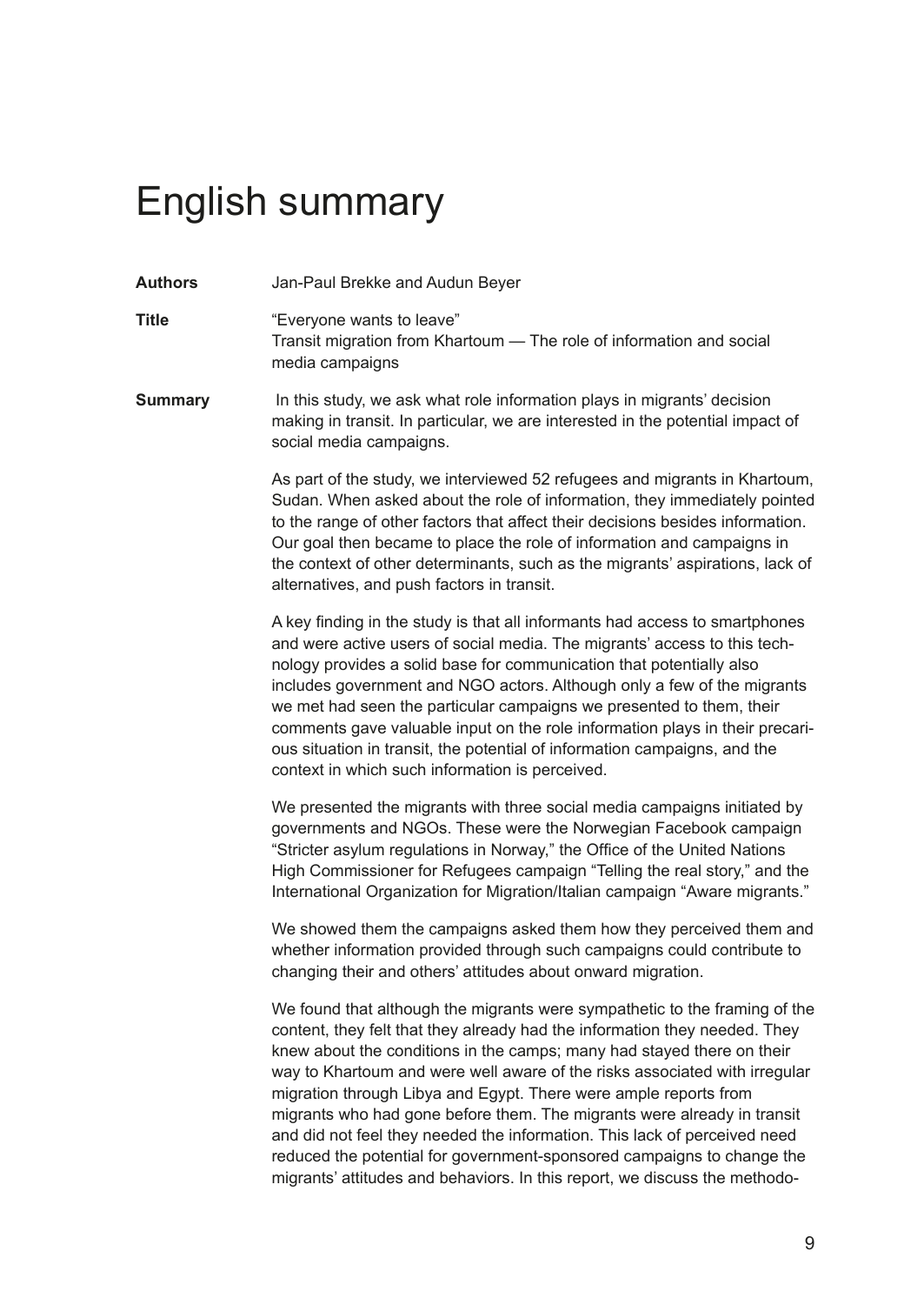# English summary

**Authors** Jan-Paul Brekke and Audun Beyer

**Title** “Everyone wants to leave”
Transit migration from Khartoum — The role of information and social media campaigns

**Summary** In this study, we ask what role information plays in migrants’ decision making in transit. In particular, we are interested in the potential impact of social media campaigns.

As part of the study, we interviewed 52 refugees and migrants in Khartoum, Sudan. When asked about the role of information, they immediately pointed to the range of other factors that affect their decisions besides information. Our goal then became to place the role of information and campaigns in the context of other determinants, such as the migrants’ aspirations, lack of alternatives, and push factors in transit.

A key finding in the study is that all informants had access to smartphones and were active users of social media. The migrants’ access to this technology provides a solid base for communication that potentially also includes government and NGO actors. Although only a few of the migrants we met had seen the particular campaigns we presented to them, their comments gave valuable input on the role information plays in their precarious situation in transit, the potential of information campaigns, and the context in which such information is perceived.

We presented the migrants with three social media campaigns initiated by governments and NGOs. These were the Norwegian Facebook campaign “Stricter asylum regulations in Norway,” the Office of the United Nations High Commissioner for Refugees campaign “Telling the real story,” and the International Organization for Migration/Italian campaign “Aware migrants.”

We showed them the campaigns asked them how they perceived them and whether information provided through such campaigns could contribute to changing their and others’ attitudes about onward migration.

We found that although the migrants were sympathetic to the framing of the content, they felt that they already had the information they needed. They knew about the conditions in the camps; many had stayed there on their way to Khartoum and were well aware of the risks associated with irregular migration through Libya and Egypt. There were ample reports from migrants who had gone before them. The migrants were already in transit and did not feel they needed the information. This lack of perceived need reduced the potential for government-sponsored campaigns to change the migrants’ attitudes and behaviors. In this report, we discuss the methodo-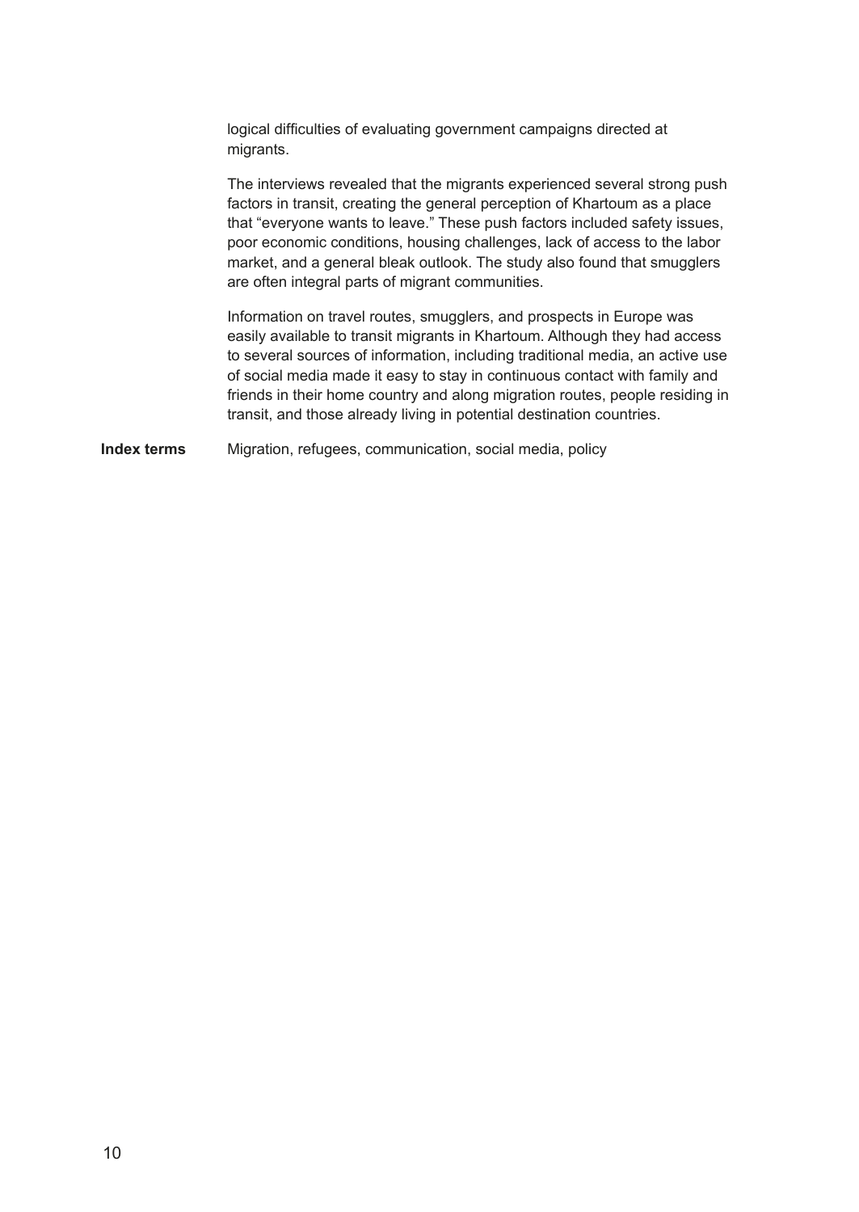logical difficulties of evaluating government campaigns directed at migrants.

The interviews revealed that the migrants experienced several strong push factors in transit, creating the general perception of Khartoum as a place that "everyone wants to leave." These push factors included safety issues, poor economic conditions, housing challenges, lack of access to the labor market, and a general bleak outlook. The study also found that smugglers are often integral parts of migrant communities.

Information on travel routes, smugglers, and prospects in Europe was easily available to transit migrants in Khartoum. Although they had access to several sources of information, including traditional media, an active use of social media made it easy to stay in continuous contact with family and friends in their home country and along migration routes, people residing in transit, and those already living in potential destination countries.

**Index terms** Migration, refugees, communication, social media, policy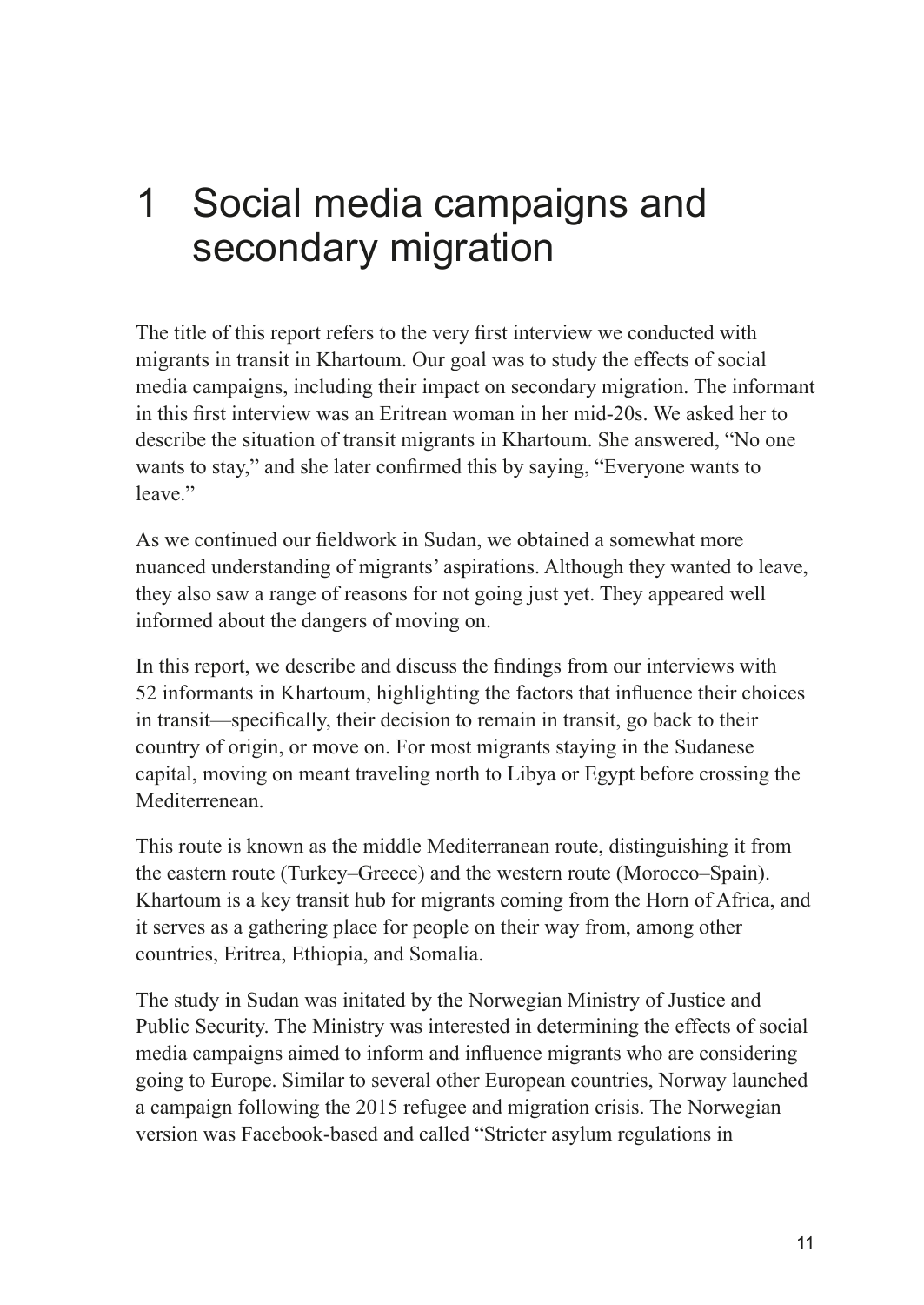# 1 Social media campaigns and secondary migration

The title of this report refers to the very first interview we conducted with migrants in transit in Khartoum. Our goal was to study the effects of social media campaigns, including their impact on secondary migration. The informant in this first interview was an Eritrean woman in her mid-20s. We asked her to describe the situation of transit migrants in Khartoum. She answered, "No one wants to stay," and she later confirmed this by saying, "Everyone wants to leave."

As we continued our fieldwork in Sudan, we obtained a somewhat more nuanced understanding of migrants' aspirations. Although they wanted to leave, they also saw a range of reasons for not going just yet. They appeared well informed about the dangers of moving on.

In this report, we describe and discuss the findings from our interviews with 52 informants in Khartoum, highlighting the factors that influence their choices in transit—specifically, their decision to remain in transit, go back to their country of origin, or move on. For most migrants staying in the Sudanese capital, moving on meant traveling north to Libya or Egypt before crossing the Mediterrenean.

This route is known as the middle Mediterranean route, distinguishing it from the eastern route (Turkey–Greece) and the western route (Morocco–Spain). Khartoum is a key transit hub for migrants coming from the Horn of Africa, and it serves as a gathering place for people on their way from, among other countries, Eritrea, Ethiopia, and Somalia.

The study in Sudan was initated by the Norwegian Ministry of Justice and Public Security. The Ministry was interested in determining the effects of social media campaigns aimed to inform and influence migrants who are considering going to Europe. Similar to several other European countries, Norway launched a campaign following the 2015 refugee and migration crisis. The Norwegian version was Facebook-based and called "Stricter asylum regulations in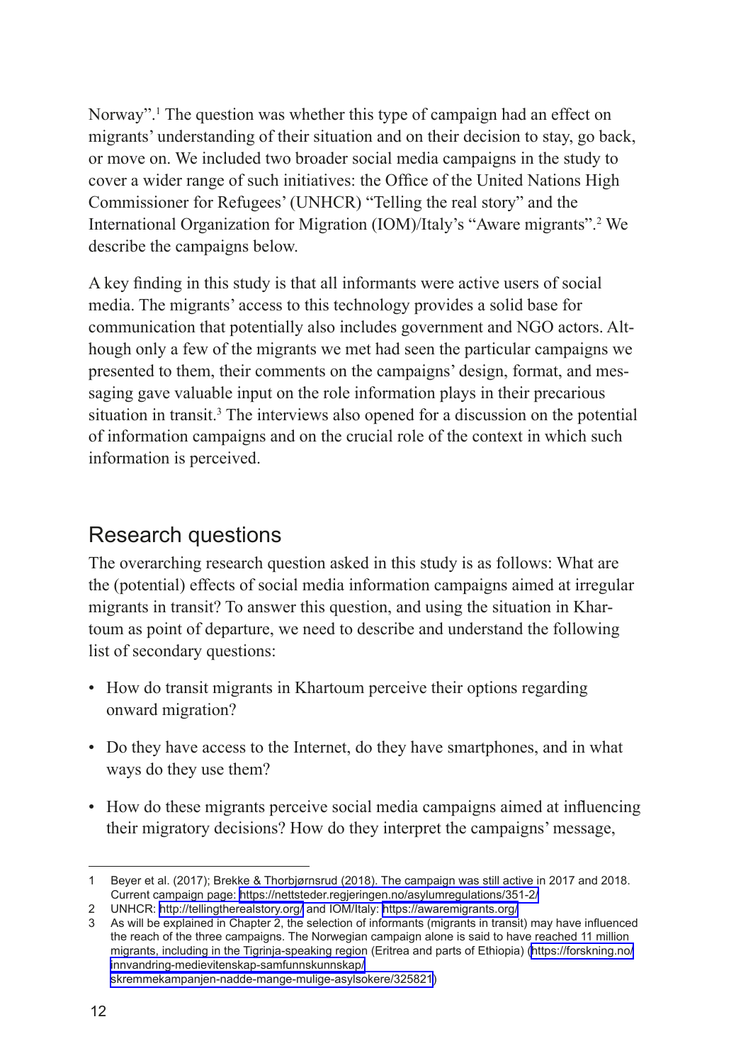Norway”.[1] The question was whether this type of campaign had an effect on migrants’ understanding of their situation and on their decision to stay, go back, or move on. We included two broader social media campaigns in the study to cover a wider range of such initiatives: the Office of the United Nations High Commissioner for Refugees’ (UNHCR) “Telling the real story” and the International Organization for Migration (IOM)/Italy’s “Aware migrants”.[2] We describe the campaigns below.

A key finding in this study is that all informants were active users of social media. The migrants’ access to this technology provides a solid base for communication that potentially also includes government and NGO actors. Although only a few of the migrants we met had seen the particular campaigns we presented to them, their comments on the campaigns’ design, format, and messaging gave valuable input on the role information plays in their precarious situation in transit.[3] The interviews also opened for a discussion on the potential of information campaigns and on the crucial role of the context in which such information is perceived.

## Research questions

The overarching research question asked in this study is as follows: What are the (potential) effects of social media information campaigns aimed at irregular migrants in transit? To answer this question, and using the situation in Khartoum as point of departure, we need to describe and understand the following list of secondary questions:

- How do transit migrants in Khartoum perceive their options regarding onward migration?
- Do they have access to the Internet, do they have smartphones, and in what ways do they use them?
- How do these migrants perceive social media campaigns aimed at influencing their migratory decisions? How do they interpret the campaigns’ message,

---

1 Beyer et al. (2017); Brekke & Thorbjørnsrud (2018). The campaign was still active in 2017 and 2018. Current campaign page: https://nettsteder.regjeringen.no/asylumregulations/351-2/

2 UNHCR: http://tellingtherealstory.org/ and IOM/Italy: https://awaremigrants.org/

3 As will be explained in Chapter 2, the selection of informants (migrants in transit) may have influenced the reach of the three campaigns. The Norwegian campaign alone is said to have reached 11 million migrants, including in the Tigrinja-speaking region (Eritrea and parts of Ethiopia) (https://forskning.no/innvandring-medievitenskap-samfunnskunnskap/skremmekampanjen-nadde-mange-mulige-asylsokere/325821)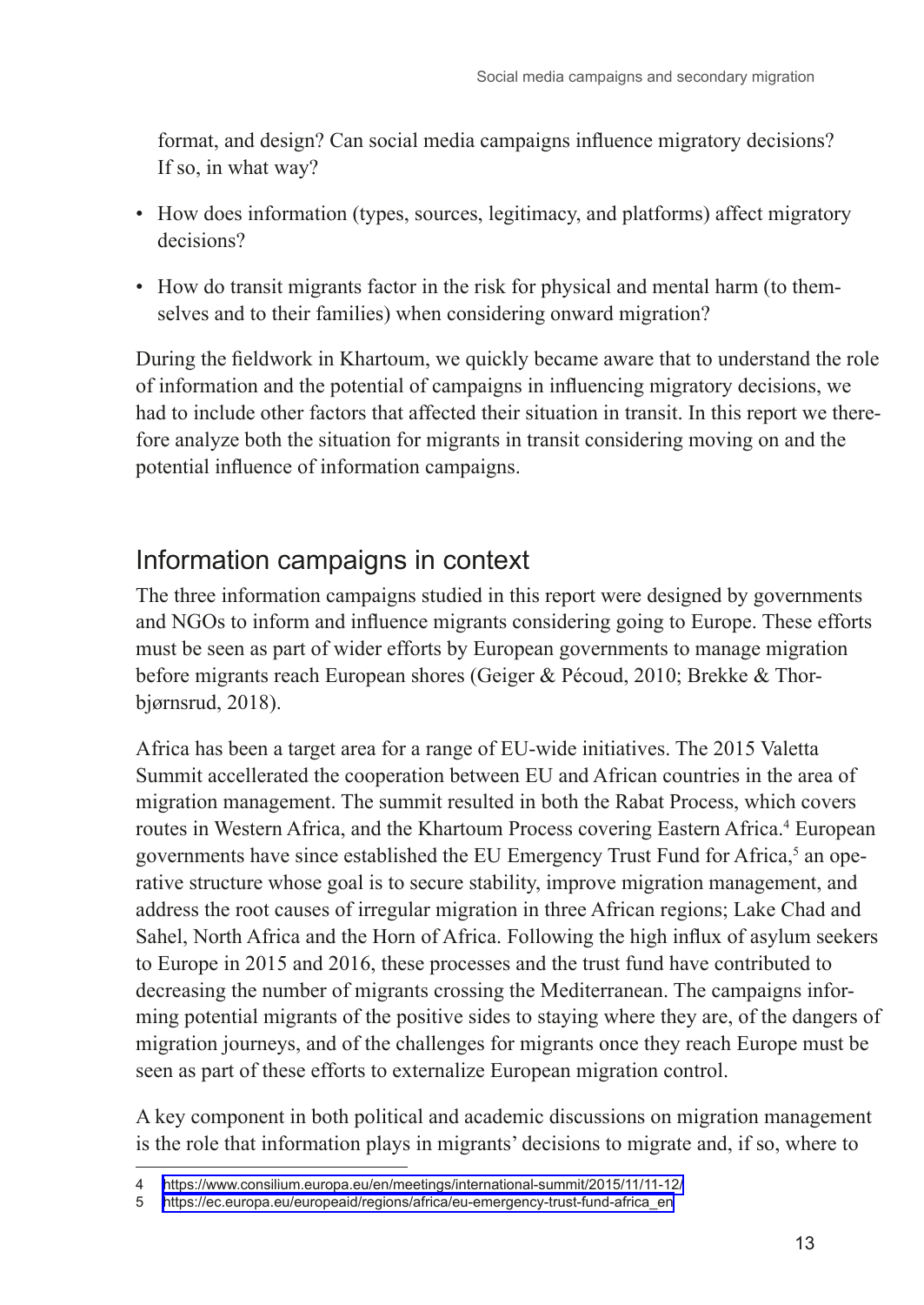format, and design? Can social media campaigns influence migratory decisions? If so, in what way?

- How does information (types, sources, legitimacy, and platforms) affect migratory decisions?
- How do transit migrants factor in the risk for physical and mental harm (to themselves and to their families) when considering onward migration?

During the fieldwork in Khartoum, we quickly became aware that to understand the role of information and the potential of campaigns in influencing migratory decisions, we had to include other factors that affected their situation in transit. In this report we therefore analyze both the situation for migrants in transit considering moving on and the potential influence of information campaigns.

## Information campaigns in context

The three information campaigns studied in this report were designed by governments and NGOs to inform and influence migrants considering going to Europe. These efforts must be seen as part of wider efforts by European governments to manage migration before migrants reach European shores (Geiger & Pécoud, 2010; Brekke & Thorbjørnsrud, 2018).

Africa has been a target area for a range of EU-wide initiatives. The 2015 Valetta Summit accellerated the cooperation between EU and African countries in the area of migration management. The summit resulted in both the Rabat Process, which covers routes in Western Africa, and the Khartoum Process covering Eastern Africa.[4] European governments have since established the EU Emergency Trust Fund for Africa,[5] an operative structure whose goal is to secure stability, improve migration management, and address the root causes of irregular migration in three African regions; Lake Chad and Sahel, North Africa and the Horn of Africa. Following the high influx of asylum seekers to Europe in 2015 and 2016, these processes and the trust fund have contributed to decreasing the number of migrants crossing the Mediterranean. The campaigns informing potential migrants of the positive sides to staying where they are, of the dangers of migration journeys, and of the challenges for migrants once they reach Europe must be seen as part of these efforts to externalize European migration control.

A key component in both political and academic discussions on migration management is the role that information plays in migrants' decisions to migrate and, if so, where to

4 https://www.consilium.europa.eu/en/meetings/international-summit/2015/11/11-12/

5 https://ec.europa.eu/europeaid/regions/africa/eu-emergency-trust-fund-africa_en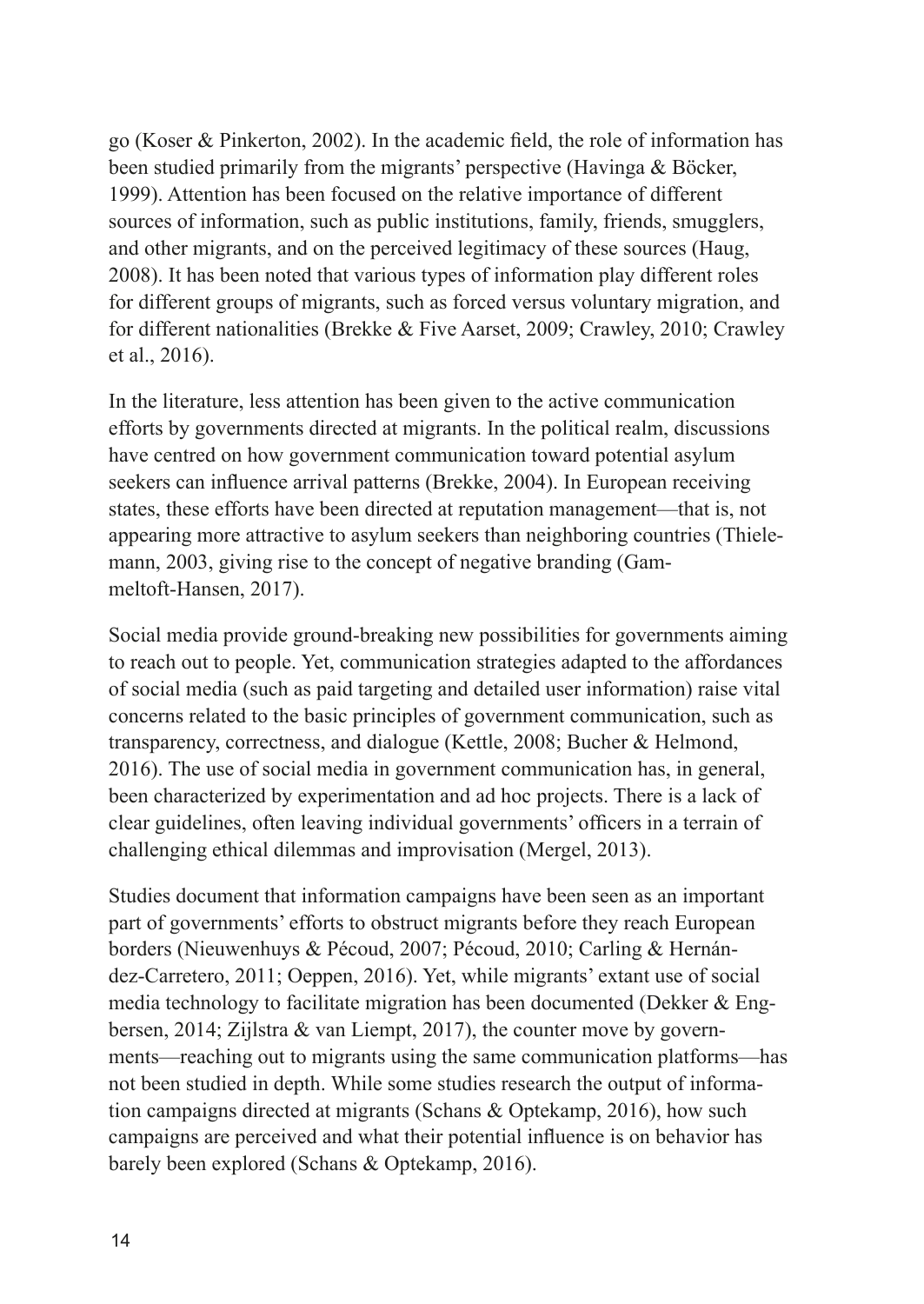go (Koser & Pinkerton, 2002). In the academic field, the role of information has been studied primarily from the migrants' perspective (Havinga & Böcker, 1999). Attention has been focused on the relative importance of different sources of information, such as public institutions, family, friends, smugglers, and other migrants, and on the perceived legitimacy of these sources (Haug, 2008). It has been noted that various types of information play different roles for different groups of migrants, such as forced versus voluntary migration, and for different nationalities (Brekke & Five Aarset, 2009; Crawley, 2010; Crawley et al., 2016).

In the literature, less attention has been given to the active communication efforts by governments directed at migrants. In the political realm, discussions have centred on how government communication toward potential asylum seekers can influence arrival patterns (Brekke, 2004). In European receiving states, these efforts have been directed at reputation management—that is, not appearing more attractive to asylum seekers than neighboring countries (Thielemann, 2003, giving rise to the concept of negative branding (Gammeltoft-Hansen, 2017).

Social media provide ground-breaking new possibilities for governments aiming to reach out to people. Yet, communication strategies adapted to the affordances of social media (such as paid targeting and detailed user information) raise vital concerns related to the basic principles of government communication, such as transparency, correctness, and dialogue (Kettle, 2008; Bucher & Helmond, 2016). The use of social media in government communication has, in general, been characterized by experimentation and ad hoc projects. There is a lack of clear guidelines, often leaving individual governments' officers in a terrain of challenging ethical dilemmas and improvisation (Mergel, 2013).

Studies document that information campaigns have been seen as an important part of governments' efforts to obstruct migrants before they reach European borders (Nieuwenhuys & Pécoud, 2007; Pécoud, 2010; Carling & Hernández-Carretero, 2011; Oeppen, 2016). Yet, while migrants' extant use of social media technology to facilitate migration has been documented (Dekker & Engbersen, 2014; Zijlstra & van Liempt, 2017), the counter move by governments—reaching out to migrants using the same communication platforms—has not been studied in depth. While some studies research the output of information campaigns directed at migrants (Schans & Optekamp, 2016), how such campaigns are perceived and what their potential influence is on behavior has barely been explored (Schans & Optekamp, 2016).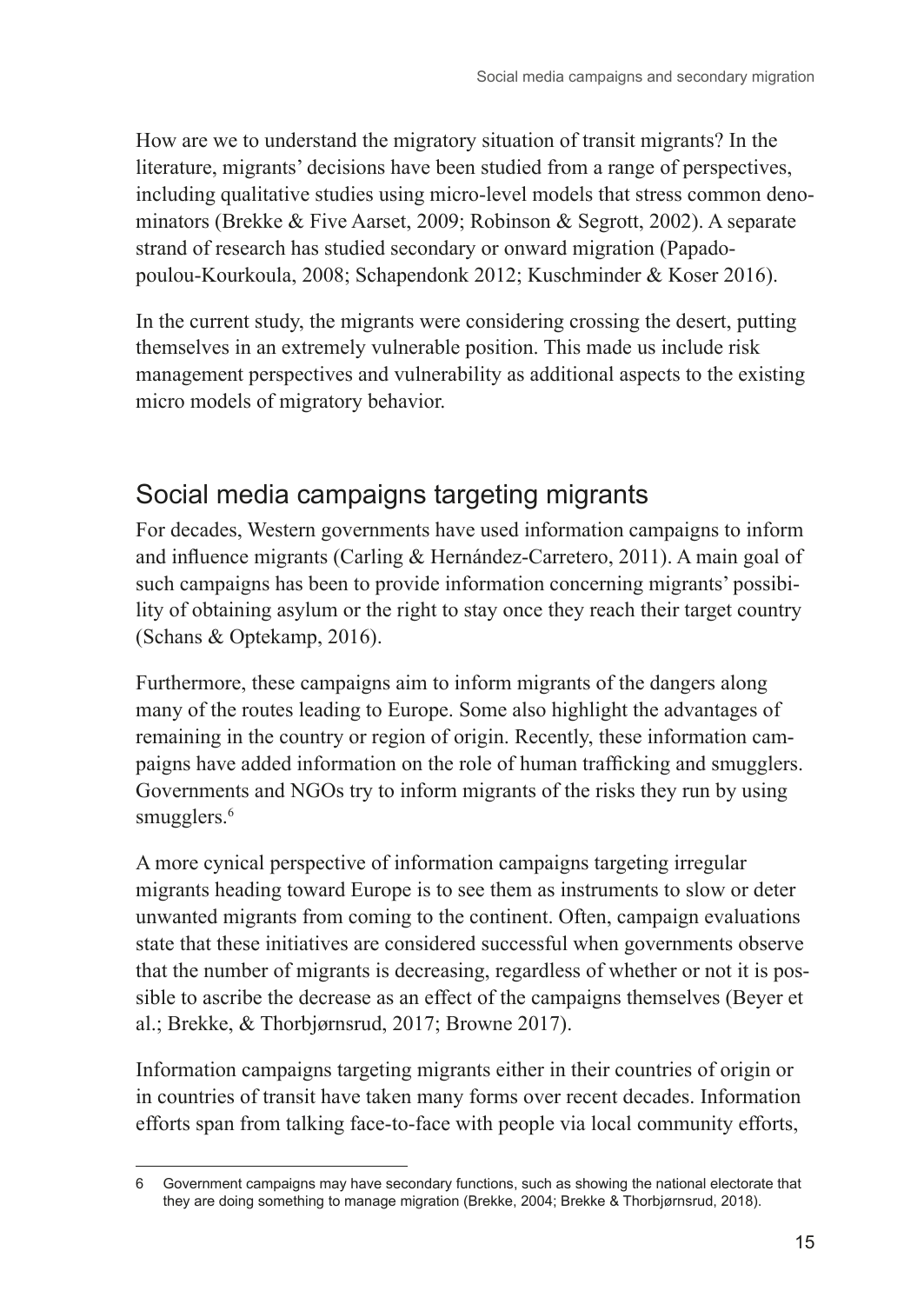How are we to understand the migratory situation of transit migrants? In the literature, migrants' decisions have been studied from a range of perspectives, including qualitative studies using micro-level models that stress common denominators (Brekke & Five Aarset, 2009; Robinson & Segrott, 2002). A separate strand of research has studied secondary or onward migration (Papadopoulou-Kourkoula, 2008; Schapendonk 2012; Kuschminder & Koser 2016).

In the current study, the migrants were considering crossing the desert, putting themselves in an extremely vulnerable position. This made us include risk management perspectives and vulnerability as additional aspects to the existing micro models of migratory behavior.

## Social media campaigns targeting migrants

For decades, Western governments have used information campaigns to inform and influence migrants (Carling & Hernández-Carretero, 2011). A main goal of such campaigns has been to provide information concerning migrants' possibility of obtaining asylum or the right to stay once they reach their target country (Schans & Optekamp, 2016).

Furthermore, these campaigns aim to inform migrants of the dangers along many of the routes leading to Europe. Some also highlight the advantages of remaining in the country or region of origin. Recently, these information campaigns have added information on the role of human trafficking and smugglers. Governments and NGOs try to inform migrants of the risks they run by using smugglers.[6]

A more cynical perspective of information campaigns targeting irregular migrants heading toward Europe is to see them as instruments to slow or deter unwanted migrants from coming to the continent. Often, campaign evaluations state that these initiatives are considered successful when governments observe that the number of migrants is decreasing, regardless of whether or not it is possible to ascribe the decrease as an effect of the campaigns themselves (Beyer et al.; Brekke, & Thorbjørnsrud, 2017; Browne 2017).

Information campaigns targeting migrants either in their countries of origin or in countries of transit have taken many forms over recent decades. Information efforts span from talking face-to-face with people via local community efforts,

---

6 Government campaigns may have secondary functions, such as showing the national electorate that they are doing something to manage migration (Brekke, 2004; Brekke & Thorbjørnsrud, 2018).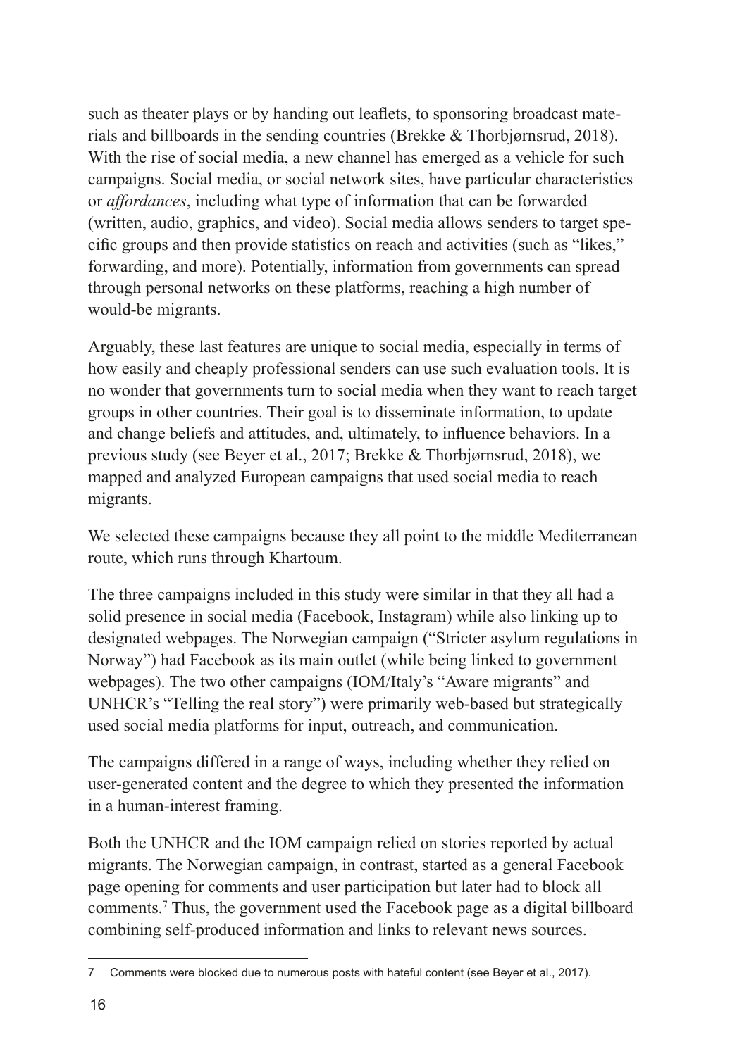such as theater plays or by handing out leaflets, to sponsoring broadcast materials and billboards in the sending countries (Brekke & Thorbjørnsrud, 2018). With the rise of social media, a new channel has emerged as a vehicle for such campaigns. Social media, or social network sites, have particular characteristics or *affordances*, including what type of information that can be forwarded (written, audio, graphics, and video). Social media allows senders to target specific groups and then provide statistics on reach and activities (such as "likes," forwarding, and more). Potentially, information from governments can spread through personal networks on these platforms, reaching a high number of would-be migrants.

Arguably, these last features are unique to social media, especially in terms of how easily and cheaply professional senders can use such evaluation tools. It is no wonder that governments turn to social media when they want to reach target groups in other countries. Their goal is to disseminate information, to update and change beliefs and attitudes, and, ultimately, to influence behaviors. In a previous study (see Beyer et al., 2017; Brekke & Thorbjørnsrud, 2018), we mapped and analyzed European campaigns that used social media to reach migrants.

We selected these campaigns because they all point to the middle Mediterranean route, which runs through Khartoum.

The three campaigns included in this study were similar in that they all had a solid presence in social media (Facebook, Instagram) while also linking up to designated webpages. The Norwegian campaign ("Stricter asylum regulations in Norway") had Facebook as its main outlet (while being linked to government webpages). The two other campaigns (IOM/Italy's "Aware migrants" and UNHCR's "Telling the real story") were primarily web-based but strategically used social media platforms for input, outreach, and communication.

The campaigns differed in a range of ways, including whether they relied on user-generated content and the degree to which they presented the information in a human-interest framing.

Both the UNHCR and the IOM campaign relied on stories reported by actual migrants. The Norwegian campaign, in contrast, started as a general Facebook page opening for comments and user participation but later had to block all comments.[7] Thus, the government used the Facebook page as a digital billboard combining self-produced information and links to relevant news sources.

---

7 Comments were blocked due to numerous posts with hateful content (see Beyer et al., 2017).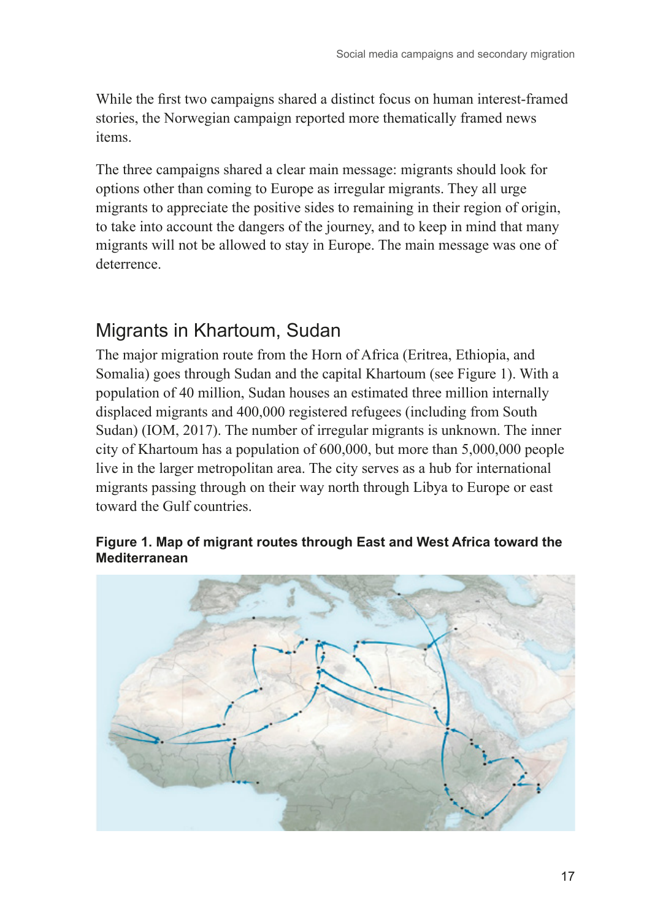While the first two campaigns shared a distinct focus on human interest-framed stories, the Norwegian campaign reported more thematically framed news items.

The three campaigns shared a clear main message: migrants should look for options other than coming to Europe as irregular migrants. They all urge migrants to appreciate the positive sides to remaining in their region of origin, to take into account the dangers of the journey, and to keep in mind that many migrants will not be allowed to stay in Europe. The main message was one of deterrence.

## Migrants in Khartoum, Sudan

The major migration route from the Horn of Africa (Eritrea, Ethiopia, and Somalia) goes through Sudan and the capital Khartoum (see Figure 1). With a population of 40 million, Sudan houses an estimated three million internally displaced migrants and 400,000 registered refugees (including from South Sudan) (IOM, 2017). The number of irregular migrants is unknown. The inner city of Khartoum has a population of 600,000, but more than 5,000,000 people live in the larger metropolitan area. The city serves as a hub for international migrants passing through on their way north through Libya to Europe or east toward the Gulf countries.

**Figure 1. Map of migrant routes through East and West Africa toward the Mediterranean**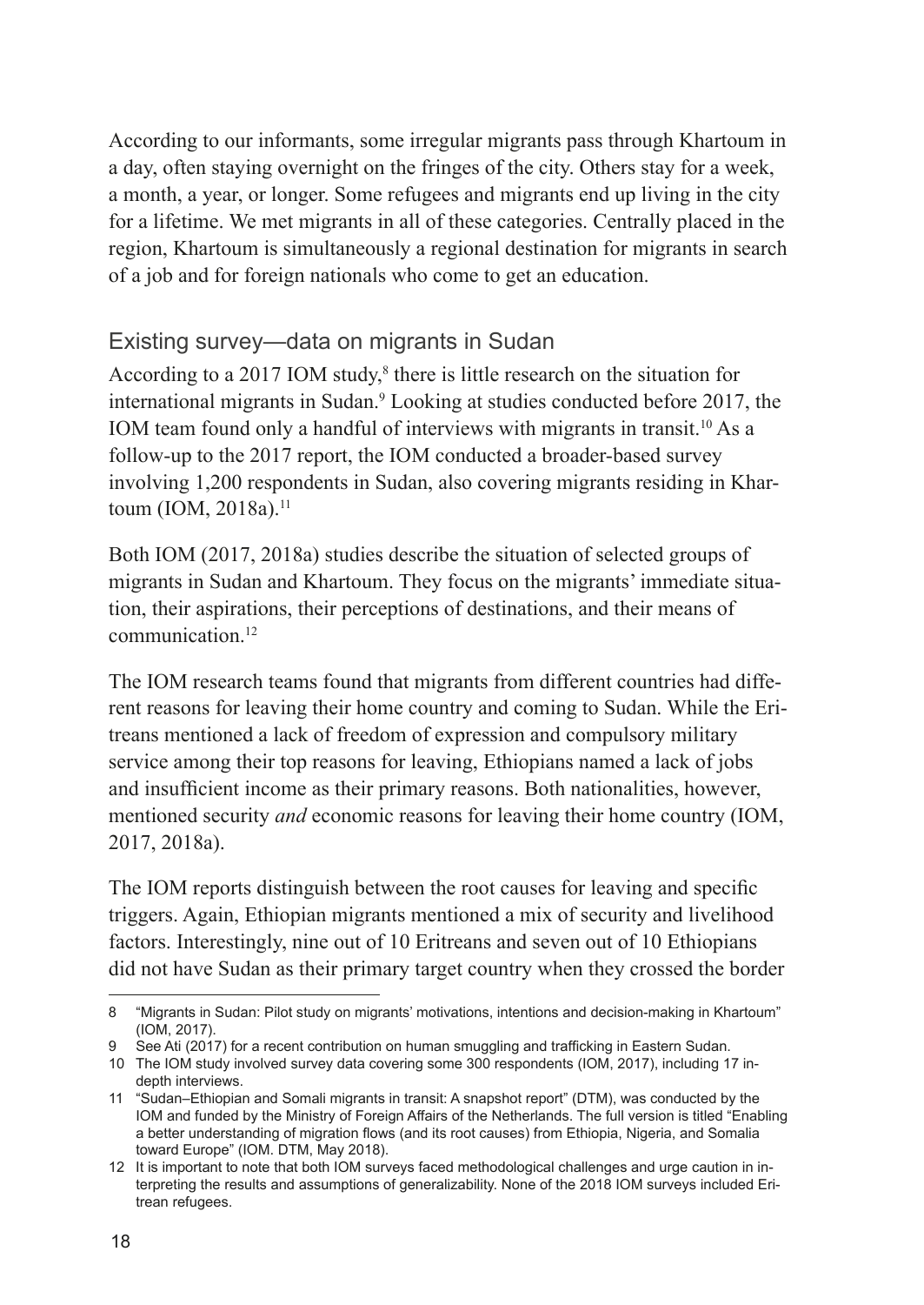According to our informants, some irregular migrants pass through Khartoum in a day, often staying overnight on the fringes of the city. Others stay for a week, a month, a year, or longer. Some refugees and migrants end up living in the city for a lifetime. We met migrants in all of these categories. Centrally placed in the region, Khartoum is simultaneously a regional destination for migrants in search of a job and for foreign nationals who come to get an education.

## Existing survey—data on migrants in Sudan

According to a 2017 IOM study,[8] there is little research on the situation for international migrants in Sudan.[9] Looking at studies conducted before 2017, the IOM team found only a handful of interviews with migrants in transit.[10] As a follow-up to the 2017 report, the IOM conducted a broader-based survey involving 1,200 respondents in Sudan, also covering migrants residing in Khartoum (IOM, 2018a).[11]

Both IOM (2017, 2018a) studies describe the situation of selected groups of migrants in Sudan and Khartoum. They focus on the migrants' immediate situation, their aspirations, their perceptions of destinations, and their means of communication.[12]

The IOM research teams found that migrants from different countries had different reasons for leaving their home country and coming to Sudan. While the Eritreans mentioned a lack of freedom of expression and compulsory military service among their top reasons for leaving, Ethiopians named a lack of jobs and insufficient income as their primary reasons. Both nationalities, however, mentioned security *and* economic reasons for leaving their home country (IOM, 2017, 2018a).

The IOM reports distinguish between the root causes for leaving and specific triggers. Again, Ethiopian migrants mentioned a mix of security and livelihood factors. Interestingly, nine out of 10 Eritreans and seven out of 10 Ethiopians did not have Sudan as their primary target country when they crossed the border

---

8 "Migrants in Sudan: Pilot study on migrants' motivations, intentions and decision-making in Khartoum" (IOM, 2017).

9 See Ati (2017) for a recent contribution on human smuggling and trafficking in Eastern Sudan.

10 The IOM study involved survey data covering some 300 respondents (IOM, 2017), including 17 in-depth interviews.

11 "Sudan–Ethiopian and Somali migrants in transit: A snapshot report" (DTM), was conducted by the IOM and funded by the Ministry of Foreign Affairs of the Netherlands. The full version is titled "Enabling a better understanding of migration flows (and its root causes) from Ethiopia, Nigeria, and Somalia toward Europe" (IOM. DTM, May 2018).

12 It is important to note that both IOM surveys faced methodological challenges and urge caution in interpreting the results and assumptions of generalizability. None of the 2018 IOM surveys included Eritrean refugees.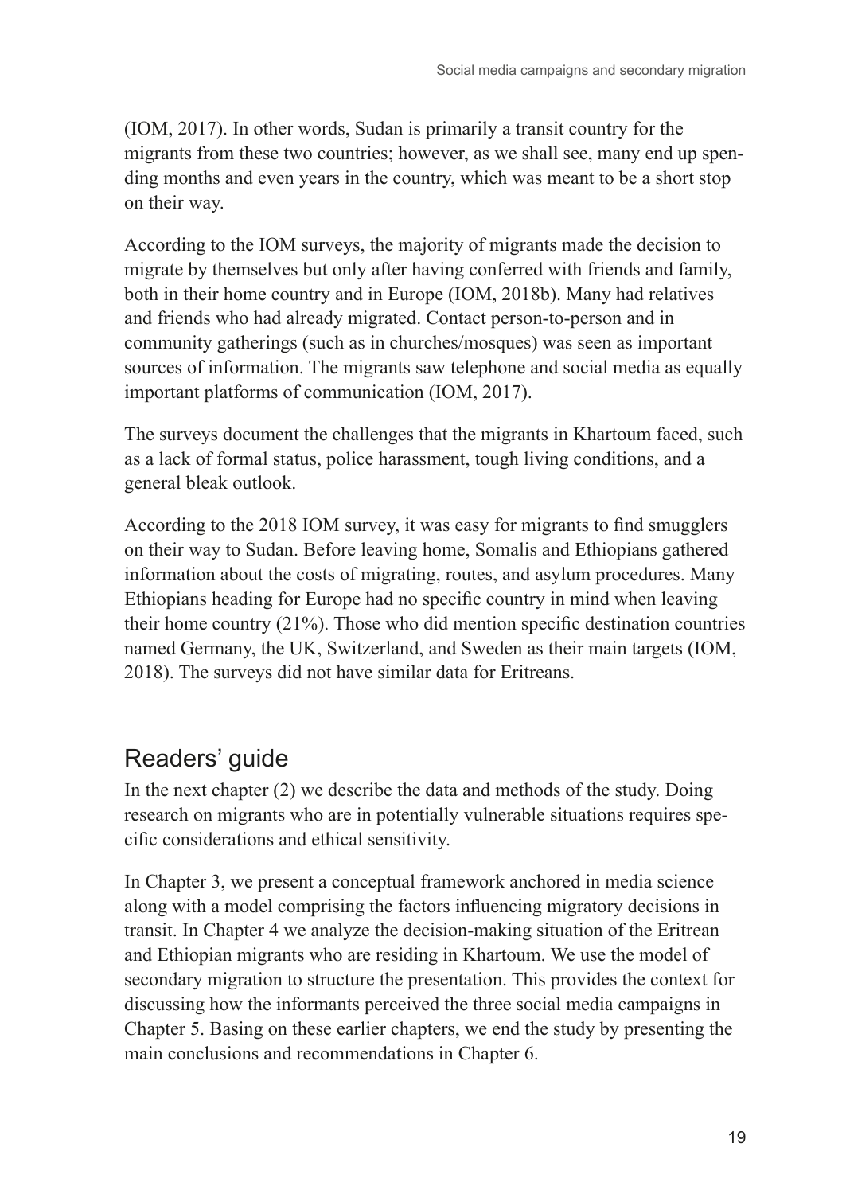(IOM, 2017). In other words, Sudan is primarily a transit country for the migrants from these two countries; however, as we shall see, many end up spending months and even years in the country, which was meant to be a short stop on their way.

According to the IOM surveys, the majority of migrants made the decision to migrate by themselves but only after having conferred with friends and family, both in their home country and in Europe (IOM, 2018b). Many had relatives and friends who had already migrated. Contact person-to-person and in community gatherings (such as in churches/mosques) was seen as important sources of information. The migrants saw telephone and social media as equally important platforms of communication (IOM, 2017).

The surveys document the challenges that the migrants in Khartoum faced, such as a lack of formal status, police harassment, tough living conditions, and a general bleak outlook.

According to the 2018 IOM survey, it was easy for migrants to find smugglers on their way to Sudan. Before leaving home, Somalis and Ethiopians gathered information about the costs of migrating, routes, and asylum procedures. Many Ethiopians heading for Europe had no specific country in mind when leaving their home country (21%). Those who did mention specific destination countries named Germany, the UK, Switzerland, and Sweden as their main targets (IOM, 2018). The surveys did not have similar data for Eritreans.

## Readers' guide

In the next chapter (2) we describe the data and methods of the study. Doing research on migrants who are in potentially vulnerable situations requires specific considerations and ethical sensitivity.

In Chapter 3, we present a conceptual framework anchored in media science along with a model comprising the factors influencing migratory decisions in transit. In Chapter 4 we analyze the decision-making situation of the Eritrean and Ethiopian migrants who are residing in Khartoum. We use the model of secondary migration to structure the presentation. This provides the context for discussing how the informants perceived the three social media campaigns in Chapter 5. Basing on these earlier chapters, we end the study by presenting the main conclusions and recommendations in Chapter 6.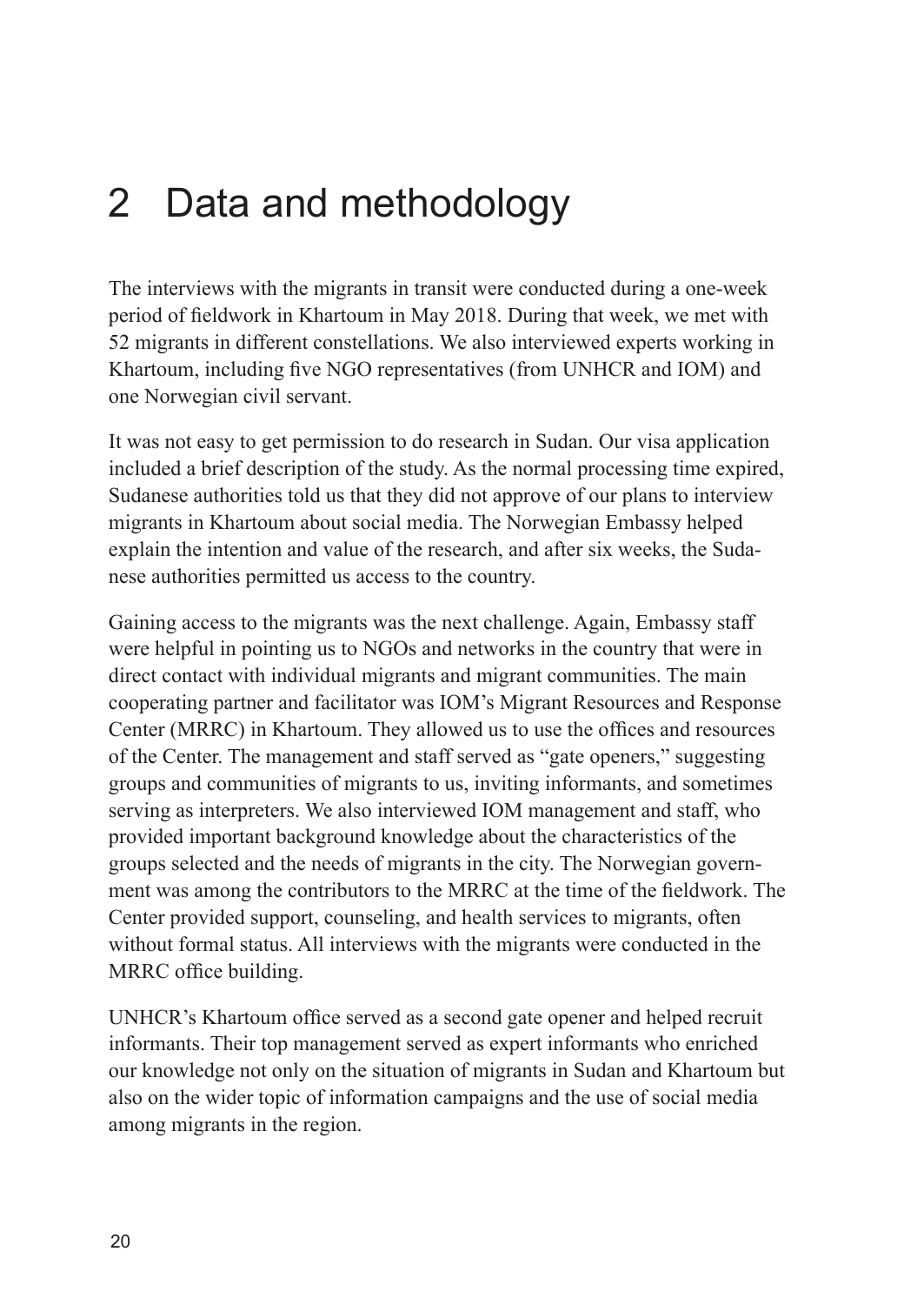# 2 Data and methodology

The interviews with the migrants in transit were conducted during a one-week period of fieldwork in Khartoum in May 2018. During that week, we met with 52 migrants in different constellations. We also interviewed experts working in Khartoum, including five NGO representatives (from UNHCR and IOM) and one Norwegian civil servant.

It was not easy to get permission to do research in Sudan. Our visa application included a brief description of the study. As the normal processing time expired, Sudanese authorities told us that they did not approve of our plans to interview migrants in Khartoum about social media. The Norwegian Embassy helped explain the intention and value of the research, and after six weeks, the Sudanese authorities permitted us access to the country.

Gaining access to the migrants was the next challenge. Again, Embassy staff were helpful in pointing us to NGOs and networks in the country that were in direct contact with individual migrants and migrant communities. The main cooperating partner and facilitator was IOM's Migrant Resources and Response Center (MRRC) in Khartoum. They allowed us to use the offices and resources of the Center. The management and staff served as "gate openers," suggesting groups and communities of migrants to us, inviting informants, and sometimes serving as interpreters. We also interviewed IOM management and staff, who provided important background knowledge about the characteristics of the groups selected and the needs of migrants in the city. The Norwegian government was among the contributors to the MRRC at the time of the fieldwork. The Center provided support, counseling, and health services to migrants, often without formal status. All interviews with the migrants were conducted in the MRRC office building.

UNHCR's Khartoum office served as a second gate opener and helped recruit informants. Their top management served as expert informants who enriched our knowledge not only on the situation of migrants in Sudan and Khartoum but also on the wider topic of information campaigns and the use of social media among migrants in the region.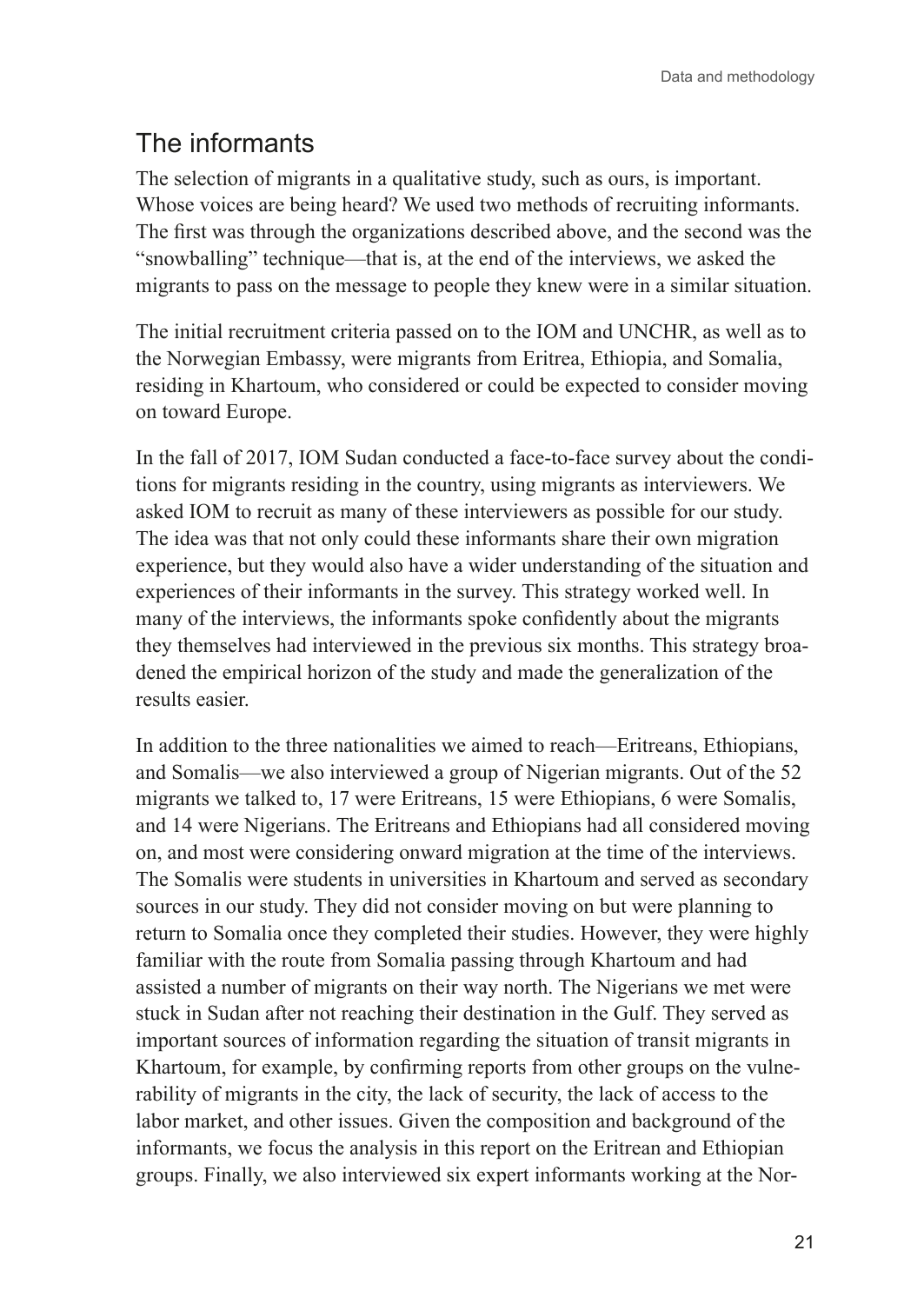## The informants

The selection of migrants in a qualitative study, such as ours, is important. Whose voices are being heard? We used two methods of recruiting informants. The first was through the organizations described above, and the second was the "snowballing" technique—that is, at the end of the interviews, we asked the migrants to pass on the message to people they knew were in a similar situation.

The initial recruitment criteria passed on to the IOM and UNCHR, as well as to the Norwegian Embassy, were migrants from Eritrea, Ethiopia, and Somalia, residing in Khartoum, who considered or could be expected to consider moving on toward Europe.

In the fall of 2017, IOM Sudan conducted a face-to-face survey about the conditions for migrants residing in the country, using migrants as interviewers. We asked IOM to recruit as many of these interviewers as possible for our study. The idea was that not only could these informants share their own migration experience, but they would also have a wider understanding of the situation and experiences of their informants in the survey. This strategy worked well. In many of the interviews, the informants spoke confidently about the migrants they themselves had interviewed in the previous six months. This strategy broadened the empirical horizon of the study and made the generalization of the results easier.

In addition to the three nationalities we aimed to reach—Eritreans, Ethiopians, and Somalis—we also interviewed a group of Nigerian migrants. Out of the 52 migrants we talked to, 17 were Eritreans, 15 were Ethiopians, 6 were Somalis, and 14 were Nigerians. The Eritreans and Ethiopians had all considered moving on, and most were considering onward migration at the time of the interviews. The Somalis were students in universities in Khartoum and served as secondary sources in our study. They did not consider moving on but were planning to return to Somalia once they completed their studies. However, they were highly familiar with the route from Somalia passing through Khartoum and had assisted a number of migrants on their way north. The Nigerians we met were stuck in Sudan after not reaching their destination in the Gulf. They served as important sources of information regarding the situation of transit migrants in Khartoum, for example, by confirming reports from other groups on the vulnerability of migrants in the city, the lack of security, the lack of access to the labor market, and other issues. Given the composition and background of the informants, we focus the analysis in this report on the Eritrean and Ethiopian groups. Finally, we also interviewed six expert informants working at the Nor-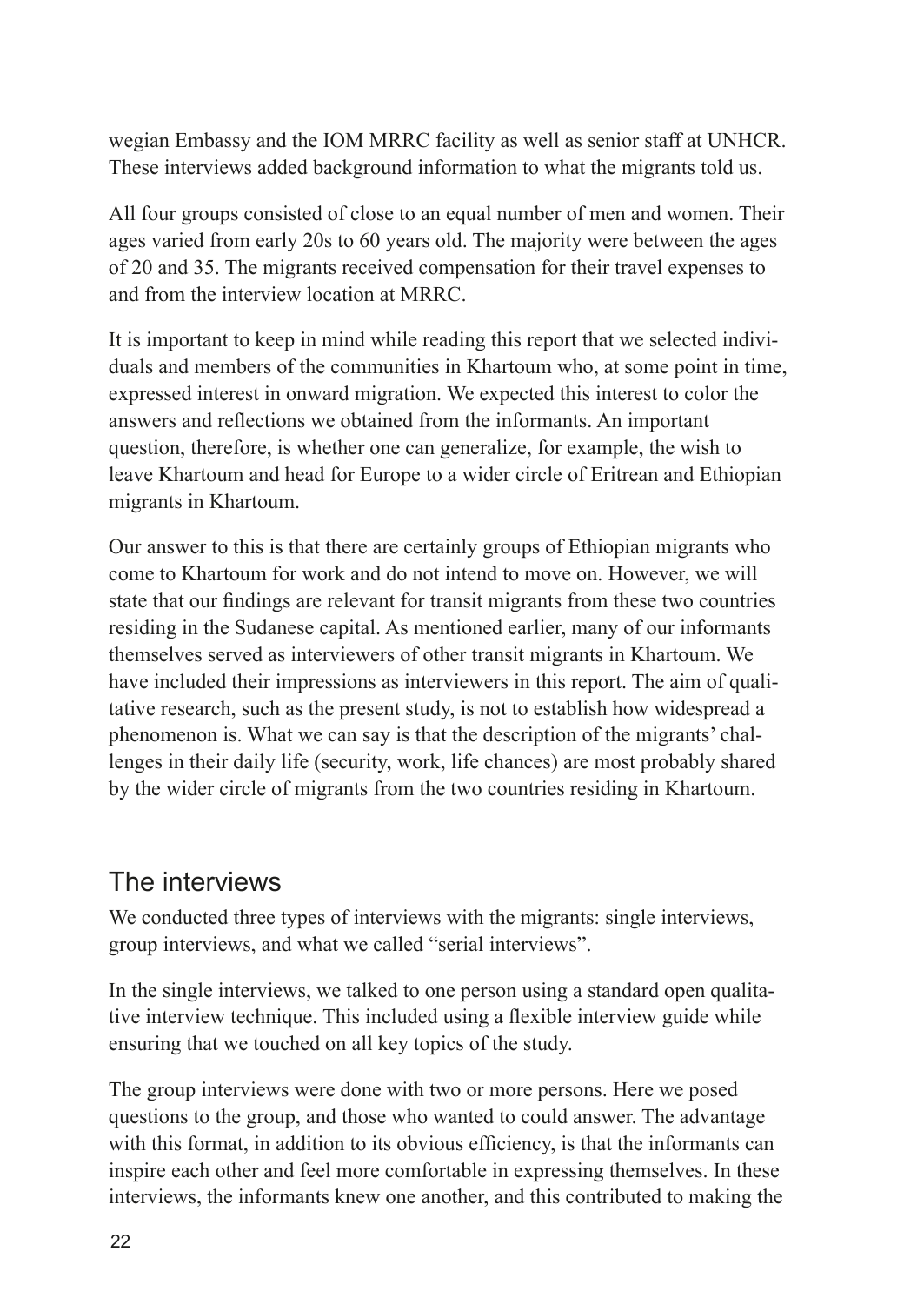wegian Embassy and the IOM MRRC facility as well as senior staff at UNHCR. These interviews added background information to what the migrants told us.

All four groups consisted of close to an equal number of men and women. Their ages varied from early 20s to 60 years old. The majority were between the ages of 20 and 35. The migrants received compensation for their travel expenses to and from the interview location at MRRC.

It is important to keep in mind while reading this report that we selected individuals and members of the communities in Khartoum who, at some point in time, expressed interest in onward migration. We expected this interest to color the answers and reflections we obtained from the informants. An important question, therefore, is whether one can generalize, for example, the wish to leave Khartoum and head for Europe to a wider circle of Eritrean and Ethiopian migrants in Khartoum.

Our answer to this is that there are certainly groups of Ethiopian migrants who come to Khartoum for work and do not intend to move on. However, we will state that our findings are relevant for transit migrants from these two countries residing in the Sudanese capital. As mentioned earlier, many of our informants themselves served as interviewers of other transit migrants in Khartoum. We have included their impressions as interviewers in this report. The aim of qualitative research, such as the present study, is not to establish how widespread a phenomenon is. What we can say is that the description of the migrants' challenges in their daily life (security, work, life chances) are most probably shared by the wider circle of migrants from the two countries residing in Khartoum.

## The interviews

We conducted three types of interviews with the migrants: single interviews, group interviews, and what we called "serial interviews".

In the single interviews, we talked to one person using a standard open qualitative interview technique. This included using a flexible interview guide while ensuring that we touched on all key topics of the study.

The group interviews were done with two or more persons. Here we posed questions to the group, and those who wanted to could answer. The advantage with this format, in addition to its obvious efficiency, is that the informants can inspire each other and feel more comfortable in expressing themselves. In these interviews, the informants knew one another, and this contributed to making the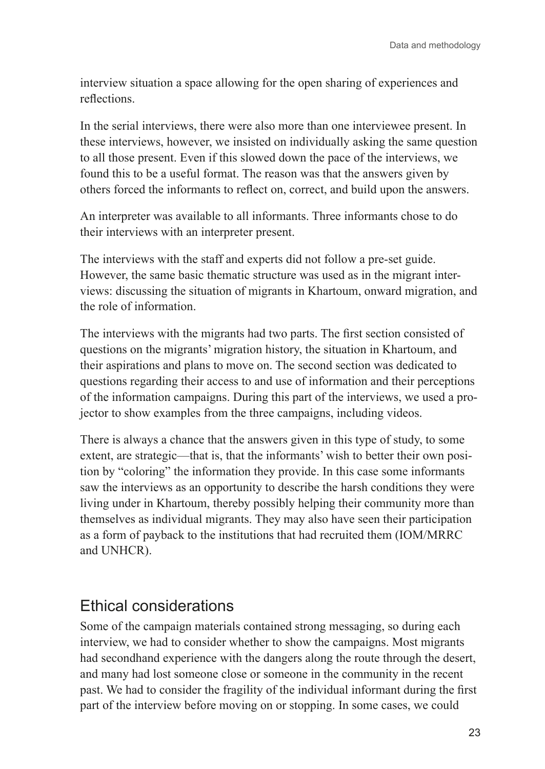interview situation a space allowing for the open sharing of experiences and reflections.

In the serial interviews, there were also more than one interviewee present. In these interviews, however, we insisted on individually asking the same question to all those present. Even if this slowed down the pace of the interviews, we found this to be a useful format. The reason was that the answers given by others forced the informants to reflect on, correct, and build upon the answers.

An interpreter was available to all informants. Three informants chose to do their interviews with an interpreter present.

The interviews with the staff and experts did not follow a pre-set guide. However, the same basic thematic structure was used as in the migrant interviews: discussing the situation of migrants in Khartoum, onward migration, and the role of information.

The interviews with the migrants had two parts. The first section consisted of questions on the migrants' migration history, the situation in Khartoum, and their aspirations and plans to move on. The second section was dedicated to questions regarding their access to and use of information and their perceptions of the information campaigns. During this part of the interviews, we used a projector to show examples from the three campaigns, including videos.

There is always a chance that the answers given in this type of study, to some extent, are strategic—that is, that the informants' wish to better their own position by "coloring" the information they provide. In this case some informants saw the interviews as an opportunity to describe the harsh conditions they were living under in Khartoum, thereby possibly helping their community more than themselves as individual migrants. They may also have seen their participation as a form of payback to the institutions that had recruited them (IOM/MRRC and UNHCR).

## Ethical considerations

Some of the campaign materials contained strong messaging, so during each interview, we had to consider whether to show the campaigns. Most migrants had secondhand experience with the dangers along the route through the desert, and many had lost someone close or someone in the community in the recent past. We had to consider the fragility of the individual informant during the first part of the interview before moving on or stopping. In some cases, we could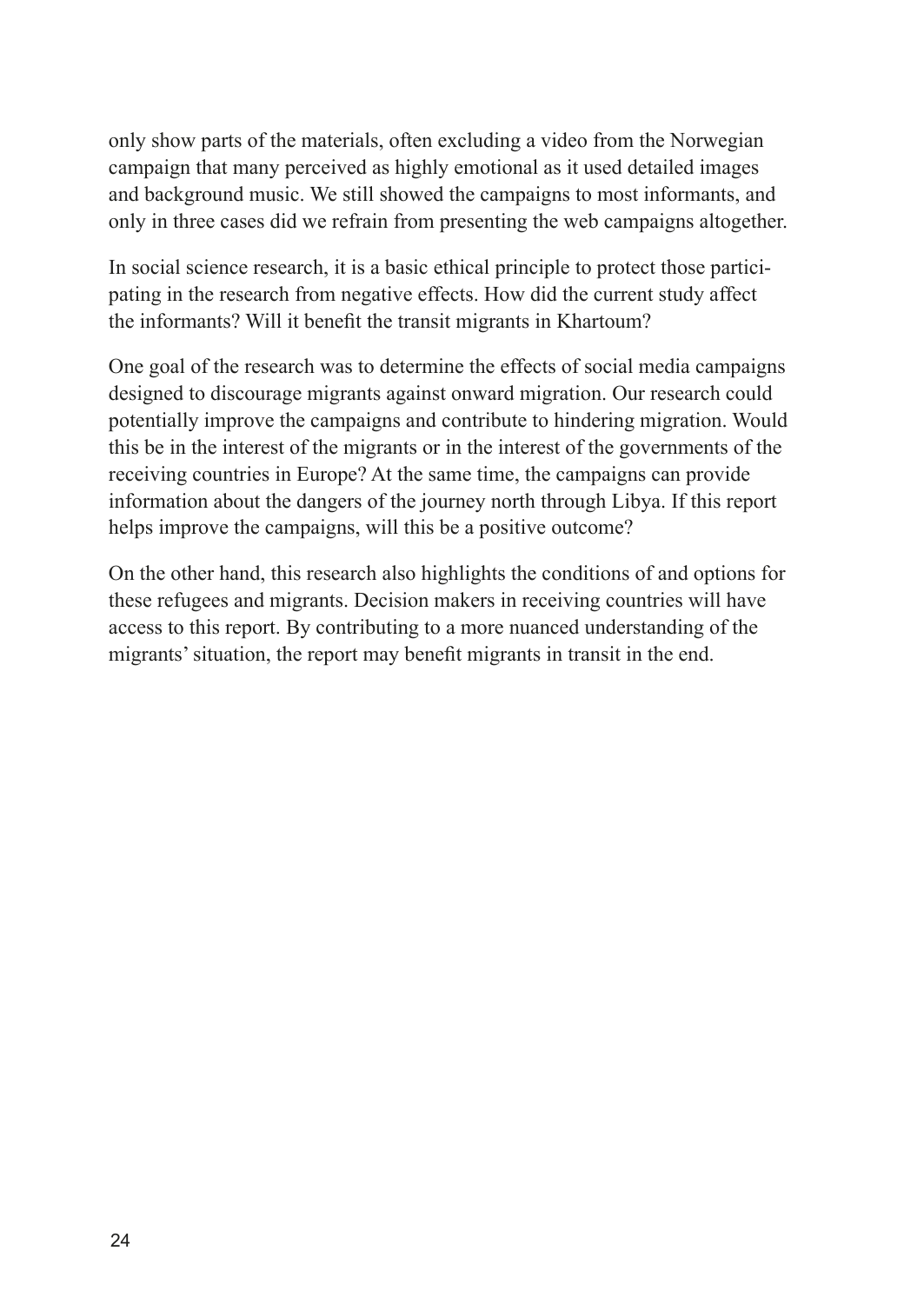only show parts of the materials, often excluding a video from the Norwegian campaign that many perceived as highly emotional as it used detailed images and background music. We still showed the campaigns to most informants, and only in three cases did we refrain from presenting the web campaigns altogether.

In social science research, it is a basic ethical principle to protect those participating in the research from negative effects. How did the current study affect the informants? Will it benefit the transit migrants in Khartoum?

One goal of the research was to determine the effects of social media campaigns designed to discourage migrants against onward migration. Our research could potentially improve the campaigns and contribute to hindering migration. Would this be in the interest of the migrants or in the interest of the governments of the receiving countries in Europe? At the same time, the campaigns can provide information about the dangers of the journey north through Libya. If this report helps improve the campaigns, will this be a positive outcome?

On the other hand, this research also highlights the conditions of and options for these refugees and migrants. Decision makers in receiving countries will have access to this report. By contributing to a more nuanced understanding of the migrants' situation, the report may benefit migrants in transit in the end.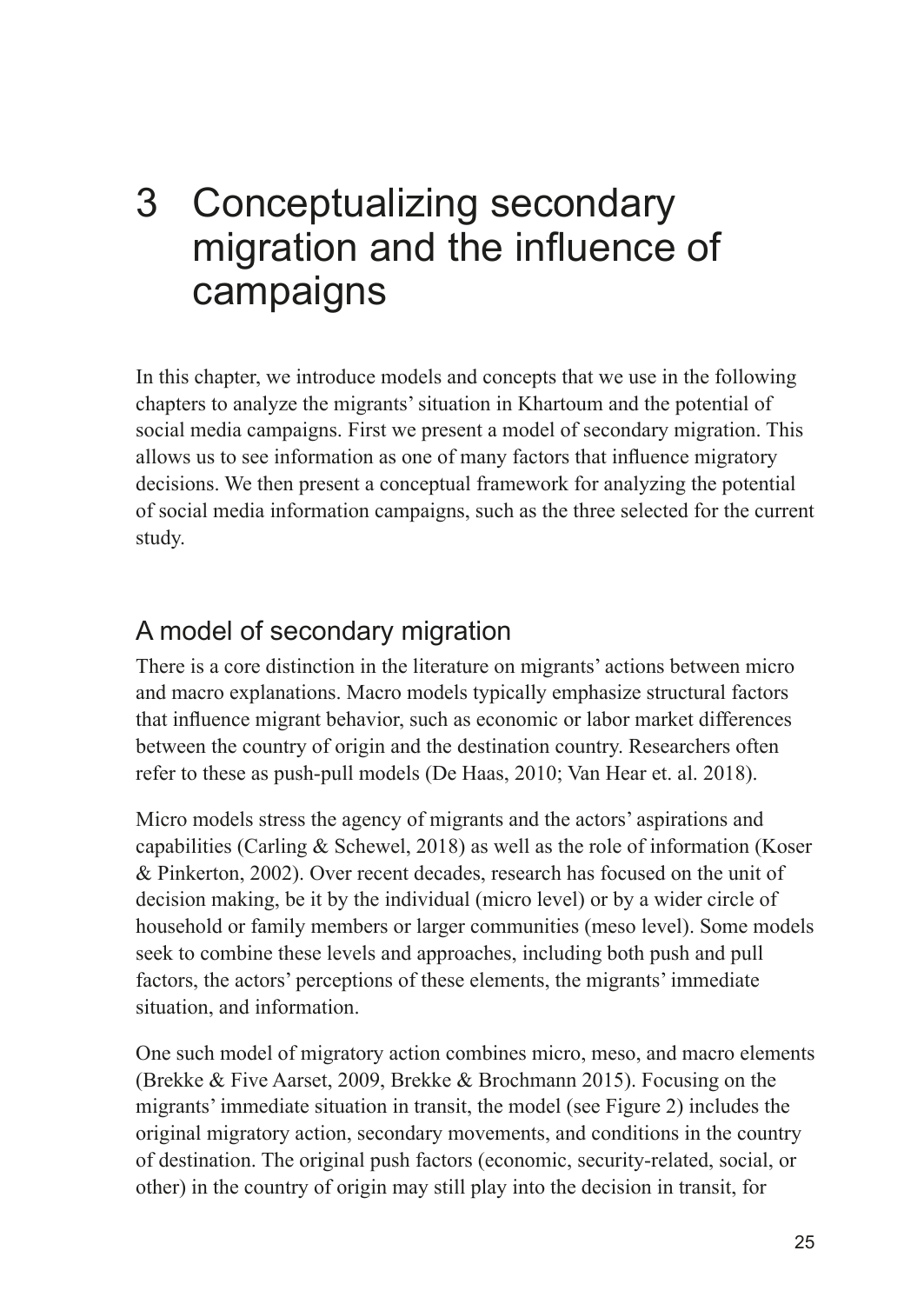# 3 Conceptualizing secondary migration and the influence of campaigns

In this chapter, we introduce models and concepts that we use in the following chapters to analyze the migrants' situation in Khartoum and the potential of social media campaigns. First we present a model of secondary migration. This allows us to see information as one of many factors that influence migratory decisions. We then present a conceptual framework for analyzing the potential of social media information campaigns, such as the three selected for the current study.

## A model of secondary migration

There is a core distinction in the literature on migrants' actions between micro and macro explanations. Macro models typically emphasize structural factors that influence migrant behavior, such as economic or labor market differences between the country of origin and the destination country. Researchers often refer to these as push-pull models (De Haas, 2010; Van Hear et. al. 2018).

Micro models stress the agency of migrants and the actors' aspirations and capabilities (Carling & Schewel, 2018) as well as the role of information (Koser & Pinkerton, 2002). Over recent decades, research has focused on the unit of decision making, be it by the individual (micro level) or by a wider circle of household or family members or larger communities (meso level). Some models seek to combine these levels and approaches, including both push and pull factors, the actors' perceptions of these elements, the migrants' immediate situation, and information.

One such model of migratory action combines micro, meso, and macro elements (Brekke & Five Aarset, 2009, Brekke & Brochmann 2015). Focusing on the migrants' immediate situation in transit, the model (see Figure 2) includes the original migratory action, secondary movements, and conditions in the country of destination. The original push factors (economic, security-related, social, or other) in the country of origin may still play into the decision in transit, for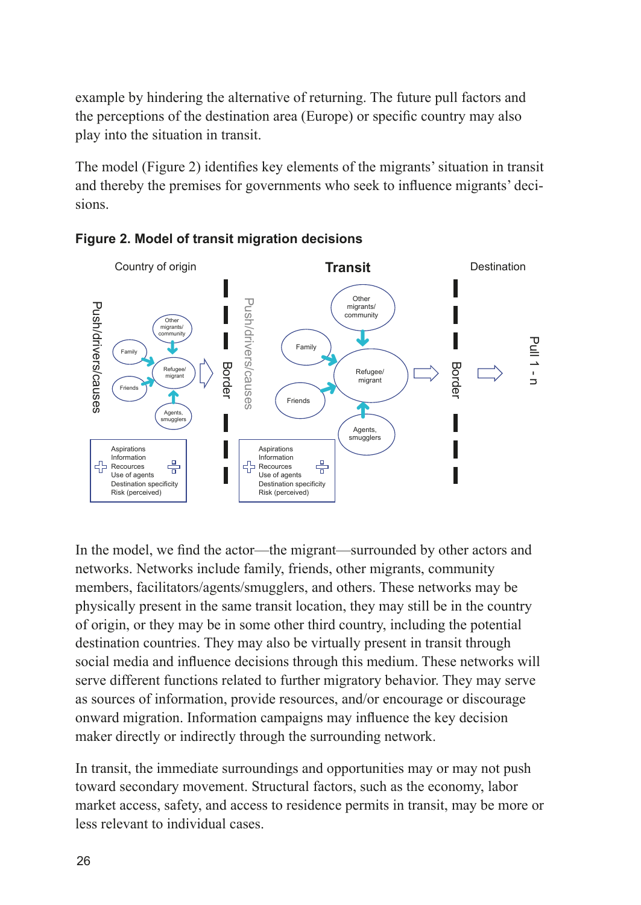example by hindering the alternative of returning. The future pull factors and the perceptions of the destination area (Europe) or specific country may also play into the situation in transit.

The model (Figure 2) identifies key elements of the migrants' situation in transit and thereby the premises for governments who seek to influence migrants' decisions.

**Figure 2. Model of transit migration decisions**

Country of origin | **Transit** | Destination

Push/drivers/causes | Border | Push/drivers/causes | Border | Pull 1 - n

Other migrants/ community; Family; Friends; Refugee/ migrant; Agents, smugglers

Aspirations
Information
Recources
Use of agents
Destination specificity
Risk (perceived)

In the model, we find the actor—the migrant—surrounded by other actors and networks. Networks include family, friends, other migrants, community members, facilitators/agents/smugglers, and others. These networks may be physically present in the same transit location, they may still be in the country of origin, or they may be in some other third country, including the potential destination countries. They may also be virtually present in transit through social media and influence decisions through this medium. These networks will serve different functions related to further migratory behavior. They may serve as sources of information, provide resources, and/or encourage or discourage onward migration. Information campaigns may influence the key decision maker directly or indirectly through the surrounding network.

In transit, the immediate surroundings and opportunities may or may not push toward secondary movement. Structural factors, such as the economy, labor market access, safety, and access to residence permits in transit, may be more or less relevant to individual cases.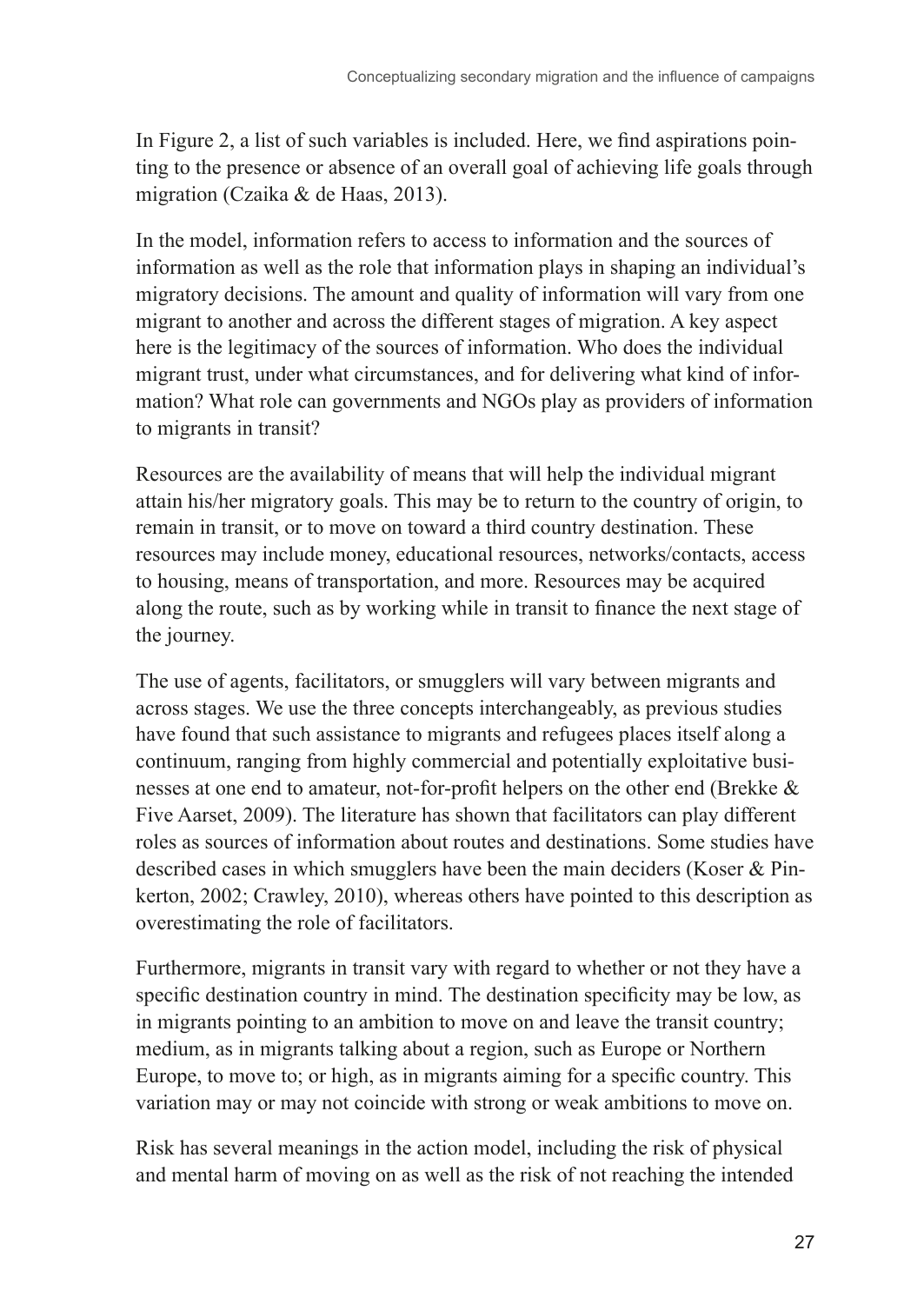In Figure 2, a list of such variables is included. Here, we find aspirations pointing to the presence or absence of an overall goal of achieving life goals through migration (Czaika & de Haas, 2013).

In the model, information refers to access to information and the sources of information as well as the role that information plays in shaping an individual's migratory decisions. The amount and quality of information will vary from one migrant to another and across the different stages of migration. A key aspect here is the legitimacy of the sources of information. Who does the individual migrant trust, under what circumstances, and for delivering what kind of information? What role can governments and NGOs play as providers of information to migrants in transit?

Resources are the availability of means that will help the individual migrant attain his/her migratory goals. This may be to return to the country of origin, to remain in transit, or to move on toward a third country destination. These resources may include money, educational resources, networks/contacts, access to housing, means of transportation, and more. Resources may be acquired along the route, such as by working while in transit to finance the next stage of the journey.

The use of agents, facilitators, or smugglers will vary between migrants and across stages. We use the three concepts interchangeably, as previous studies have found that such assistance to migrants and refugees places itself along a continuum, ranging from highly commercial and potentially exploitative businesses at one end to amateur, not-for-profit helpers on the other end (Brekke & Five Aarset, 2009). The literature has shown that facilitators can play different roles as sources of information about routes and destinations. Some studies have described cases in which smugglers have been the main deciders (Koser & Pinkerton, 2002; Crawley, 2010), whereas others have pointed to this description as overestimating the role of facilitators.

Furthermore, migrants in transit vary with regard to whether or not they have a specific destination country in mind. The destination specificity may be low, as in migrants pointing to an ambition to move on and leave the transit country; medium, as in migrants talking about a region, such as Europe or Northern Europe, to move to; or high, as in migrants aiming for a specific country. This variation may or may not coincide with strong or weak ambitions to move on.

Risk has several meanings in the action model, including the risk of physical and mental harm of moving on as well as the risk of not reaching the intended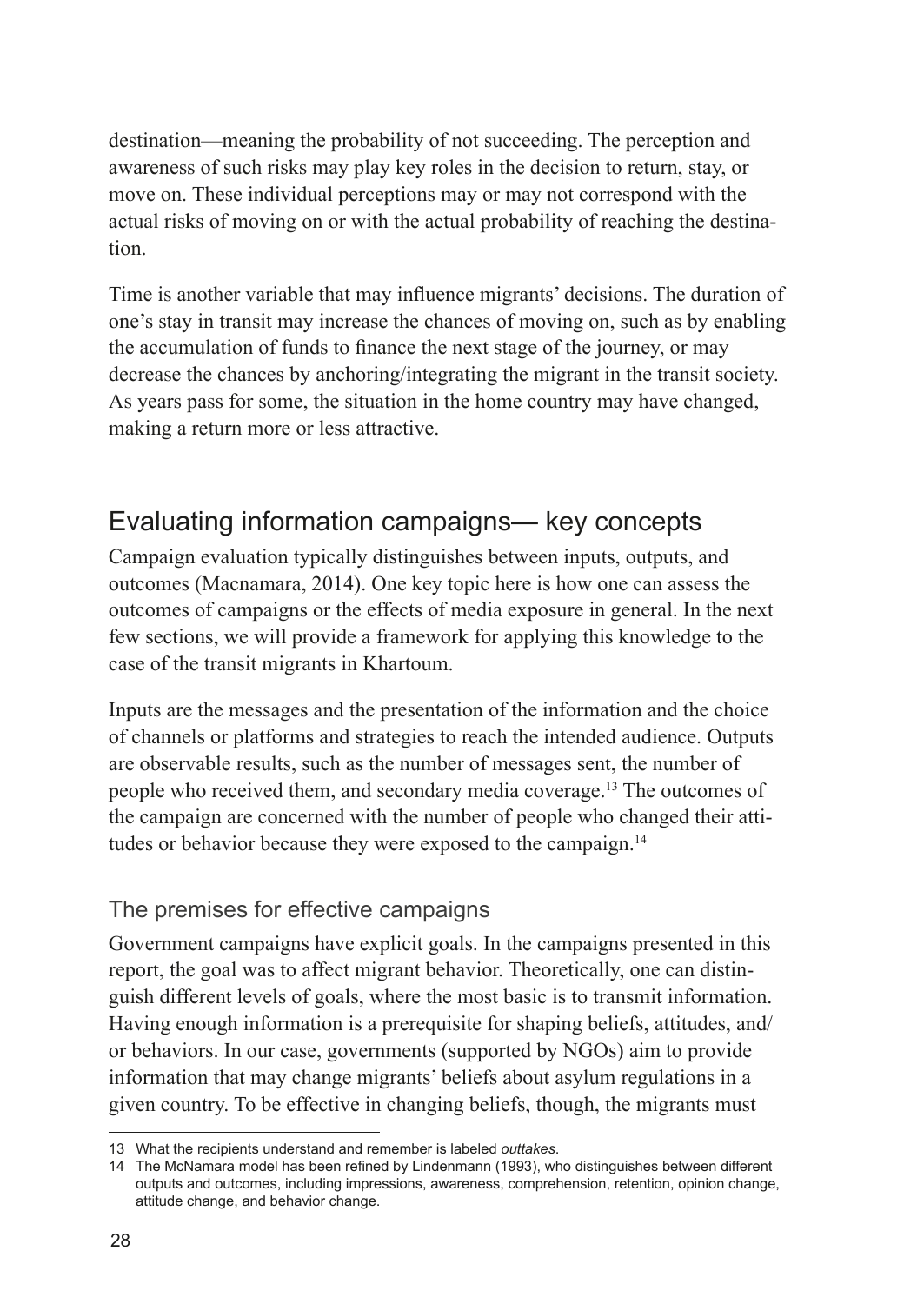destination—meaning the probability of not succeeding. The perception and awareness of such risks may play key roles in the decision to return, stay, or move on. These individual perceptions may or may not correspond with the actual risks of moving on or with the actual probability of reaching the destination.

Time is another variable that may influence migrants' decisions. The duration of one's stay in transit may increase the chances of moving on, such as by enabling the accumulation of funds to finance the next stage of the journey, or may decrease the chances by anchoring/integrating the migrant in the transit society. As years pass for some, the situation in the home country may have changed, making a return more or less attractive.

## Evaluating information campaigns— key concepts

Campaign evaluation typically distinguishes between inputs, outputs, and outcomes (Macnamara, 2014). One key topic here is how one can assess the outcomes of campaigns or the effects of media exposure in general. In the next few sections, we will provide a framework for applying this knowledge to the case of the transit migrants in Khartoum.

Inputs are the messages and the presentation of the information and the choice of channels or platforms and strategies to reach the intended audience. Outputs are observable results, such as the number of messages sent, the number of people who received them, and secondary media coverage.[13] The outcomes of the campaign are concerned with the number of people who changed their attitudes or behavior because they were exposed to the campaign.[14]

### The premises for effective campaigns

Government campaigns have explicit goals. In the campaigns presented in this report, the goal was to affect migrant behavior. Theoretically, one can distinguish different levels of goals, where the most basic is to transmit information. Having enough information is a prerequisite for shaping beliefs, attitudes, and/or behaviors. In our case, governments (supported by NGOs) aim to provide information that may change migrants' beliefs about asylum regulations in a given country. To be effective in changing beliefs, though, the migrants must

---

13 What the recipients understand and remember is labeled *outtakes*.

14 The McNamara model has been refined by Lindenmann (1993), who distinguishes between different outputs and outcomes, including impressions, awareness, comprehension, retention, opinion change, attitude change, and behavior change.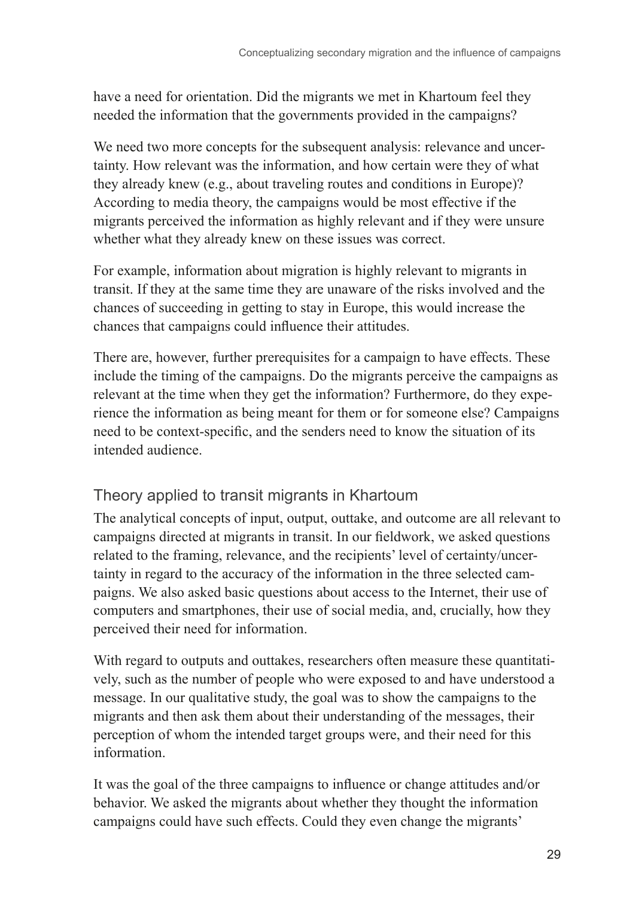have a need for orientation. Did the migrants we met in Khartoum feel they needed the information that the governments provided in the campaigns?

We need two more concepts for the subsequent analysis: relevance and uncertainty. How relevant was the information, and how certain were they of what they already knew (e.g., about traveling routes and conditions in Europe)? According to media theory, the campaigns would be most effective if the migrants perceived the information as highly relevant and if they were unsure whether what they already knew on these issues was correct.

For example, information about migration is highly relevant to migrants in transit. If they at the same time they are unaware of the risks involved and the chances of succeeding in getting to stay in Europe, this would increase the chances that campaigns could influence their attitudes.

There are, however, further prerequisites for a campaign to have effects. These include the timing of the campaigns. Do the migrants perceive the campaigns as relevant at the time when they get the information? Furthermore, do they experience the information as being meant for them or for someone else? Campaigns need to be context-specific, and the senders need to know the situation of its intended audience.

## Theory applied to transit migrants in Khartoum

The analytical concepts of input, output, outtake, and outcome are all relevant to campaigns directed at migrants in transit. In our fieldwork, we asked questions related to the framing, relevance, and the recipients' level of certainty/uncertainty in regard to the accuracy of the information in the three selected campaigns. We also asked basic questions about access to the Internet, their use of computers and smartphones, their use of social media, and, crucially, how they perceived their need for information.

With regard to outputs and outtakes, researchers often measure these quantitatively, such as the number of people who were exposed to and have understood a message. In our qualitative study, the goal was to show the campaigns to the migrants and then ask them about their understanding of the messages, their perception of whom the intended target groups were, and their need for this information.

It was the goal of the three campaigns to influence or change attitudes and/or behavior. We asked the migrants about whether they thought the information campaigns could have such effects. Could they even change the migrants'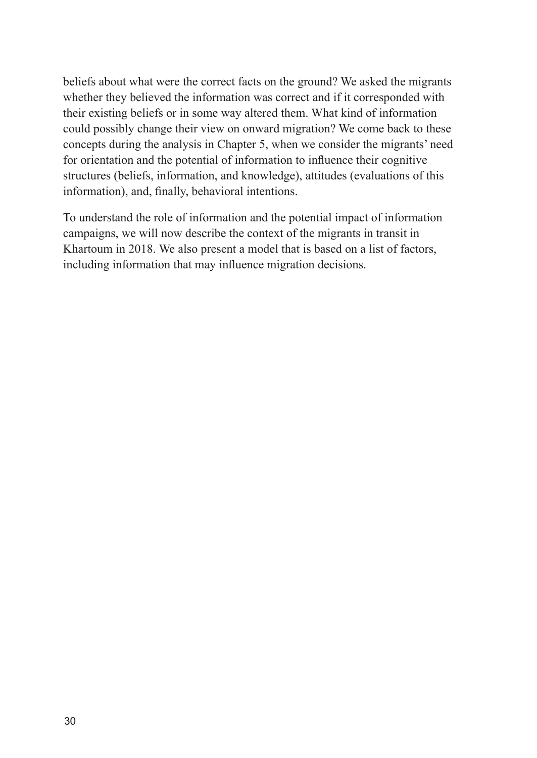beliefs about what were the correct facts on the ground? We asked the migrants whether they believed the information was correct and if it corresponded with their existing beliefs or in some way altered them. What kind of information could possibly change their view on onward migration? We come back to these concepts during the analysis in Chapter 5, when we consider the migrants' need for orientation and the potential of information to influence their cognitive structures (beliefs, information, and knowledge), attitudes (evaluations of this information), and, finally, behavioral intentions.

To understand the role of information and the potential impact of information campaigns, we will now describe the context of the migrants in transit in Khartoum in 2018. We also present a model that is based on a list of factors, including information that may influence migration decisions.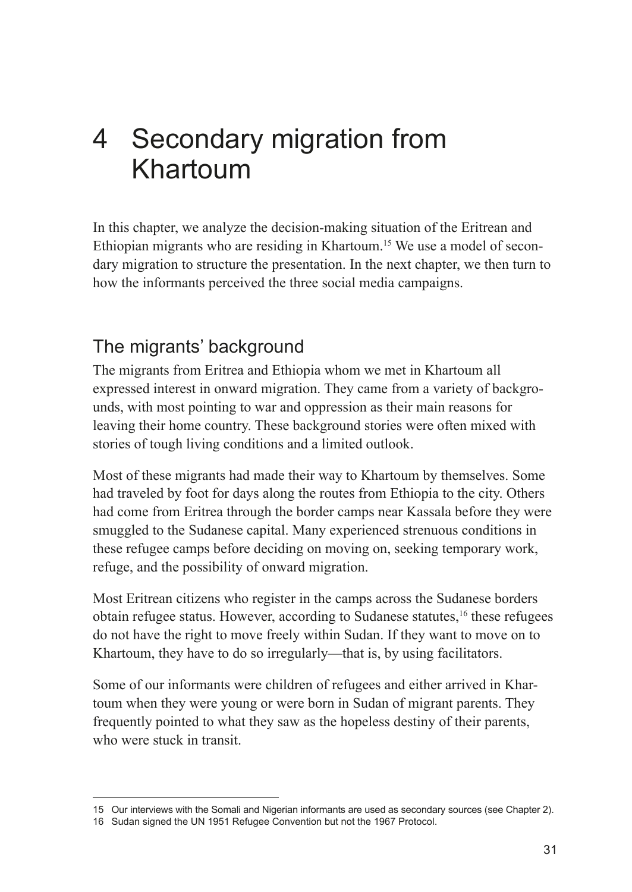# 4 Secondary migration from Khartoum

In this chapter, we analyze the decision-making situation of the Eritrean and Ethiopian migrants who are residing in Khartoum.[15] We use a model of secondary migration to structure the presentation. In the next chapter, we then turn to how the informants perceived the three social media campaigns.

## The migrants' background

The migrants from Eritrea and Ethiopia whom we met in Khartoum all expressed interest in onward migration. They came from a variety of backgrounds, with most pointing to war and oppression as their main reasons for leaving their home country. These background stories were often mixed with stories of tough living conditions and a limited outlook.

Most of these migrants had made their way to Khartoum by themselves. Some had traveled by foot for days along the routes from Ethiopia to the city. Others had come from Eritrea through the border camps near Kassala before they were smuggled to the Sudanese capital. Many experienced strenuous conditions in these refugee camps before deciding on moving on, seeking temporary work, refuge, and the possibility of onward migration.

Most Eritrean citizens who register in the camps across the Sudanese borders obtain refugee status. However, according to Sudanese statutes,[16] these refugees do not have the right to move freely within Sudan. If they want to move on to Khartoum, they have to do so irregularly—that is, by using facilitators.

Some of our informants were children of refugees and either arrived in Khartoum when they were young or were born in Sudan of migrant parents. They frequently pointed to what they saw as the hopeless destiny of their parents, who were stuck in transit.

---

15 Our interviews with the Somali and Nigerian informants are used as secondary sources (see Chapter 2).

16 Sudan signed the UN 1951 Refugee Convention but not the 1967 Protocol.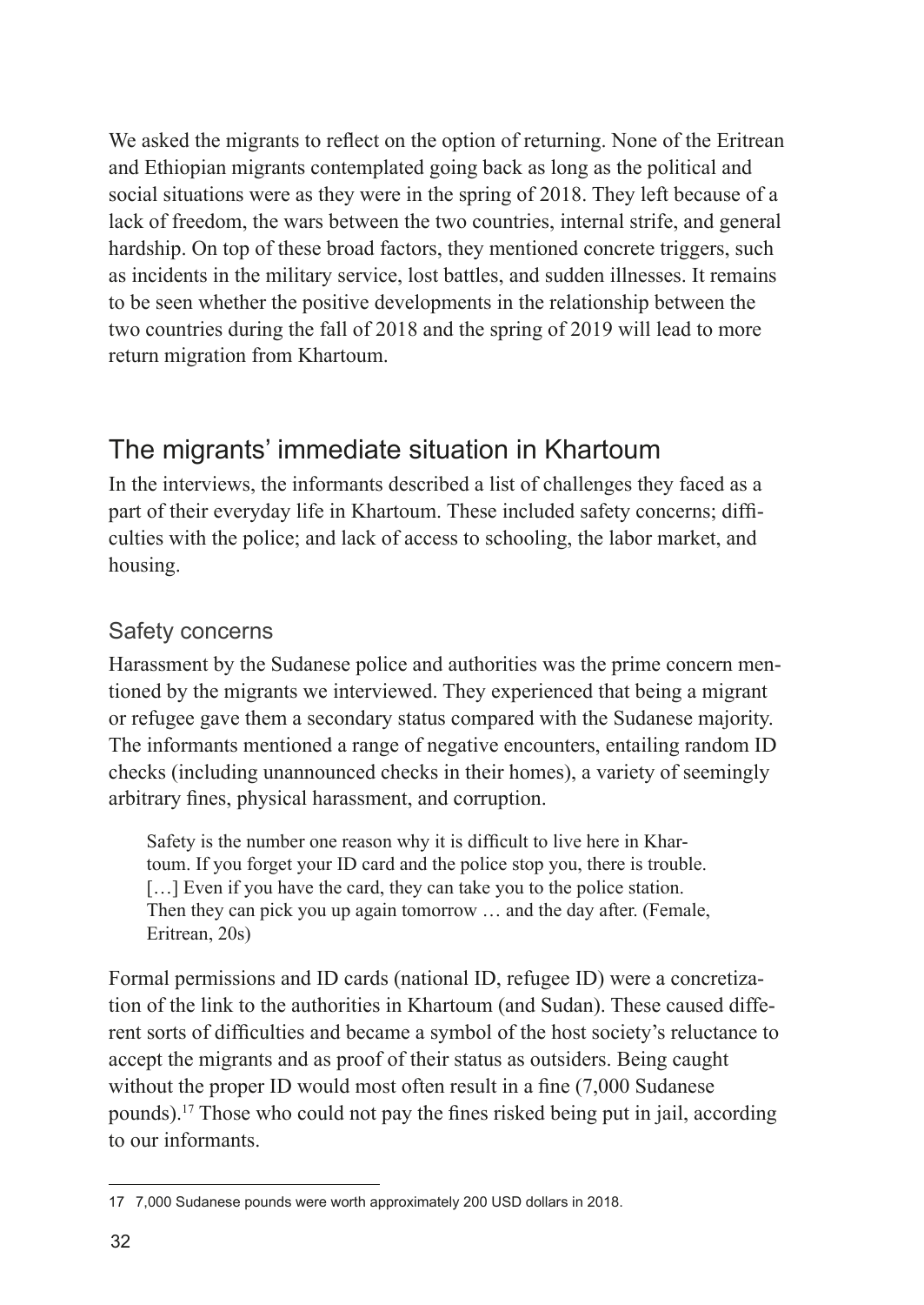We asked the migrants to reflect on the option of returning. None of the Eritrean and Ethiopian migrants contemplated going back as long as the political and social situations were as they were in the spring of 2018. They left because of a lack of freedom, the wars between the two countries, internal strife, and general hardship. On top of these broad factors, they mentioned concrete triggers, such as incidents in the military service, lost battles, and sudden illnesses. It remains to be seen whether the positive developments in the relationship between the two countries during the fall of 2018 and the spring of 2019 will lead to more return migration from Khartoum.

## The migrants' immediate situation in Khartoum

In the interviews, the informants described a list of challenges they faced as a part of their everyday life in Khartoum. These included safety concerns; difficulties with the police; and lack of access to schooling, the labor market, and housing.

### Safety concerns

Harassment by the Sudanese police and authorities was the prime concern mentioned by the migrants we interviewed. They experienced that being a migrant or refugee gave them a secondary status compared with the Sudanese majority. The informants mentioned a range of negative encounters, entailing random ID checks (including unannounced checks in their homes), a variety of seemingly arbitrary fines, physical harassment, and corruption.

> Safety is the number one reason why it is difficult to live here in Khartoum. If you forget your ID card and the police stop you, there is trouble. [...] Even if you have the card, they can take you to the police station. Then they can pick you up again tomorrow ... and the day after. (Female, Eritrean, 20s)

Formal permissions and ID cards (national ID, refugee ID) were a concretization of the link to the authorities in Khartoum (and Sudan). These caused different sorts of difficulties and became a symbol of the host society's reluctance to accept the migrants and as proof of their status as outsiders. Being caught without the proper ID would most often result in a fine (7,000 Sudanese pounds).[17] Those who could not pay the fines risked being put in jail, according to our informants.

---

17 7,000 Sudanese pounds were worth approximately 200 USD dollars in 2018.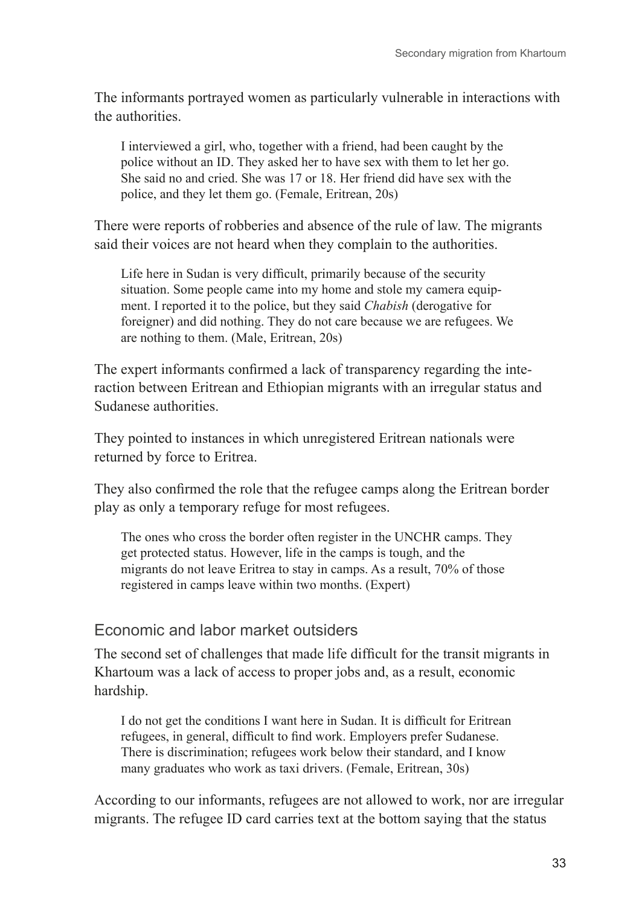The informants portrayed women as particularly vulnerable in interactions with the authorities.

> I interviewed a girl, who, together with a friend, had been caught by the police without an ID. They asked her to have sex with them to let her go. She said no and cried. She was 17 or 18. Her friend did have sex with the police, and they let them go. (Female, Eritrean, 20s)

There were reports of robberies and absence of the rule of law. The migrants said their voices are not heard when they complain to the authorities.

> Life here in Sudan is very difficult, primarily because of the security situation. Some people came into my home and stole my camera equipment. I reported it to the police, but they said *Chabish* (derogative for foreigner) and did nothing. They do not care because we are refugees. We are nothing to them. (Male, Eritrean, 20s)

The expert informants confirmed a lack of transparency regarding the interaction between Eritrean and Ethiopian migrants with an irregular status and Sudanese authorities.

They pointed to instances in which unregistered Eritrean nationals were returned by force to Eritrea.

They also confirmed the role that the refugee camps along the Eritrean border play as only a temporary refuge for most refugees.

> The ones who cross the border often register in the UNCHR camps. They get protected status. However, life in the camps is tough, and the migrants do not leave Eritrea to stay in camps. As a result, 70% of those registered in camps leave within two months. (Expert)

### Economic and labor market outsiders

The second set of challenges that made life difficult for the transit migrants in Khartoum was a lack of access to proper jobs and, as a result, economic hardship.

> I do not get the conditions I want here in Sudan. It is difficult for Eritrean refugees, in general, difficult to find work. Employers prefer Sudanese. There is discrimination; refugees work below their standard, and I know many graduates who work as taxi drivers. (Female, Eritrean, 30s)

According to our informants, refugees are not allowed to work, nor are irregular migrants. The refugee ID card carries text at the bottom saying that the status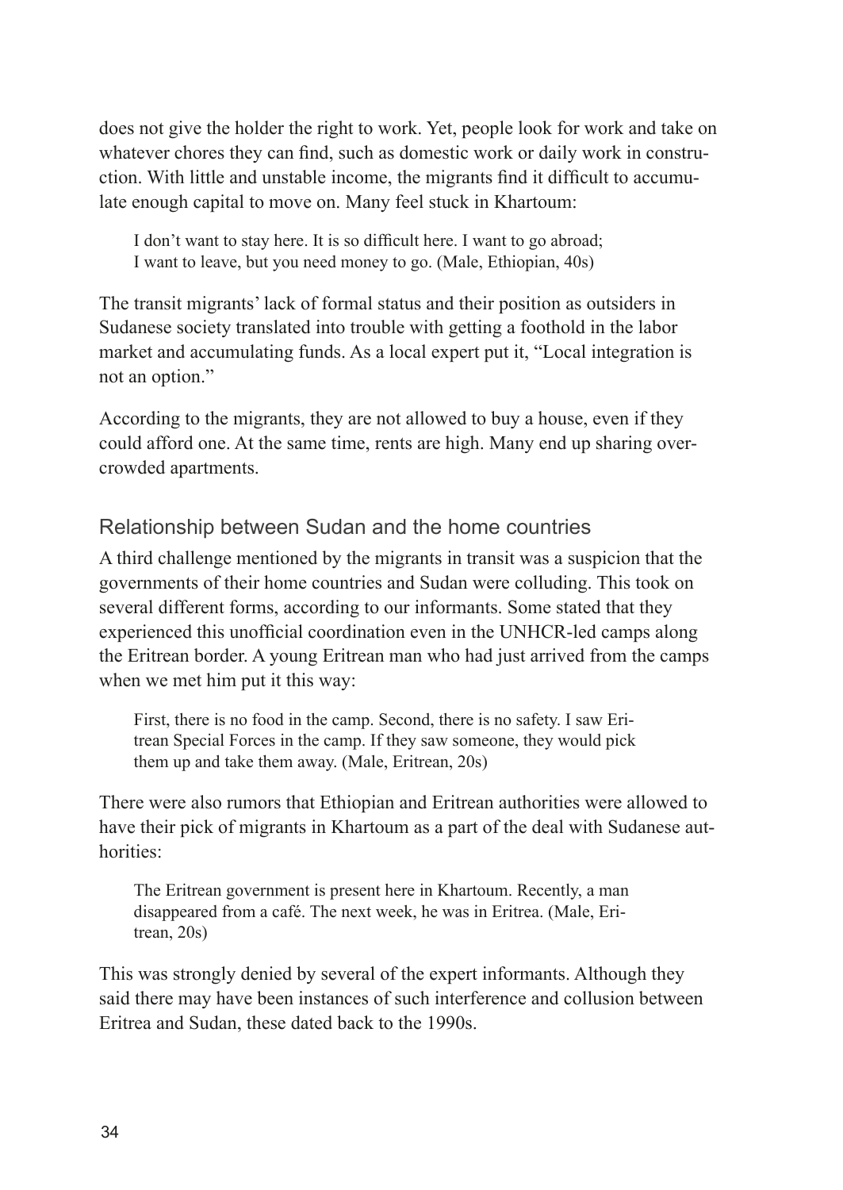does not give the holder the right to work. Yet, people look for work and take on whatever chores they can find, such as domestic work or daily work in construction. With little and unstable income, the migrants find it difficult to accumulate enough capital to move on. Many feel stuck in Khartoum:

> I don't want to stay here. It is so difficult here. I want to go abroad; I want to leave, but you need money to go. (Male, Ethiopian, 40s)

The transit migrants' lack of formal status and their position as outsiders in Sudanese society translated into trouble with getting a foothold in the labor market and accumulating funds. As a local expert put it, "Local integration is not an option."

According to the migrants, they are not allowed to buy a house, even if they could afford one. At the same time, rents are high. Many end up sharing overcrowded apartments.

### Relationship between Sudan and the home countries

A third challenge mentioned by the migrants in transit was a suspicion that the governments of their home countries and Sudan were colluding. This took on several different forms, according to our informants. Some stated that they experienced this unofficial coordination even in the UNHCR-led camps along the Eritrean border. A young Eritrean man who had just arrived from the camps when we met him put it this way:

> First, there is no food in the camp. Second, there is no safety. I saw Eritrean Special Forces in the camp. If they saw someone, they would pick them up and take them away. (Male, Eritrean, 20s)

There were also rumors that Ethiopian and Eritrean authorities were allowed to have their pick of migrants in Khartoum as a part of the deal with Sudanese authorities:

> The Eritrean government is present here in Khartoum. Recently, a man disappeared from a café. The next week, he was in Eritrea. (Male, Eritrean, 20s)

This was strongly denied by several of the expert informants. Although they said there may have been instances of such interference and collusion between Eritrea and Sudan, these dated back to the 1990s.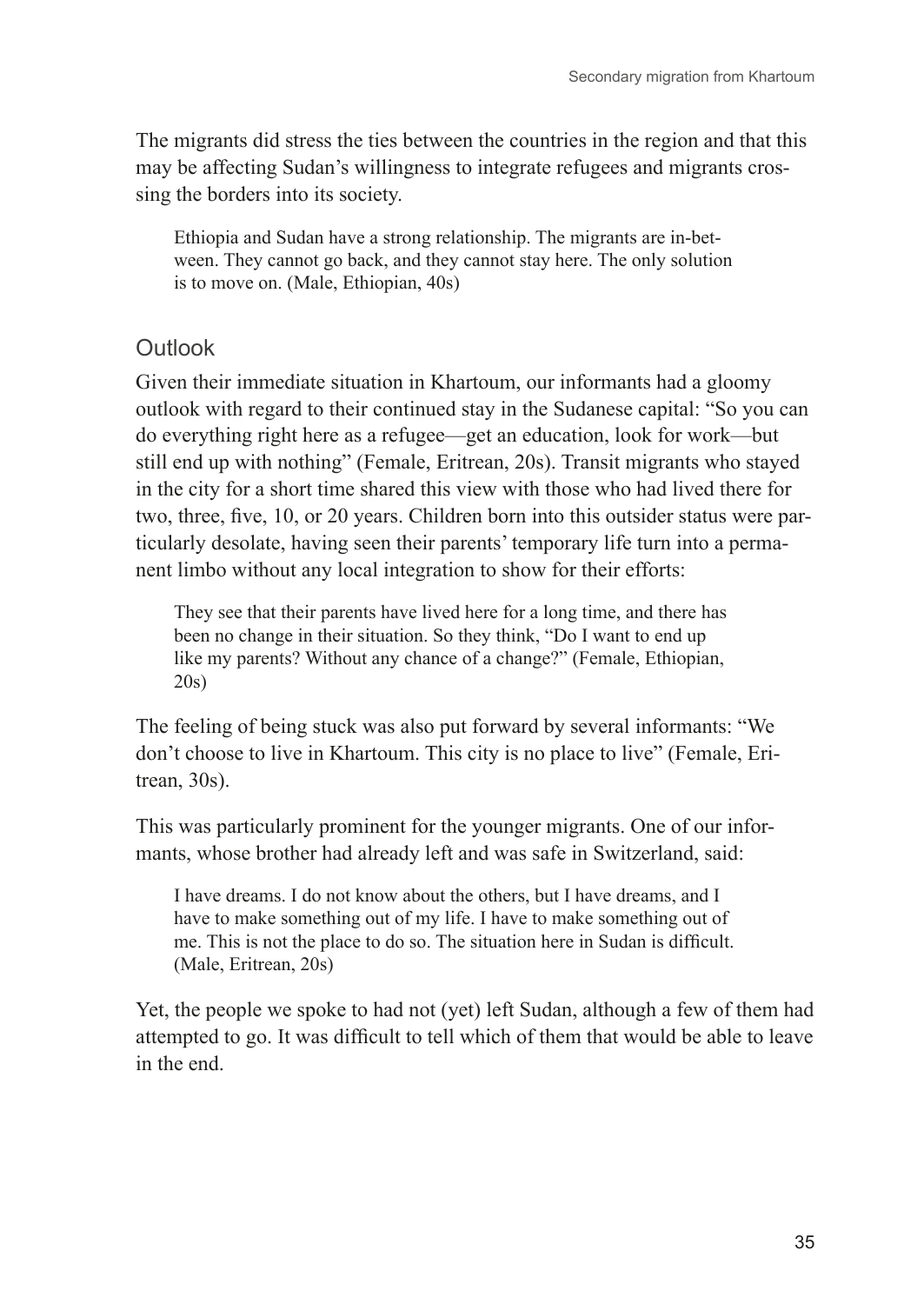The migrants did stress the ties between the countries in the region and that this may be affecting Sudan's willingness to integrate refugees and migrants crossing the borders into its society.

> Ethiopia and Sudan have a strong relationship. The migrants are in-between. They cannot go back, and they cannot stay here. The only solution is to move on. (Male, Ethiopian, 40s)

## Outlook

Given their immediate situation in Khartoum, our informants had a gloomy outlook with regard to their continued stay in the Sudanese capital: "So you can do everything right here as a refugee—get an education, look for work—but still end up with nothing" (Female, Eritrean, 20s). Transit migrants who stayed in the city for a short time shared this view with those who had lived there for two, three, five, 10, or 20 years. Children born into this outsider status were particularly desolate, having seen their parents' temporary life turn into a permanent limbo without any local integration to show for their efforts:

> They see that their parents have lived here for a long time, and there has been no change in their situation. So they think, "Do I want to end up like my parents? Without any chance of a change?" (Female, Ethiopian, 20s)

The feeling of being stuck was also put forward by several informants: "We don't choose to live in Khartoum. This city is no place to live" (Female, Eritrean, 30s).

This was particularly prominent for the younger migrants. One of our informants, whose brother had already left and was safe in Switzerland, said:

> I have dreams. I do not know about the others, but I have dreams, and I have to make something out of my life. I have to make something out of me. This is not the place to do so. The situation here in Sudan is difficult. (Male, Eritrean, 20s)

Yet, the people we spoke to had not (yet) left Sudan, although a few of them had attempted to go. It was difficult to tell which of them that would be able to leave in the end.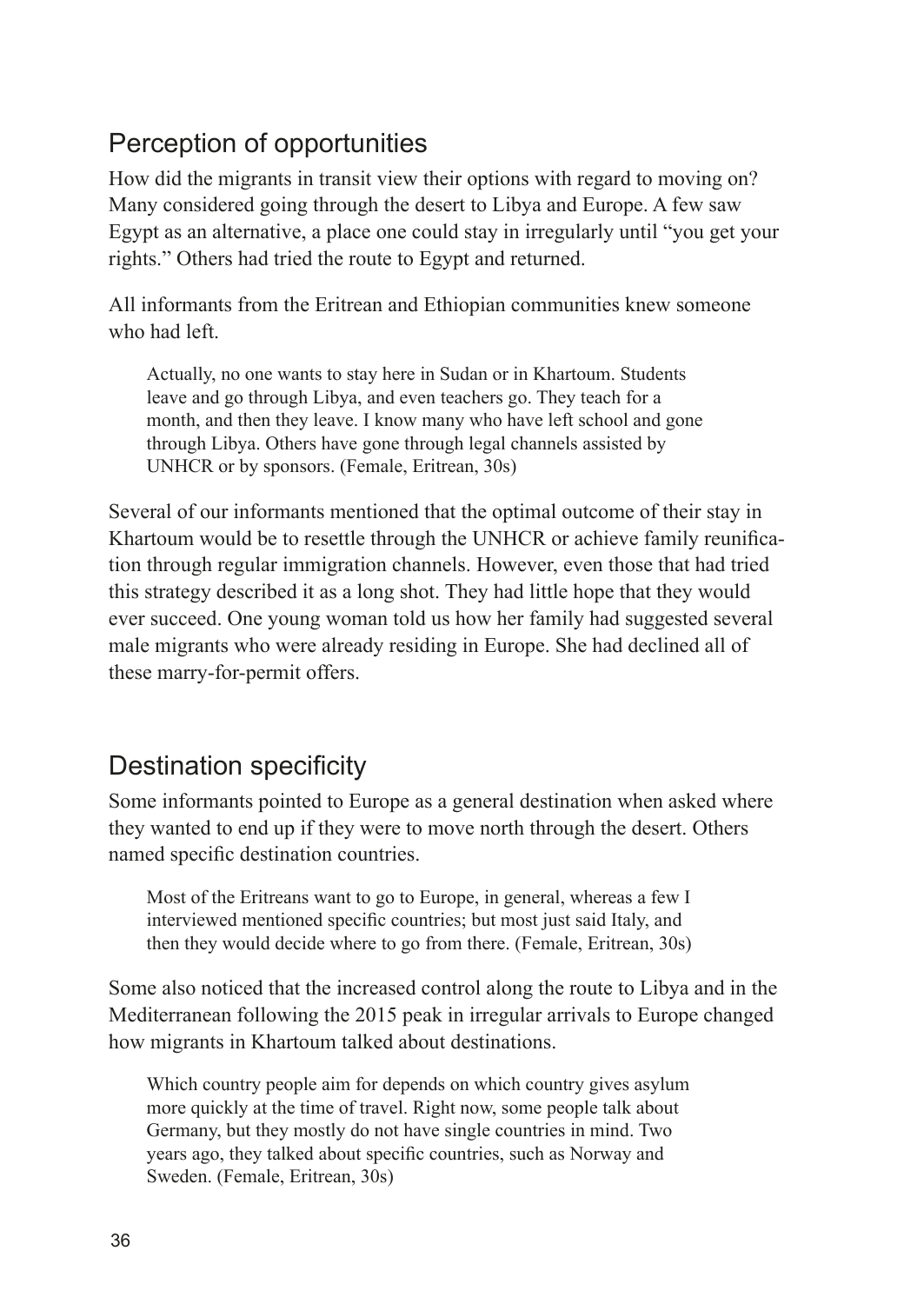## Perception of opportunities

How did the migrants in transit view their options with regard to moving on? Many considered going through the desert to Libya and Europe. A few saw Egypt as an alternative, a place one could stay in irregularly until "you get your rights." Others had tried the route to Egypt and returned.

All informants from the Eritrean and Ethiopian communities knew someone who had left.

> Actually, no one wants to stay here in Sudan or in Khartoum. Students leave and go through Libya, and even teachers go. They teach for a month, and then they leave. I know many who have left school and gone through Libya. Others have gone through legal channels assisted by UNHCR or by sponsors. (Female, Eritrean, 30s)

Several of our informants mentioned that the optimal outcome of their stay in Khartoum would be to resettle through the UNHCR or achieve family reunification through regular immigration channels. However, even those that had tried this strategy described it as a long shot. They had little hope that they would ever succeed. One young woman told us how her family had suggested several male migrants who were already residing in Europe. She had declined all of these marry-for-permit offers.

## Destination specificity

Some informants pointed to Europe as a general destination when asked where they wanted to end up if they were to move north through the desert. Others named specific destination countries.

> Most of the Eritreans want to go to Europe, in general, whereas a few I interviewed mentioned specific countries; but most just said Italy, and then they would decide where to go from there. (Female, Eritrean, 30s)

Some also noticed that the increased control along the route to Libya and in the Mediterranean following the 2015 peak in irregular arrivals to Europe changed how migrants in Khartoum talked about destinations.

> Which country people aim for depends on which country gives asylum more quickly at the time of travel. Right now, some people talk about Germany, but they mostly do not have single countries in mind. Two years ago, they talked about specific countries, such as Norway and Sweden. (Female, Eritrean, 30s)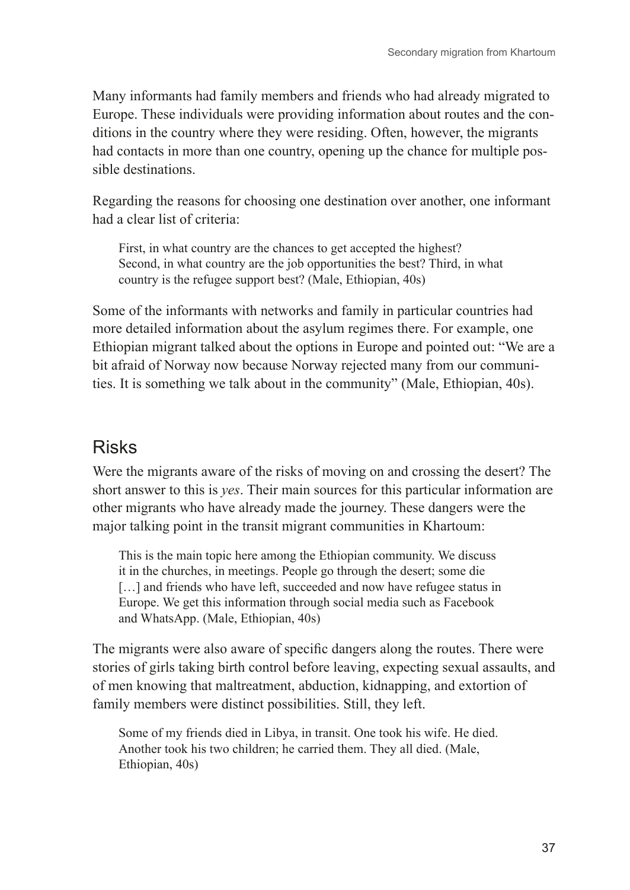Many informants had family members and friends who had already migrated to Europe. These individuals were providing information about routes and the conditions in the country where they were residing. Often, however, the migrants had contacts in more than one country, opening up the chance for multiple possible destinations.

Regarding the reasons for choosing one destination over another, one informant had a clear list of criteria:

> First, in what country are the chances to get accepted the highest? Second, in what country are the job opportunities the best? Third, in what country is the refugee support best? (Male, Ethiopian, 40s)

Some of the informants with networks and family in particular countries had more detailed information about the asylum regimes there. For example, one Ethiopian migrant talked about the options in Europe and pointed out: "We are a bit afraid of Norway now because Norway rejected many from our communities. It is something we talk about in the community" (Male, Ethiopian, 40s).

## Risks

Were the migrants aware of the risks of moving on and crossing the desert? The short answer to this is *yes*. Their main sources for this particular information are other migrants who have already made the journey. These dangers were the major talking point in the transit migrant communities in Khartoum:

> This is the main topic here among the Ethiopian community. We discuss it in the churches, in meetings. People go through the desert; some die […] and friends who have left, succeeded and now have refugee status in Europe. We get this information through social media such as Facebook and WhatsApp. (Male, Ethiopian, 40s)

The migrants were also aware of specific dangers along the routes. There were stories of girls taking birth control before leaving, expecting sexual assaults, and of men knowing that maltreatment, abduction, kidnapping, and extortion of family members were distinct possibilities. Still, they left.

> Some of my friends died in Libya, in transit. One took his wife. He died. Another took his two children; he carried them. They all died. (Male, Ethiopian, 40s)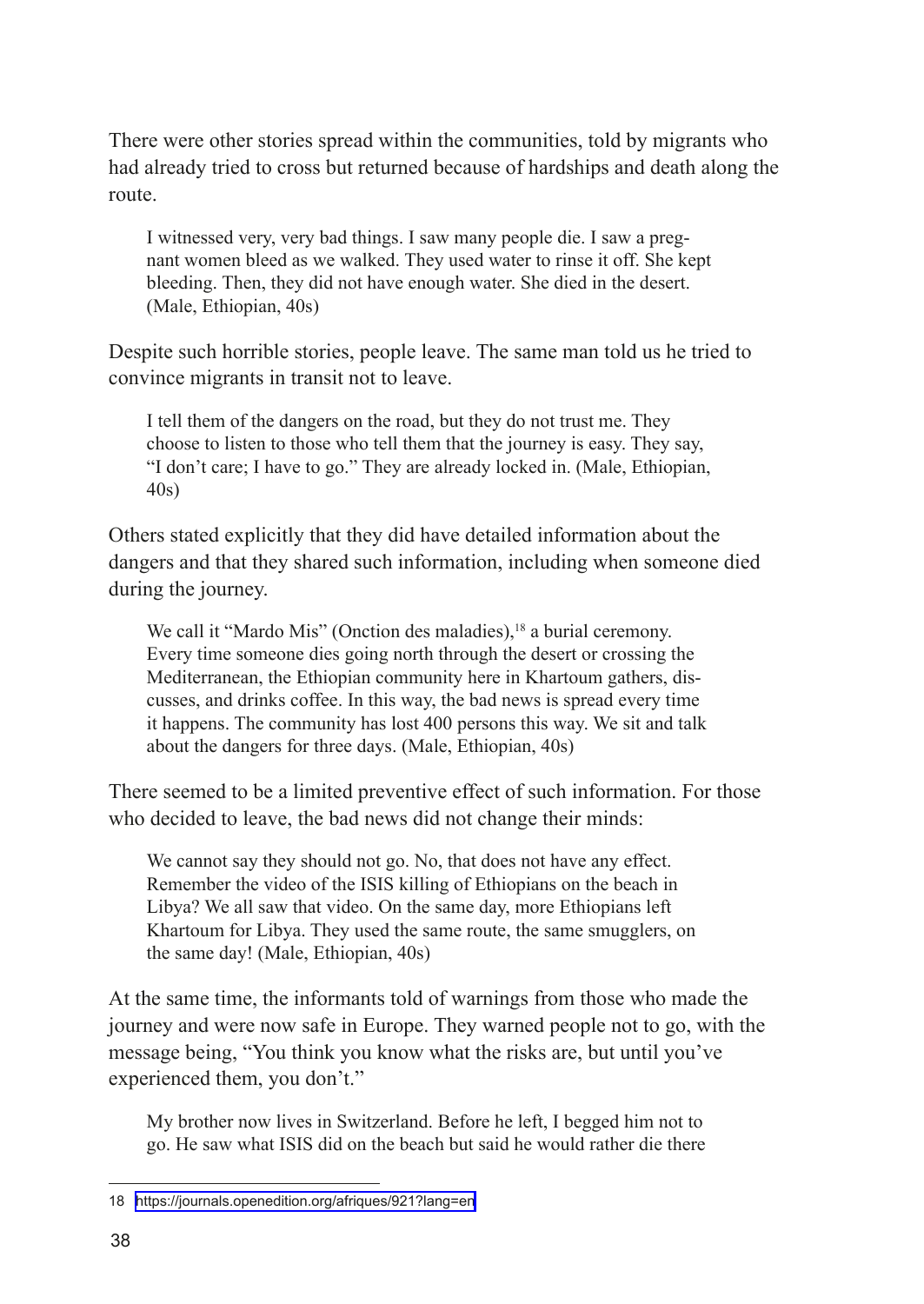There were other stories spread within the communities, told by migrants who had already tried to cross but returned because of hardships and death along the route.

> I witnessed very, very bad things. I saw many people die. I saw a pregnant women bleed as we walked. They used water to rinse it off. She kept bleeding. Then, they did not have enough water. She died in the desert. (Male, Ethiopian, 40s)

Despite such horrible stories, people leave. The same man told us he tried to convince migrants in transit not to leave.

> I tell them of the dangers on the road, but they do not trust me. They choose to listen to those who tell them that the journey is easy. They say, "I don't care; I have to go." They are already locked in. (Male, Ethiopian, 40s)

Others stated explicitly that they did have detailed information about the dangers and that they shared such information, including when someone died during the journey.

> We call it "Mardo Mis" (Onction des maladies),[18] a burial ceremony. Every time someone dies going north through the desert or crossing the Mediterranean, the Ethiopian community here in Khartoum gathers, discusses, and drinks coffee. In this way, the bad news is spread every time it happens. The community has lost 400 persons this way. We sit and talk about the dangers for three days. (Male, Ethiopian, 40s)

There seemed to be a limited preventive effect of such information. For those who decided to leave, the bad news did not change their minds:

> We cannot say they should not go. No, that does not have any effect. Remember the video of the ISIS killing of Ethiopians on the beach in Libya? We all saw that video. On the same day, more Ethiopians left Khartoum for Libya. They used the same route, the same smugglers, on the same day! (Male, Ethiopian, 40s)

At the same time, the informants told of warnings from those who made the journey and were now safe in Europe. They warned people not to go, with the message being, "You think you know what the risks are, but until you've experienced them, you don't."

> My brother now lives in Switzerland. Before he left, I begged him not to go. He saw what ISIS did on the beach but said he would rather die there

18 https://journals.openedition.org/afriques/921?lang=en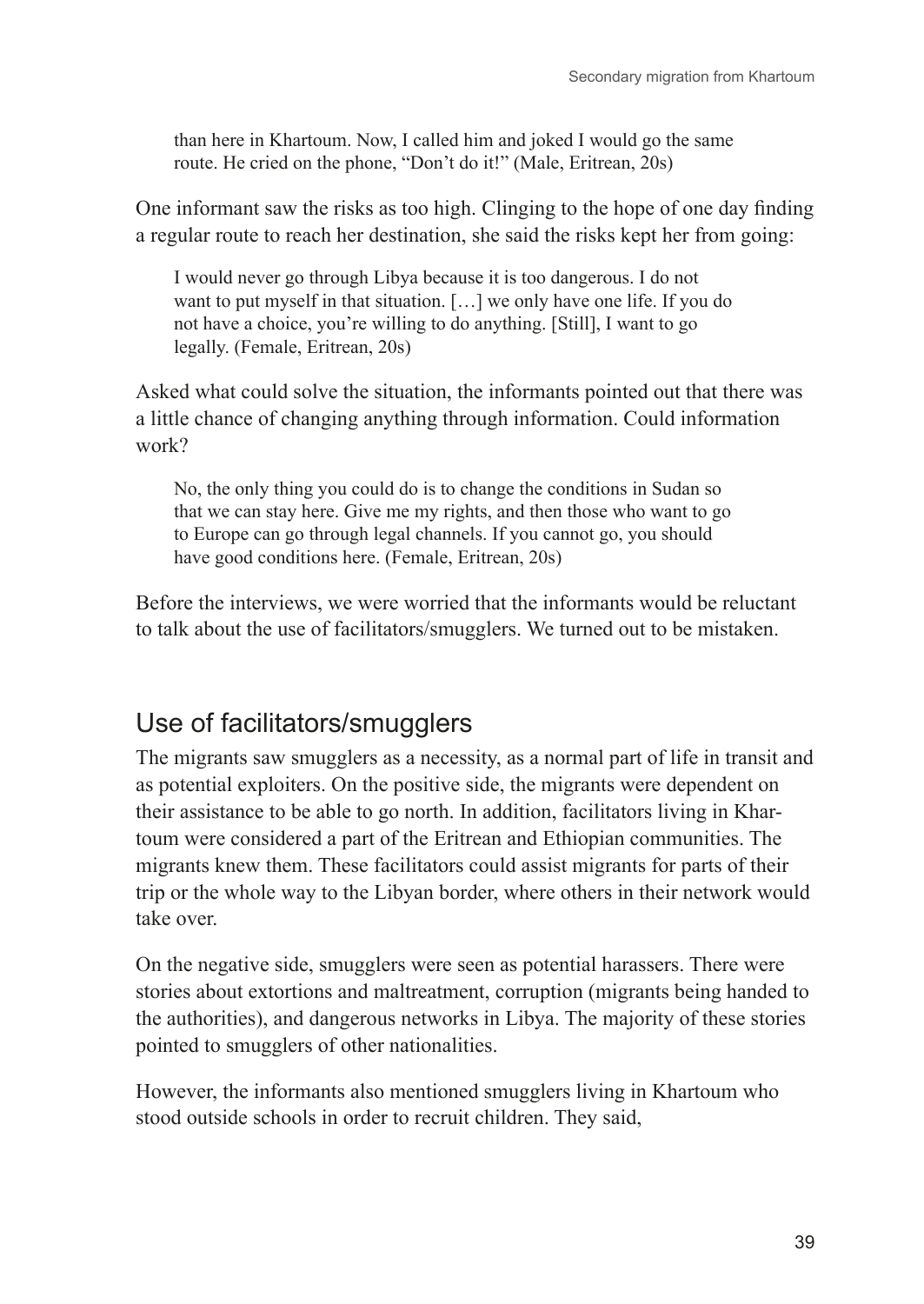> than here in Khartoum. Now, I called him and joked I would go the same route. He cried on the phone, "Don't do it!" (Male, Eritrean, 20s)

One informant saw the risks as too high. Clinging to the hope of one day finding a regular route to reach her destination, she said the risks kept her from going:

> I would never go through Libya because it is too dangerous. I do not want to put myself in that situation. […] we only have one life. If you do not have a choice, you're willing to do anything. [Still], I want to go legally. (Female, Eritrean, 20s)

Asked what could solve the situation, the informants pointed out that there was a little chance of changing anything through information. Could information work?

> No, the only thing you could do is to change the conditions in Sudan so that we can stay here. Give me my rights, and then those who want to go to Europe can go through legal channels. If you cannot go, you should have good conditions here. (Female, Eritrean, 20s)

Before the interviews, we were worried that the informants would be reluctant to talk about the use of facilitators/smugglers. We turned out to be mistaken.

## Use of facilitators/smugglers

The migrants saw smugglers as a necessity, as a normal part of life in transit and as potential exploiters. On the positive side, the migrants were dependent on their assistance to be able to go north. In addition, facilitators living in Khartoum were considered a part of the Eritrean and Ethiopian communities. The migrants knew them. These facilitators could assist migrants for parts of their trip or the whole way to the Libyan border, where others in their network would take over.

On the negative side, smugglers were seen as potential harassers. There were stories about extortions and maltreatment, corruption (migrants being handed to the authorities), and dangerous networks in Libya. The majority of these stories pointed to smugglers of other nationalities.

However, the informants also mentioned smugglers living in Khartoum who stood outside schools in order to recruit children. They said,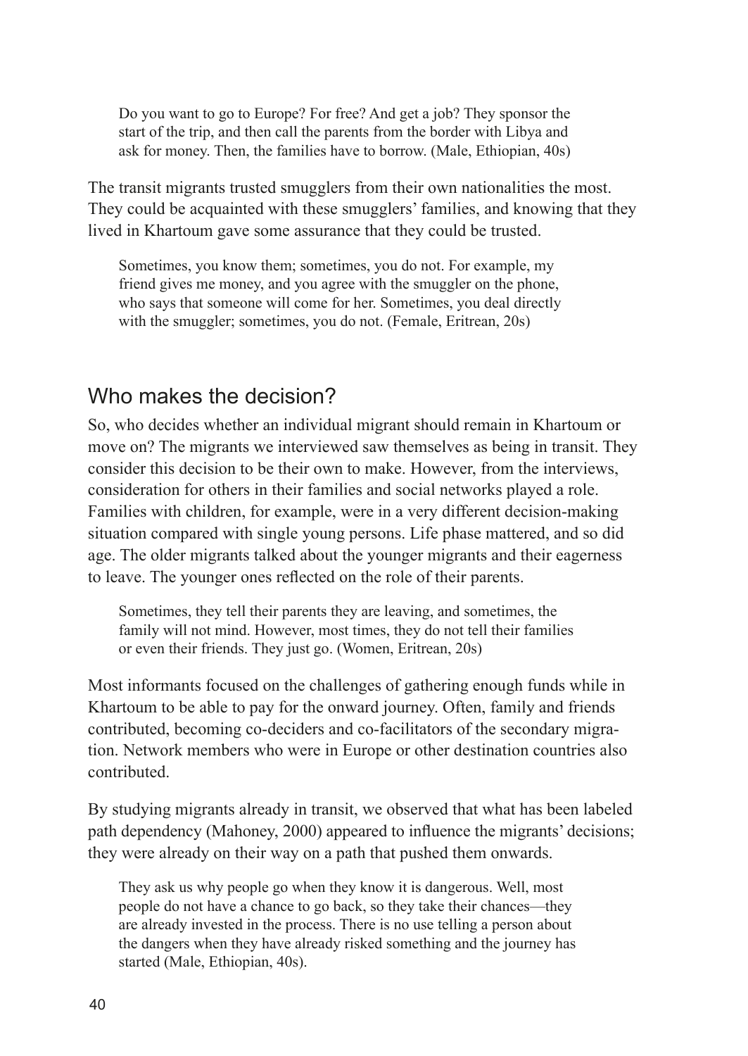> Do you want to go to Europe? For free? And get a job? They sponsor the start of the trip, and then call the parents from the border with Libya and ask for money. Then, the families have to borrow. (Male, Ethiopian, 40s)

The transit migrants trusted smugglers from their own nationalities the most. They could be acquainted with these smugglers' families, and knowing that they lived in Khartoum gave some assurance that they could be trusted.

> Sometimes, you know them; sometimes, you do not. For example, my friend gives me money, and you agree with the smuggler on the phone, who says that someone will come for her. Sometimes, you deal directly with the smuggler; sometimes, you do not. (Female, Eritrean, 20s)

## Who makes the decision?

So, who decides whether an individual migrant should remain in Khartoum or move on? The migrants we interviewed saw themselves as being in transit. They consider this decision to be their own to make. However, from the interviews, consideration for others in their families and social networks played a role. Families with children, for example, were in a very different decision-making situation compared with single young persons. Life phase mattered, and so did age. The older migrants talked about the younger migrants and their eagerness to leave. The younger ones reflected on the role of their parents.

> Sometimes, they tell their parents they are leaving, and sometimes, the family will not mind. However, most times, they do not tell their families or even their friends. They just go. (Women, Eritrean, 20s)

Most informants focused on the challenges of gathering enough funds while in Khartoum to be able to pay for the onward journey. Often, family and friends contributed, becoming co-deciders and co-facilitators of the secondary migration. Network members who were in Europe or other destination countries also contributed.

By studying migrants already in transit, we observed that what has been labeled path dependency (Mahoney, 2000) appeared to influence the migrants' decisions; they were already on their way on a path that pushed them onwards.

> They ask us why people go when they know it is dangerous. Well, most people do not have a chance to go back, so they take their chances—they are already invested in the process. There is no use telling a person about the dangers when they have already risked something and the journey has started (Male, Ethiopian, 40s).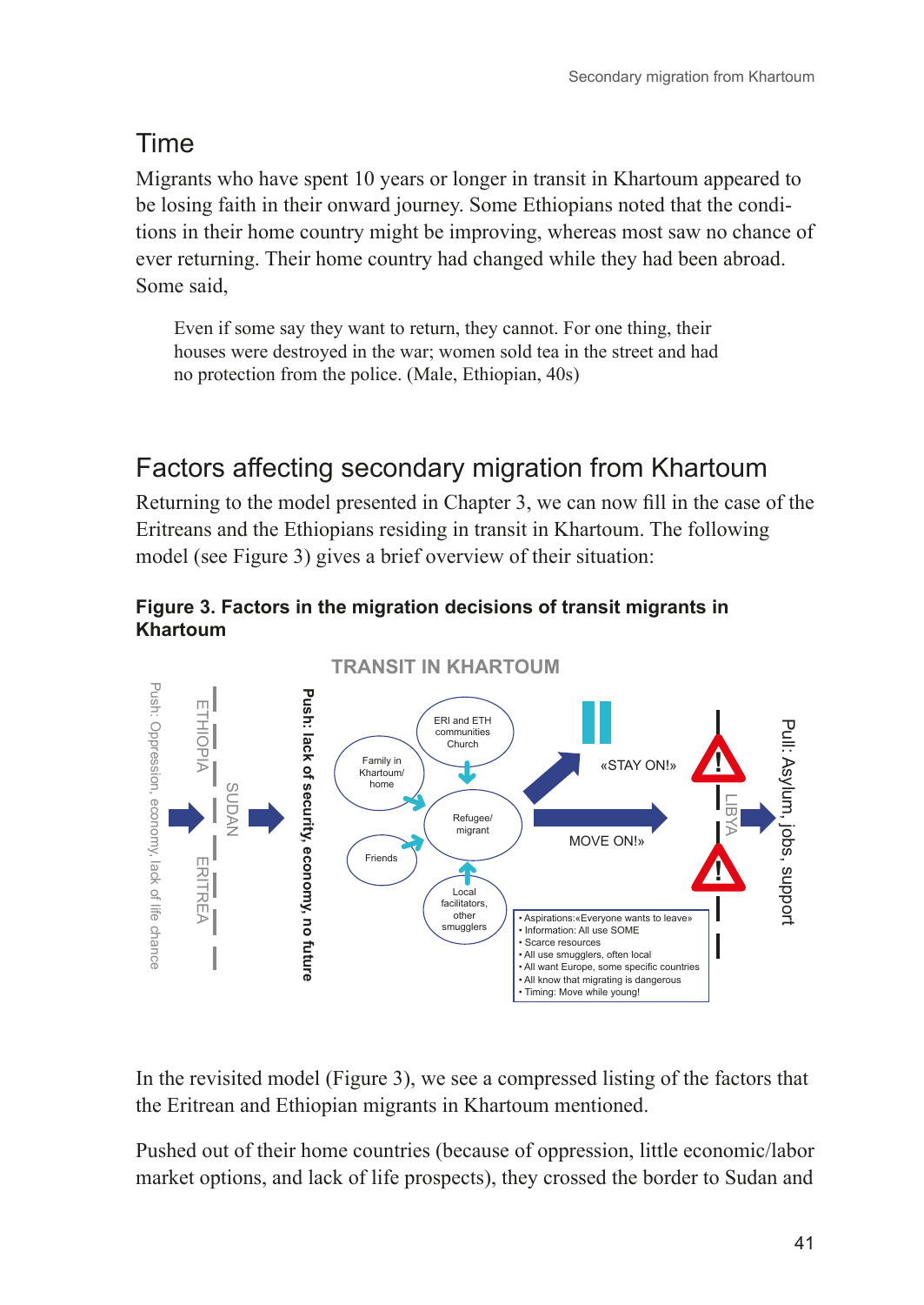## Time

Migrants who have spent 10 years or longer in transit in Khartoum appeared to be losing faith in their onward journey. Some Ethiopians noted that the conditions in their home country might be improving, whereas most saw no chance of ever returning. Their home country had changed while they had been abroad. Some said,

> Even if some say they want to return, they cannot. For one thing, their houses were destroyed in the war; women sold tea in the street and had no protection from the police. (Male, Ethiopian, 40s)

## Factors affecting secondary migration from Khartoum

Returning to the model presented in Chapter 3, we can now fill in the case of the Eritreans and the Ethiopians residing in transit in Khartoum. The following model (see Figure 3) gives a brief overview of their situation:

**Figure 3. Factors in the migration decisions of transit migrants in Khartoum**

TRANSIT IN KHARTOUM

Push: Oppression, economy, lack of life chance

ETHIOPIA

ERITREA

SUDAN

Push: lack of security, economy, no future

Family in Khartoum/ home

ERI and ETH communities Church

Friends

Refugee/ migrant

Local facilitators, other smugglers

«STAY ON!»

MOVE ON!»

LIBYA

Pull: Asylum, jobs, support

- Aspirations:«Everyone wants to leave»
- Information: All use SOME
- Scarce resources
- All use smugglers, often local
- All want Europe, some specific countries
- All know that migrating is dangerous
- Timing: Move while young!

In the revisited model (Figure 3), we see a compressed listing of the factors that the Eritrean and Ethiopian migrants in Khartoum mentioned.

Pushed out of their home countries (because of oppression, little economic/labor market options, and lack of life prospects), they crossed the border to Sudan and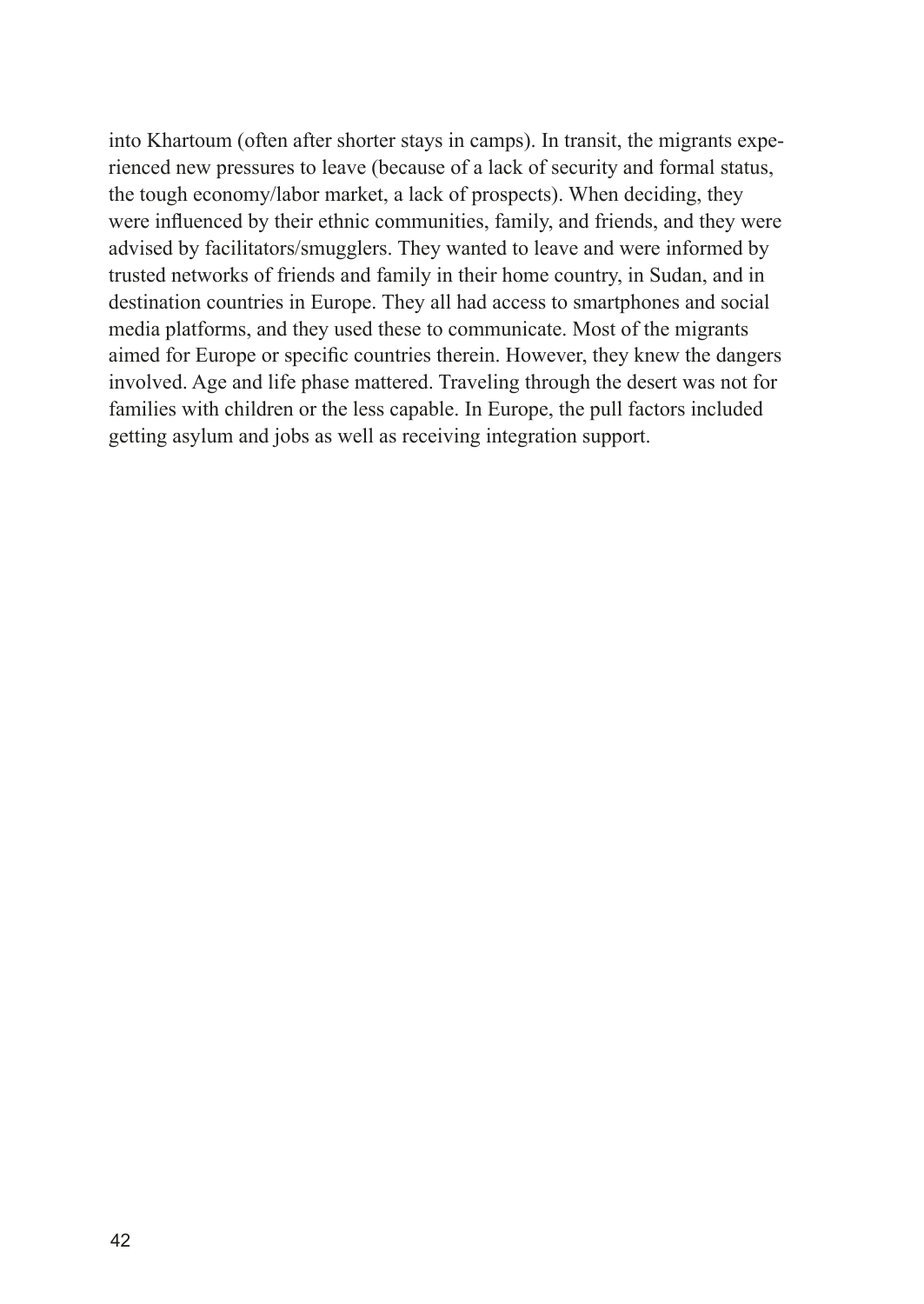into Khartoum (often after shorter stays in camps). In transit, the migrants experienced new pressures to leave (because of a lack of security and formal status, the tough economy/labor market, a lack of prospects). When deciding, they were influenced by their ethnic communities, family, and friends, and they were advised by facilitators/smugglers. They wanted to leave and were informed by trusted networks of friends and family in their home country, in Sudan, and in destination countries in Europe. They all had access to smartphones and social media platforms, and they used these to communicate. Most of the migrants aimed for Europe or specific countries therein. However, they knew the dangers involved. Age and life phase mattered. Traveling through the desert was not for families with children or the less capable. In Europe, the pull factors included getting asylum and jobs as well as receiving integration support.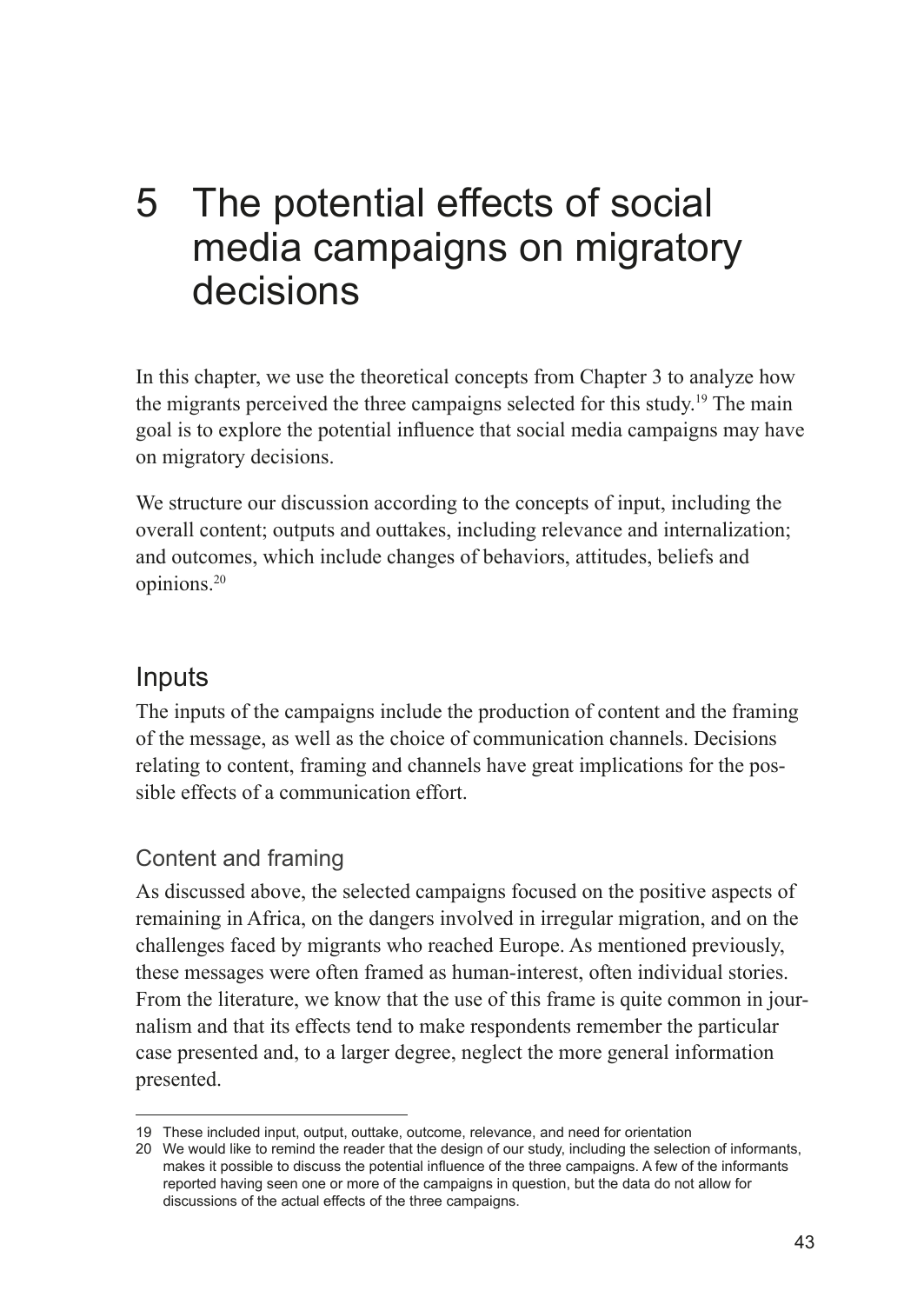# 5 The potential effects of social media campaigns on migratory decisions

In this chapter, we use the theoretical concepts from Chapter 3 to analyze how the migrants perceived the three campaigns selected for this study.[19] The main goal is to explore the potential influence that social media campaigns may have on migratory decisions.

We structure our discussion according to the concepts of input, including the overall content; outputs and outtakes, including relevance and internalization; and outcomes, which include changes of behaviors, attitudes, beliefs and opinions.[20]

## Inputs

The inputs of the campaigns include the production of content and the framing of the message, as well as the choice of communication channels. Decisions relating to content, framing and channels have great implications for the possible effects of a communication effort.

### Content and framing

As discussed above, the selected campaigns focused on the positive aspects of remaining in Africa, on the dangers involved in irregular migration, and on the challenges faced by migrants who reached Europe. As mentioned previously, these messages were often framed as human-interest, often individual stories. From the literature, we know that the use of this frame is quite common in journalism and that its effects tend to make respondents remember the particular case presented and, to a larger degree, neglect the more general information presented.

---

19 These included input, output, outtake, outcome, relevance, and need for orientation

20 We would like to remind the reader that the design of our study, including the selection of informants, makes it possible to discuss the potential influence of the three campaigns. A few of the informants reported having seen one or more of the campaigns in question, but the data do not allow for discussions of the actual effects of the three campaigns.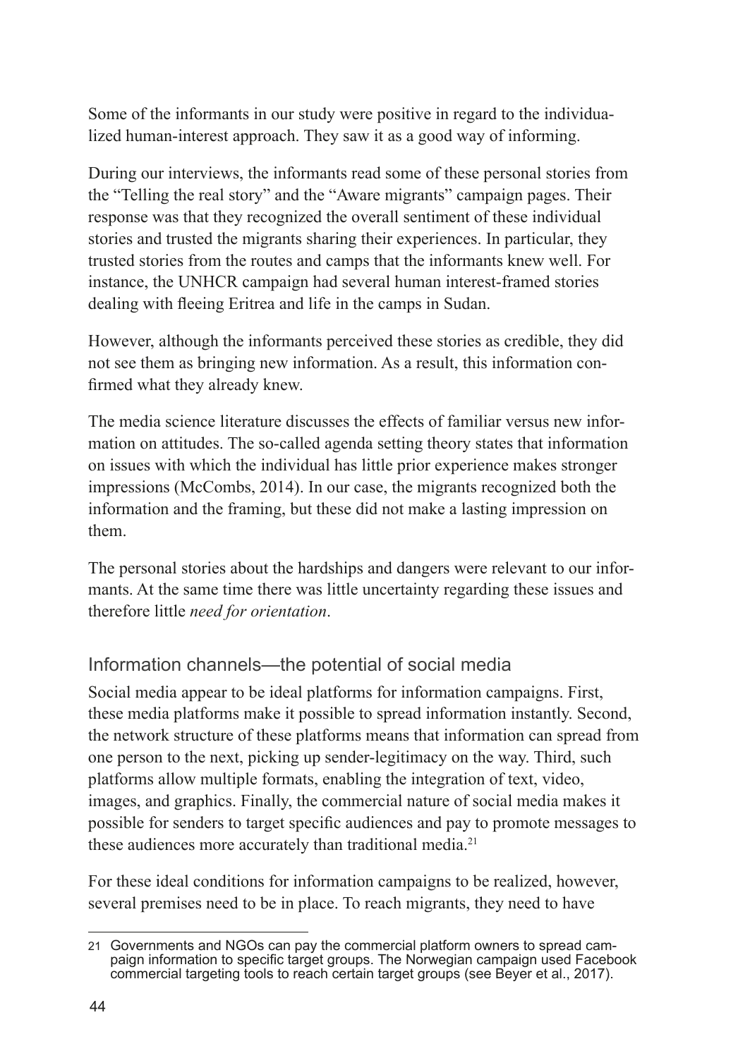Some of the informants in our study were positive in regard to the individualized human-interest approach. They saw it as a good way of informing.

During our interviews, the informants read some of these personal stories from the "Telling the real story" and the "Aware migrants" campaign pages. Their response was that they recognized the overall sentiment of these individual stories and trusted the migrants sharing their experiences. In particular, they trusted stories from the routes and camps that the informants knew well. For instance, the UNHCR campaign had several human interest-framed stories dealing with fleeing Eritrea and life in the camps in Sudan.

However, although the informants perceived these stories as credible, they did not see them as bringing new information. As a result, this information confirmed what they already knew.

The media science literature discusses the effects of familiar versus new information on attitudes. The so-called agenda setting theory states that information on issues with which the individual has little prior experience makes stronger impressions (McCombs, 2014). In our case, the migrants recognized both the information and the framing, but these did not make a lasting impression on them.

The personal stories about the hardships and dangers were relevant to our informants. At the same time there was little uncertainty regarding these issues and therefore little *need for orientation*.

## Information channels—the potential of social media

Social media appear to be ideal platforms for information campaigns. First, these media platforms make it possible to spread information instantly. Second, the network structure of these platforms means that information can spread from one person to the next, picking up sender-legitimacy on the way. Third, such platforms allow multiple formats, enabling the integration of text, video, images, and graphics. Finally, the commercial nature of social media makes it possible for senders to target specific audiences and pay to promote messages to these audiences more accurately than traditional media.[21]

For these ideal conditions for information campaigns to be realized, however, several premises need to be in place. To reach migrants, they need to have

---

21 Governments and NGOs can pay the commercial platform owners to spread campaign information to specific target groups. The Norwegian campaign used Facebook commercial targeting tools to reach certain target groups (see Beyer et al., 2017).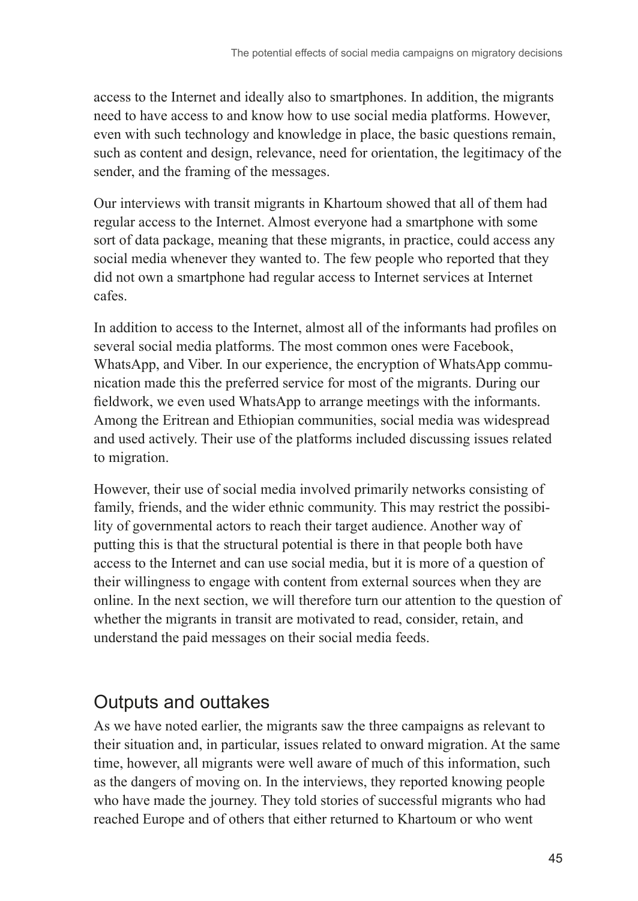access to the Internet and ideally also to smartphones. In addition, the migrants need to have access to and know how to use social media platforms. However, even with such technology and knowledge in place, the basic questions remain, such as content and design, relevance, need for orientation, the legitimacy of the sender, and the framing of the messages.

Our interviews with transit migrants in Khartoum showed that all of them had regular access to the Internet. Almost everyone had a smartphone with some sort of data package, meaning that these migrants, in practice, could access any social media whenever they wanted to. The few people who reported that they did not own a smartphone had regular access to Internet services at Internet cafes.

In addition to access to the Internet, almost all of the informants had profiles on several social media platforms. The most common ones were Facebook, WhatsApp, and Viber. In our experience, the encryption of WhatsApp communication made this the preferred service for most of the migrants. During our fieldwork, we even used WhatsApp to arrange meetings with the informants. Among the Eritrean and Ethiopian communities, social media was widespread and used actively. Their use of the platforms included discussing issues related to migration.

However, their use of social media involved primarily networks consisting of family, friends, and the wider ethnic community. This may restrict the possibility of governmental actors to reach their target audience. Another way of putting this is that the structural potential is there in that people both have access to the Internet and can use social media, but it is more of a question of their willingness to engage with content from external sources when they are online. In the next section, we will therefore turn our attention to the question of whether the migrants in transit are motivated to read, consider, retain, and understand the paid messages on their social media feeds.

## Outputs and outtakes

As we have noted earlier, the migrants saw the three campaigns as relevant to their situation and, in particular, issues related to onward migration. At the same time, however, all migrants were well aware of much of this information, such as the dangers of moving on. In the interviews, they reported knowing people who have made the journey. They told stories of successful migrants who had reached Europe and of others that either returned to Khartoum or who went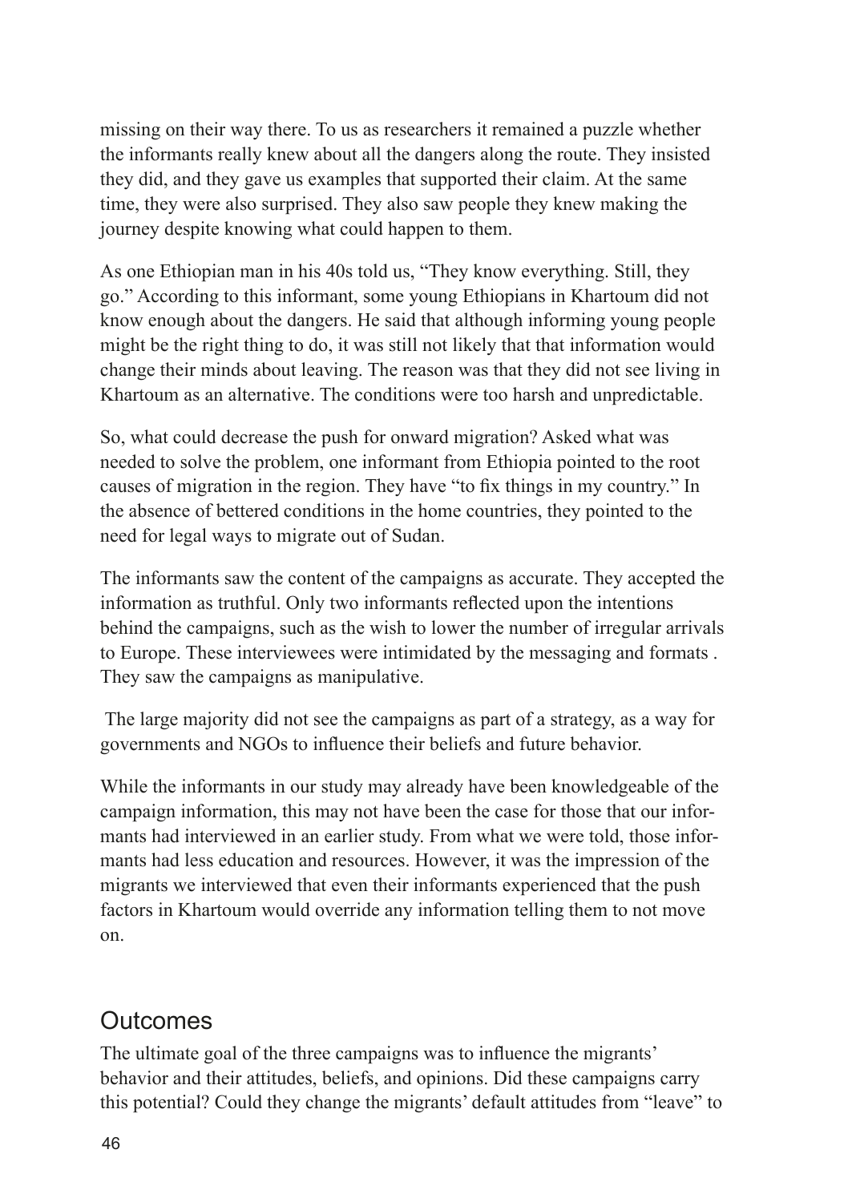missing on their way there. To us as researchers it remained a puzzle whether the informants really knew about all the dangers along the route. They insisted they did, and they gave us examples that supported their claim. At the same time, they were also surprised. They also saw people they knew making the journey despite knowing what could happen to them.

As one Ethiopian man in his 40s told us, "They know everything. Still, they go." According to this informant, some young Ethiopians in Khartoum did not know enough about the dangers. He said that although informing young people might be the right thing to do, it was still not likely that that information would change their minds about leaving. The reason was that they did not see living in Khartoum as an alternative. The conditions were too harsh and unpredictable.

So, what could decrease the push for onward migration? Asked what was needed to solve the problem, one informant from Ethiopia pointed to the root causes of migration in the region. They have "to fix things in my country." In the absence of bettered conditions in the home countries, they pointed to the need for legal ways to migrate out of Sudan.

The informants saw the content of the campaigns as accurate. They accepted the information as truthful. Only two informants reflected upon the intentions behind the campaigns, such as the wish to lower the number of irregular arrivals to Europe. These interviewees were intimidated by the messaging and formats . They saw the campaigns as manipulative.

The large majority did not see the campaigns as part of a strategy, as a way for governments and NGOs to influence their beliefs and future behavior.

While the informants in our study may already have been knowledgeable of the campaign information, this may not have been the case for those that our informants had interviewed in an earlier study. From what we were told, those informants had less education and resources. However, it was the impression of the migrants we interviewed that even their informants experienced that the push factors in Khartoum would override any information telling them to not move on.

## Outcomes

The ultimate goal of the three campaigns was to influence the migrants' behavior and their attitudes, beliefs, and opinions. Did these campaigns carry this potential? Could they change the migrants' default attitudes from "leave" to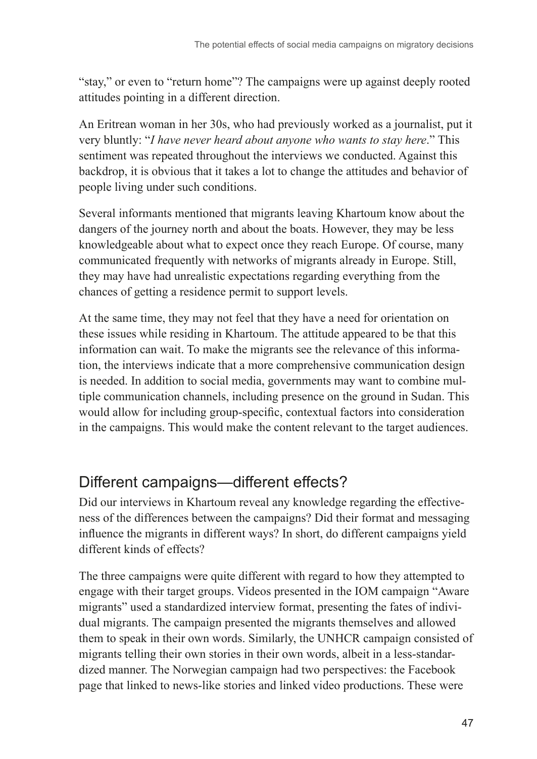"stay," or even to "return home"? The campaigns were up against deeply rooted attitudes pointing in a different direction.

An Eritrean woman in her 30s, who had previously worked as a journalist, put it very bluntly: "*I have never heard about anyone who wants to stay here*." This sentiment was repeated throughout the interviews we conducted. Against this backdrop, it is obvious that it takes a lot to change the attitudes and behavior of people living under such conditions.

Several informants mentioned that migrants leaving Khartoum know about the dangers of the journey north and about the boats. However, they may be less knowledgeable about what to expect once they reach Europe. Of course, many communicated frequently with networks of migrants already in Europe. Still, they may have had unrealistic expectations regarding everything from the chances of getting a residence permit to support levels.

At the same time, they may not feel that they have a need for orientation on these issues while residing in Khartoum. The attitude appeared to be that this information can wait. To make the migrants see the relevance of this information, the interviews indicate that a more comprehensive communication design is needed. In addition to social media, governments may want to combine multiple communication channels, including presence on the ground in Sudan. This would allow for including group-specific, contextual factors into consideration in the campaigns. This would make the content relevant to the target audiences.

## Different campaigns—different effects?

Did our interviews in Khartoum reveal any knowledge regarding the effectiveness of the differences between the campaigns? Did their format and messaging influence the migrants in different ways? In short, do different campaigns yield different kinds of effects?

The three campaigns were quite different with regard to how they attempted to engage with their target groups. Videos presented in the IOM campaign "Aware migrants" used a standardized interview format, presenting the fates of individual migrants. The campaign presented the migrants themselves and allowed them to speak in their own words. Similarly, the UNHCR campaign consisted of migrants telling their own stories in their own words, albeit in a less-standardized manner. The Norwegian campaign had two perspectives: the Facebook page that linked to news-like stories and linked video productions. These were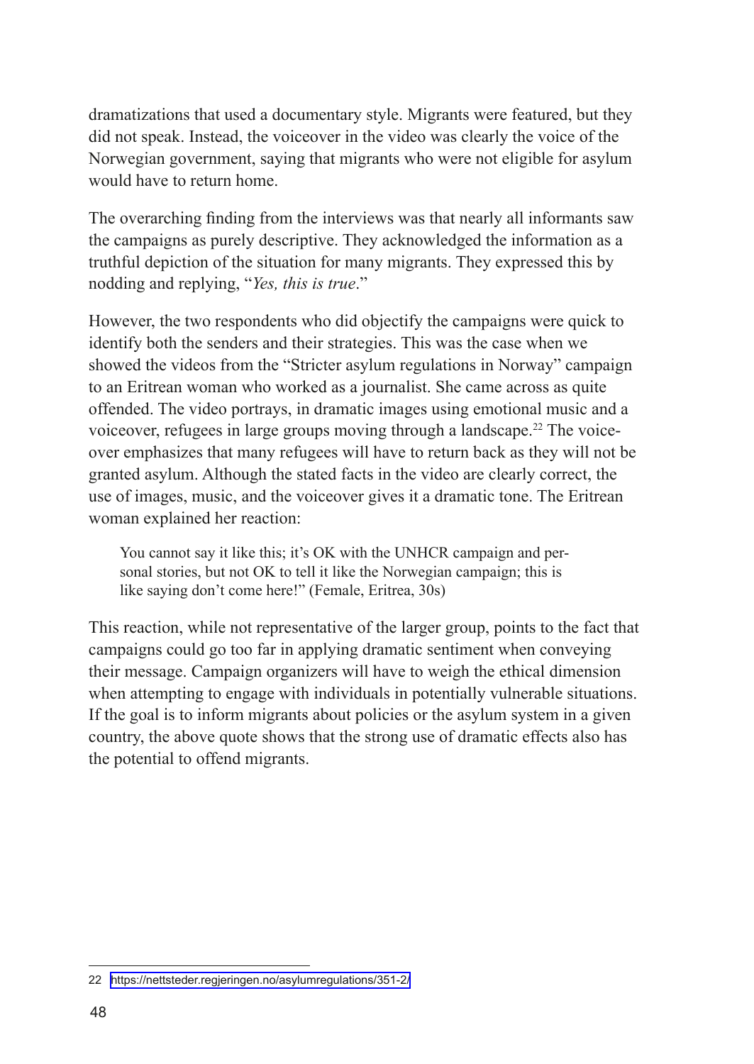dramatizations that used a documentary style. Migrants were featured, but they did not speak. Instead, the voiceover in the video was clearly the voice of the Norwegian government, saying that migrants who were not eligible for asylum would have to return home.

The overarching finding from the interviews was that nearly all informants saw the campaigns as purely descriptive. They acknowledged the information as a truthful depiction of the situation for many migrants. They expressed this by nodding and replying, "*Yes, this is true*."

However, the two respondents who did objectify the campaigns were quick to identify both the senders and their strategies. This was the case when we showed the videos from the "Stricter asylum regulations in Norway" campaign to an Eritrean woman who worked as a journalist. She came across as quite offended. The video portrays, in dramatic images using emotional music and a voiceover, refugees in large groups moving through a landscape.[22] The voice-over emphasizes that many refugees will have to return back as they will not be granted asylum. Although the stated facts in the video are clearly correct, the use of images, music, and the voiceover gives it a dramatic tone. The Eritrean woman explained her reaction:

> You cannot say it like this; it's OK with the UNHCR campaign and personal stories, but not OK to tell it like the Norwegian campaign; this is like saying don't come here!" (Female, Eritrea, 30s)

This reaction, while not representative of the larger group, points to the fact that campaigns could go too far in applying dramatic sentiment when conveying their message. Campaign organizers will have to weigh the ethical dimension when attempting to engage with individuals in potentially vulnerable situations. If the goal is to inform migrants about policies or the asylum system in a given country, the above quote shows that the strong use of dramatic effects also has the potential to offend migrants.

22 https://nettsteder.regjeringen.no/asylumregulations/351-2/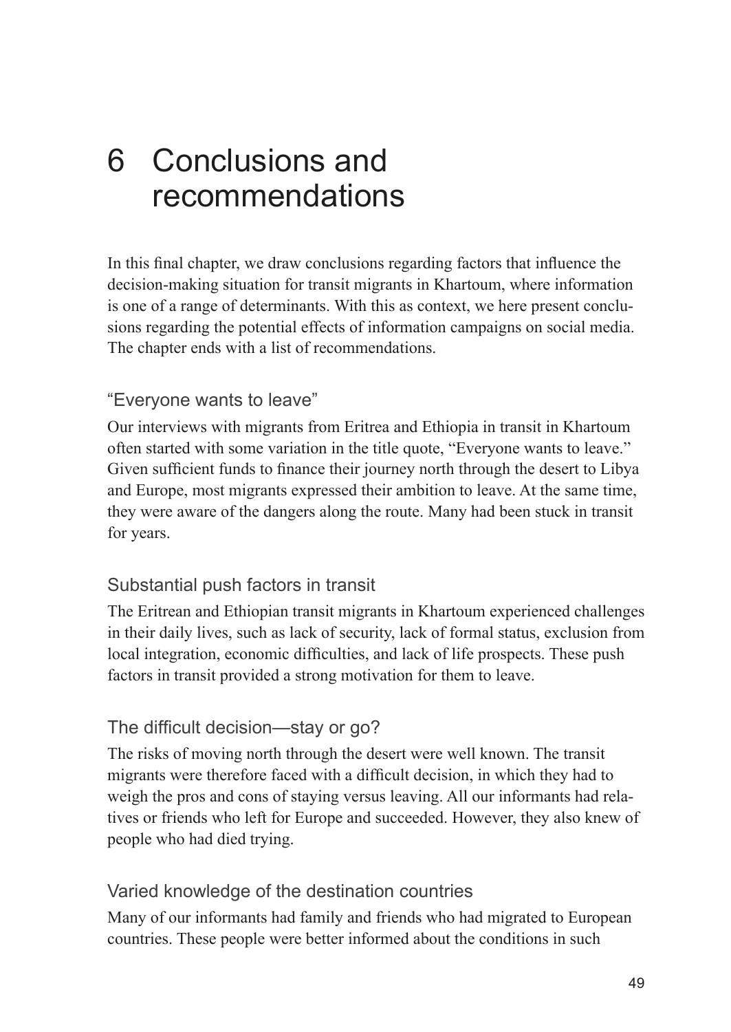# 6 Conclusions and recommendations

In this final chapter, we draw conclusions regarding factors that influence the decision-making situation for transit migrants in Khartoum, where information is one of a range of determinants. With this as context, we here present conclusions regarding the potential effects of information campaigns on social media. The chapter ends with a list of recommendations.

## "Everyone wants to leave"

Our interviews with migrants from Eritrea and Ethiopia in transit in Khartoum often started with some variation in the title quote, "Everyone wants to leave." Given sufficient funds to finance their journey north through the desert to Libya and Europe, most migrants expressed their ambition to leave. At the same time, they were aware of the dangers along the route. Many had been stuck in transit for years.

## Substantial push factors in transit

The Eritrean and Ethiopian transit migrants in Khartoum experienced challenges in their daily lives, such as lack of security, lack of formal status, exclusion from local integration, economic difficulties, and lack of life prospects. These push factors in transit provided a strong motivation for them to leave.

## The difficult decision—stay or go?

The risks of moving north through the desert were well known. The transit migrants were therefore faced with a difficult decision, in which they had to weigh the pros and cons of staying versus leaving. All our informants had relatives or friends who left for Europe and succeeded. However, they also knew of people who had died trying.

## Varied knowledge of the destination countries

Many of our informants had family and friends who had migrated to European countries. These people were better informed about the conditions in such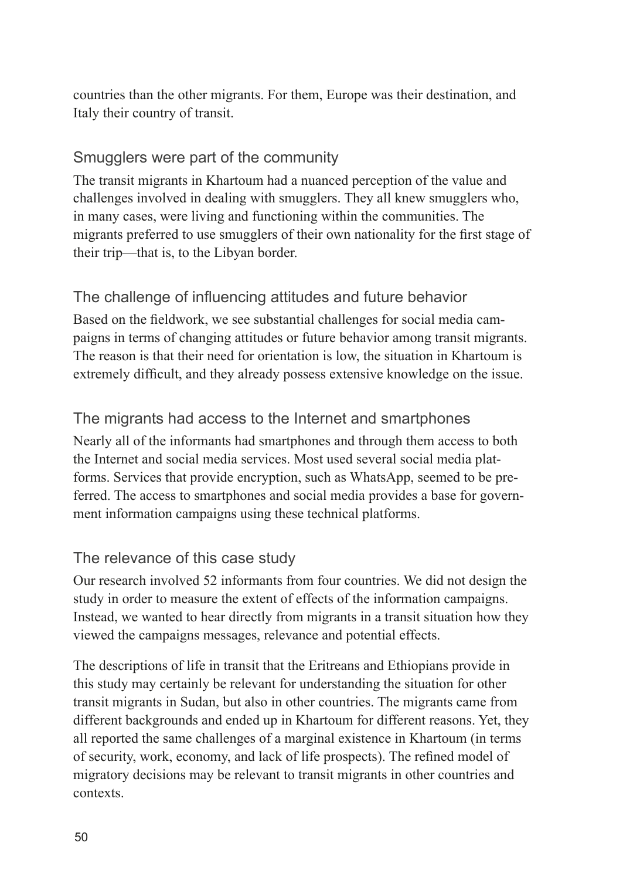countries than the other migrants. For them, Europe was their destination, and Italy their country of transit.

## Smugglers were part of the community

The transit migrants in Khartoum had a nuanced perception of the value and challenges involved in dealing with smugglers. They all knew smugglers who, in many cases, were living and functioning within the communities. The migrants preferred to use smugglers of their own nationality for the first stage of their trip—that is, to the Libyan border.

## The challenge of influencing attitudes and future behavior

Based on the fieldwork, we see substantial challenges for social media campaigns in terms of changing attitudes or future behavior among transit migrants. The reason is that their need for orientation is low, the situation in Khartoum is extremely difficult, and they already possess extensive knowledge on the issue.

## The migrants had access to the Internet and smartphones

Nearly all of the informants had smartphones and through them access to both the Internet and social media services. Most used several social media platforms. Services that provide encryption, such as WhatsApp, seemed to be preferred. The access to smartphones and social media provides a base for government information campaigns using these technical platforms.

## The relevance of this case study

Our research involved 52 informants from four countries. We did not design the study in order to measure the extent of effects of the information campaigns. Instead, we wanted to hear directly from migrants in a transit situation how they viewed the campaigns messages, relevance and potential effects.

The descriptions of life in transit that the Eritreans and Ethiopians provide in this study may certainly be relevant for understanding the situation for other transit migrants in Sudan, but also in other countries. The migrants came from different backgrounds and ended up in Khartoum for different reasons. Yet, they all reported the same challenges of a marginal existence in Khartoum (in terms of security, work, economy, and lack of life prospects). The refined model of migratory decisions may be relevant to transit migrants in other countries and contexts.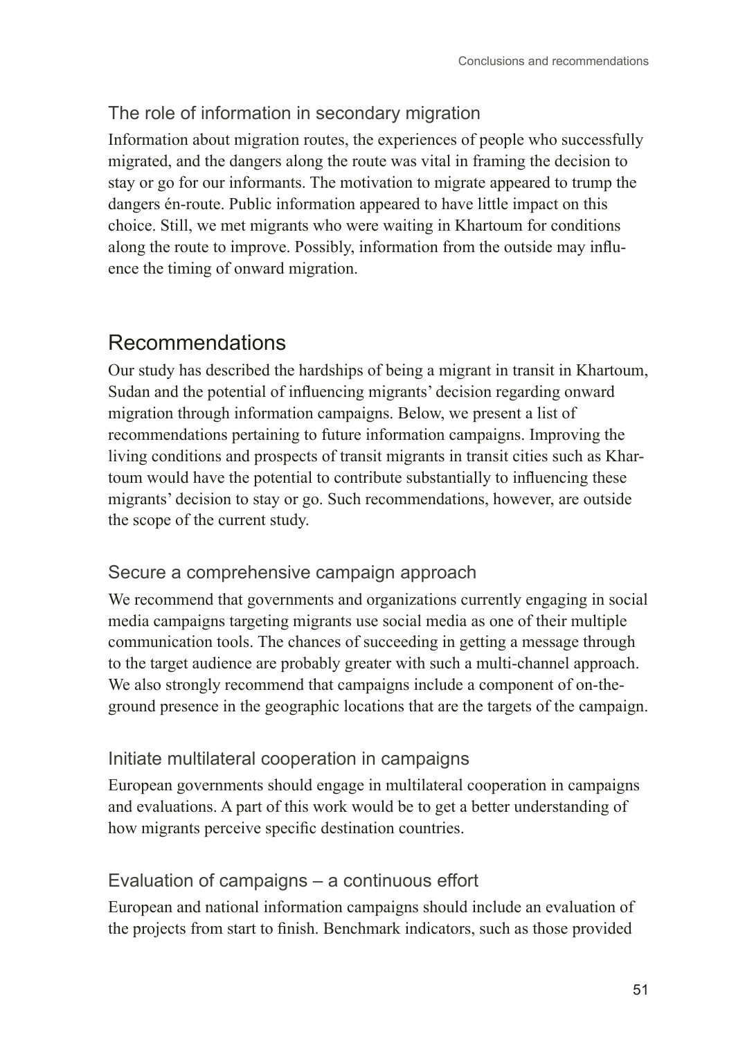### The role of information in secondary migration

Information about migration routes, the experiences of people who successfully migrated, and the dangers along the route was vital in framing the decision to stay or go for our informants. The motivation to migrate appeared to trump the dangers én-route. Public information appeared to have little impact on this choice. Still, we met migrants who were waiting in Khartoum for conditions along the route to improve. Possibly, information from the outside may influence the timing of onward migration.

## Recommendations

Our study has described the hardships of being a migrant in transit in Khartoum, Sudan and the potential of influencing migrants' decision regarding onward migration through information campaigns. Below, we present a list of recommendations pertaining to future information campaigns. Improving the living conditions and prospects of transit migrants in transit cities such as Khartoum would have the potential to contribute substantially to influencing these migrants' decision to stay or go. Such recommendations, however, are outside the scope of the current study.

### Secure a comprehensive campaign approach

We recommend that governments and organizations currently engaging in social media campaigns targeting migrants use social media as one of their multiple communication tools. The chances of succeeding in getting a message through to the target audience are probably greater with such a multi-channel approach. We also strongly recommend that campaigns include a component of on-the-ground presence in the geographic locations that are the targets of the campaign.

### Initiate multilateral cooperation in campaigns

European governments should engage in multilateral cooperation in campaigns and evaluations. A part of this work would be to get a better understanding of how migrants perceive specific destination countries.

### Evaluation of campaigns – a continuous effort

European and national information campaigns should include an evaluation of the projects from start to finish. Benchmark indicators, such as those provided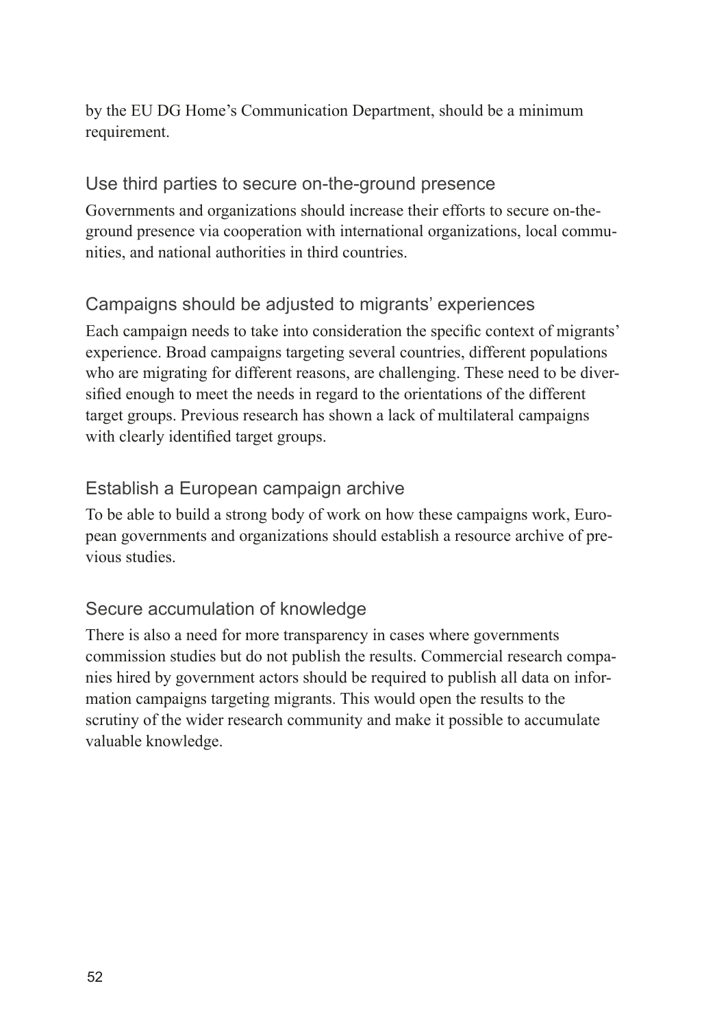by the EU DG Home's Communication Department, should be a minimum requirement.

### Use third parties to secure on-the-ground presence

Governments and organizations should increase their efforts to secure on-the-ground presence via cooperation with international organizations, local communities, and national authorities in third countries.

### Campaigns should be adjusted to migrants' experiences

Each campaign needs to take into consideration the specific context of migrants' experience. Broad campaigns targeting several countries, different populations who are migrating for different reasons, are challenging. These need to be diversified enough to meet the needs in regard to the orientations of the different target groups. Previous research has shown a lack of multilateral campaigns with clearly identified target groups.

### Establish a European campaign archive

To be able to build a strong body of work on how these campaigns work, European governments and organizations should establish a resource archive of previous studies.

### Secure accumulation of knowledge

There is also a need for more transparency in cases where governments commission studies but do not publish the results. Commercial research companies hired by government actors should be required to publish all data on information campaigns targeting migrants. This would open the results to the scrutiny of the wider research community and make it possible to accumulate valuable knowledge.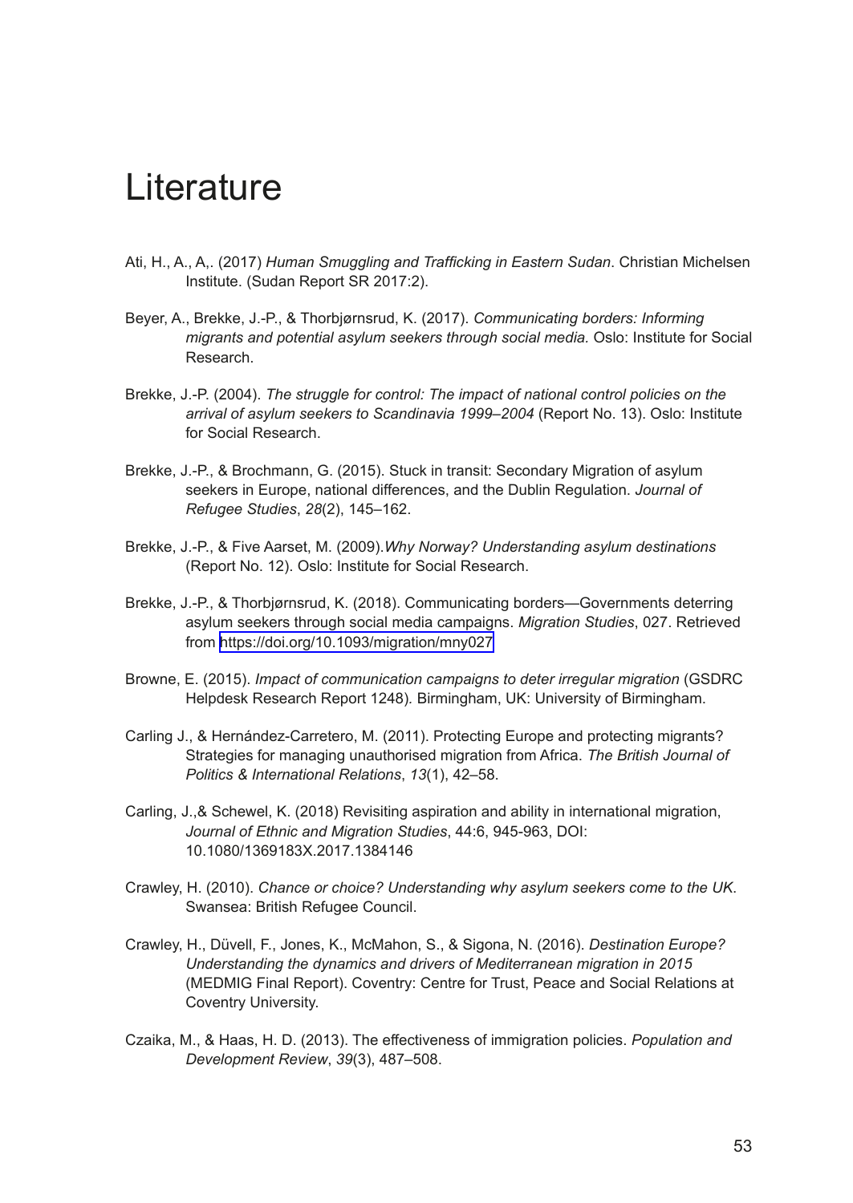# Literature

Ati, H., A., A,. (2017) *Human Smuggling and Trafficking in Eastern Sudan*. Christian Michelsen Institute. (Sudan Report SR 2017:2).

Beyer, A., Brekke, J.-P., & Thorbjørnsrud, K. (2017). *Communicating borders: Informing migrants and potential asylum seekers through social media.* Oslo: Institute for Social Research.

Brekke, J.-P. (2004). *The struggle for control: The impact of national control policies on the arrival of asylum seekers to Scandinavia 1999–2004* (Report No. 13). Oslo: Institute for Social Research.

Brekke, J.-P., & Brochmann, G. (2015). Stuck in transit: Secondary Migration of asylum seekers in Europe, national differences, and the Dublin Regulation. *Journal of Refugee Studies*, *28*(2), 145–162.

Brekke, J.-P., & Five Aarset, M. (2009).*Why Norway? Understanding asylum destinations* (Report No. 12). Oslo: Institute for Social Research.

Brekke, J.-P., & Thorbjørnsrud, K. (2018). Communicating borders—Governments deterring asylum seekers through social media campaigns. *Migration Studies*, 027. Retrieved from https://doi.org/10.1093/migration/mny027

Browne, E. (2015). *Impact of communication campaigns to deter irregular migration* (GSDRC Helpdesk Research Report 1248). Birmingham, UK: University of Birmingham.

Carling J., & Hernández-Carretero, M. (2011). Protecting Europe and protecting migrants? Strategies for managing unauthorised migration from Africa. *The British Journal of Politics & International Relations*, *13*(1), 42–58.

Carling, J.,& Schewel, K. (2018) Revisiting aspiration and ability in international migration, *Journal of Ethnic and Migration Studies*, 44:6, 945-963, DOI: 10.1080/1369183X.2017.1384146

Crawley, H. (2010). *Chance or choice? Understanding why asylum seekers come to the UK*. Swansea: British Refugee Council.

Crawley, H., Düvell, F., Jones, K., McMahon, S., & Sigona, N. (2016). *Destination Europe? Understanding the dynamics and drivers of Mediterranean migration in 2015* (MEDMIG Final Report). Coventry: Centre for Trust, Peace and Social Relations at Coventry University.

Czaika, M., & Haas, H. D. (2013). The effectiveness of immigration policies. *Population and Development Review*, *39*(3), 487–508.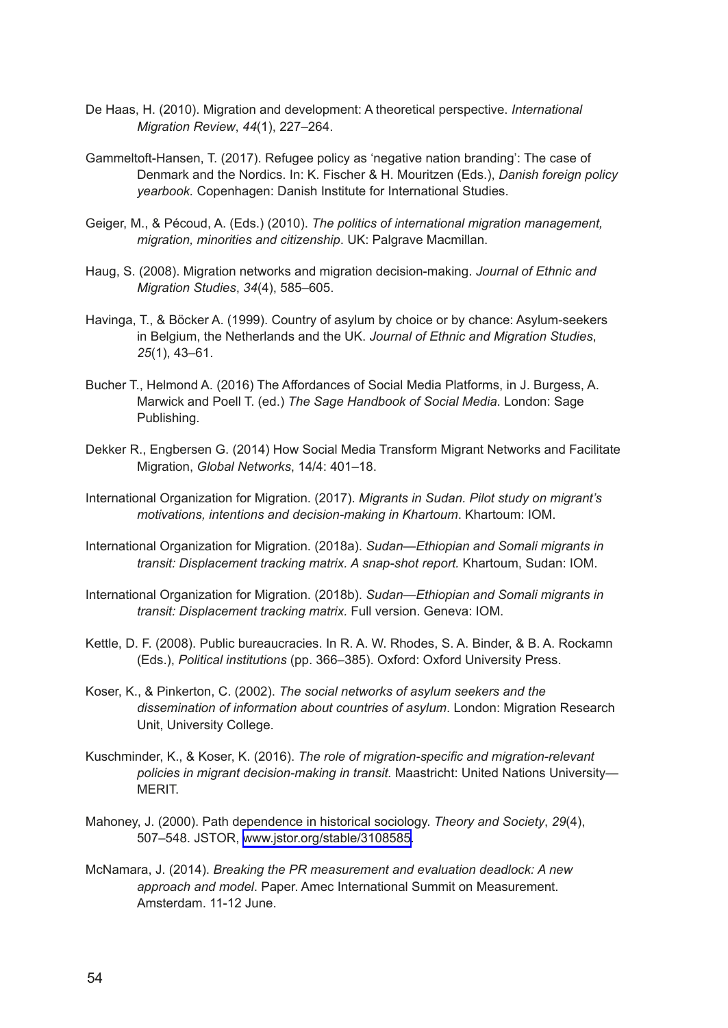De Haas, H. (2010). Migration and development: A theoretical perspective. *International Migration Review*, *44*(1), 227–264.

Gammeltoft-Hansen, T. (2017). Refugee policy as 'negative nation branding': The case of Denmark and the Nordics. In: K. Fischer & H. Mouritzen (Eds.), *Danish foreign policy yearbook.* Copenhagen: Danish Institute for International Studies.

Geiger, M., & Pécoud, A. (Eds.) (2010). *The politics of international migration management, migration, minorities and citizenship*. UK: Palgrave Macmillan.

Haug, S. (2008). Migration networks and migration decision-making. *Journal of Ethnic and Migration Studies*, *34*(4), 585–605.

Havinga, T., & Böcker A. (1999). Country of asylum by choice or by chance: Asylum-seekers in Belgium, the Netherlands and the UK. *Journal of Ethnic and Migration Studies*, *25*(1), 43–61.

Bucher T., Helmond A. (2016) The Affordances of Social Media Platforms, in J. Burgess, A. Marwick and Poell T. (ed.) *The Sage Handbook of Social Media*. London: Sage Publishing.

Dekker R., Engbersen G. (2014) How Social Media Transform Migrant Networks and Facilitate Migration, *Global Networks*, 14/4: 401–18.

International Organization for Migration. (2017). *Migrants in Sudan. Pilot study on migrant's motivations, intentions and decision-making in Khartoum*. Khartoum: IOM.

International Organization for Migration. (2018a). *Sudan—Ethiopian and Somali migrants in transit: Displacement tracking matrix. A snap-shot report.* Khartoum, Sudan: IOM.

International Organization for Migration. (2018b). *Sudan—Ethiopian and Somali migrants in transit: Displacement tracking matrix*. Full version. Geneva: IOM.

Kettle, D. F. (2008). Public bureaucracies. In R. A. W. Rhodes, S. A. Binder, & B. A. Rockamn (Eds.), *Political institutions* (pp. 366–385). Oxford: Oxford University Press.

Koser, K., & Pinkerton, C. (2002). *The social networks of asylum seekers and the dissemination of information about countries of asylum*. London: Migration Research Unit, University College.

Kuschminder, K., & Koser, K. (2016). *The role of migration-specific and migration-relevant policies in migrant decision-making in transit.* Maastricht: United Nations University—MERIT.

Mahoney, J. (2000). Path dependence in historical sociology. *Theory and Society*, *29*(4), 507–548. JSTOR, www.jstor.org/stable/3108585.

McNamara, J. (2014). *Breaking the PR measurement and evaluation deadlock: A new approach and model*. Paper. Amec International Summit on Measurement. Amsterdam. 11-12 June.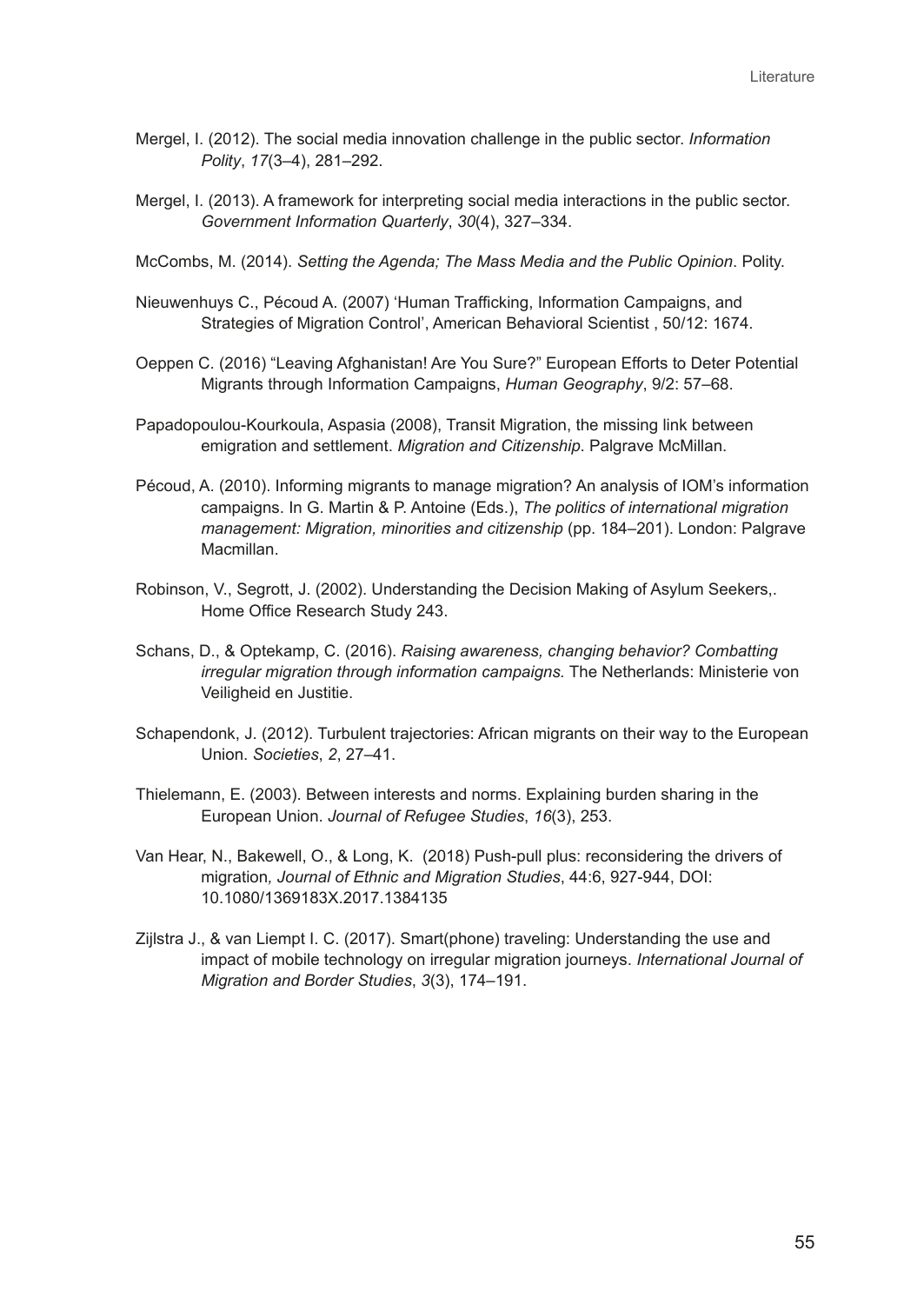Mergel, I. (2012). The social media innovation challenge in the public sector. *Information Polity*, *17*(3–4), 281–292.

Mergel, I. (2013). A framework for interpreting social media interactions in the public sector. *Government Information Quarterly*, *30*(4), 327–334.

McCombs, M. (2014). *Setting the Agenda; The Mass Media and the Public Opinion*. Polity.

Nieuwenhuys C., Pécoud A. (2007) 'Human Trafficking, Information Campaigns, and Strategies of Migration Control', American Behavioral Scientist , 50/12: 1674.

Oeppen C. (2016) "Leaving Afghanistan! Are You Sure?" European Efforts to Deter Potential Migrants through Information Campaigns, *Human Geography*, 9/2: 57–68.

Papadopoulou-Kourkoula, Aspasia (2008), Transit Migration, the missing link between emigration and settlement. *Migration and Citizenship*. Palgrave McMillan.

Pécoud, A. (2010). Informing migrants to manage migration? An analysis of IOM's information campaigns. In G. Martin & P. Antoine (Eds.), *The politics of international migration management: Migration, minorities and citizenship* (pp. 184–201). London: Palgrave Macmillan.

Robinson, V., Segrott, J. (2002). Understanding the Decision Making of Asylum Seekers,. Home Office Research Study 243.

Schans, D., & Optekamp, C. (2016). *Raising awareness, changing behavior? Combatting irregular migration through information campaigns.* The Netherlands: Ministerie von Veiligheid en Justitie.

Schapendonk, J. (2012). Turbulent trajectories: African migrants on their way to the European Union. *Societies*, *2*, 27–41.

Thielemann, E. (2003). Between interests and norms. Explaining burden sharing in the European Union. *Journal of Refugee Studies*, *16*(3), 253.

Van Hear, N., Bakewell, O., & Long, K. (2018) Push-pull plus: reconsidering the drivers of migration*, Journal of Ethnic and Migration Studies*, 44:6, 927-944, DOI: 10.1080/1369183X.2017.1384135

Zijlstra J., & van Liempt I. C. (2017). Smart(phone) traveling: Understanding the use and impact of mobile technology on irregular migration journeys. *International Journal of Migration and Border Studies*, *3*(3), 174–191.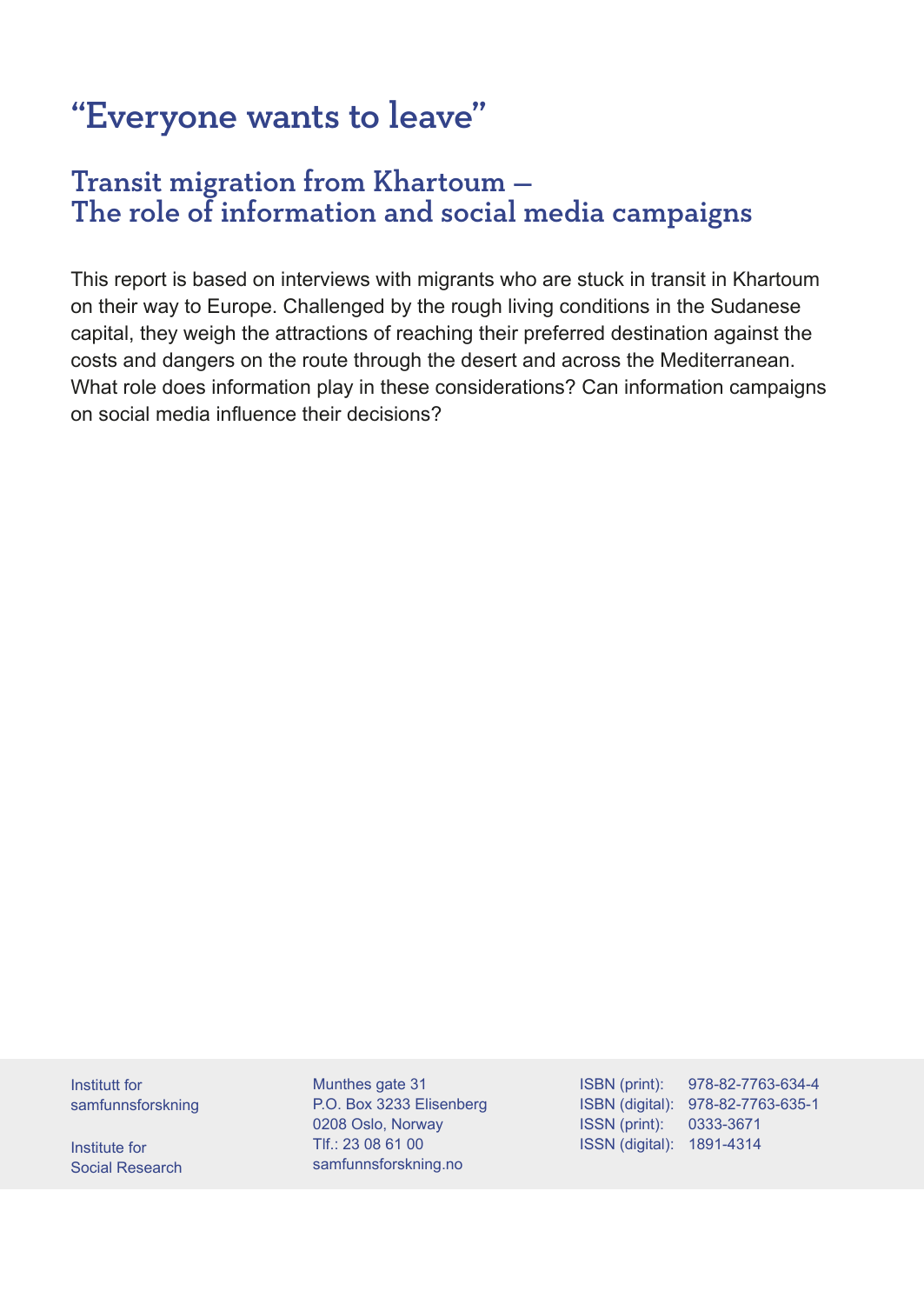# "Everyone wants to leave"

## Transit migration from Khartoum — The role of information and social media campaigns

This report is based on interviews with migrants who are stuck in transit in Khartoum on their way to Europe. Challenged by the rough living conditions in the Sudanese capital, they weigh the attractions of reaching their preferred destination against the costs and dangers on the route through the desert and across the Mediterranean. What role does information play in these considerations? Can information campaigns on social media influence their decisions?

Institutt for samfunnsforskning

Institute for Social Research

Munthes gate 31
P.O. Box 3233 Elisenberg
0208 Oslo, Norway
Tlf.: 23 08 61 00
samfunnsforskning.no

| | |
|---|---|
| ISBN (print): | 978-82-7763-634-4 |
| ISBN (digital): | 978-82-7763-635-1 |
| ISSN (print): | 0333-3671 |
| ISSN (digital): | 1891-4314 |